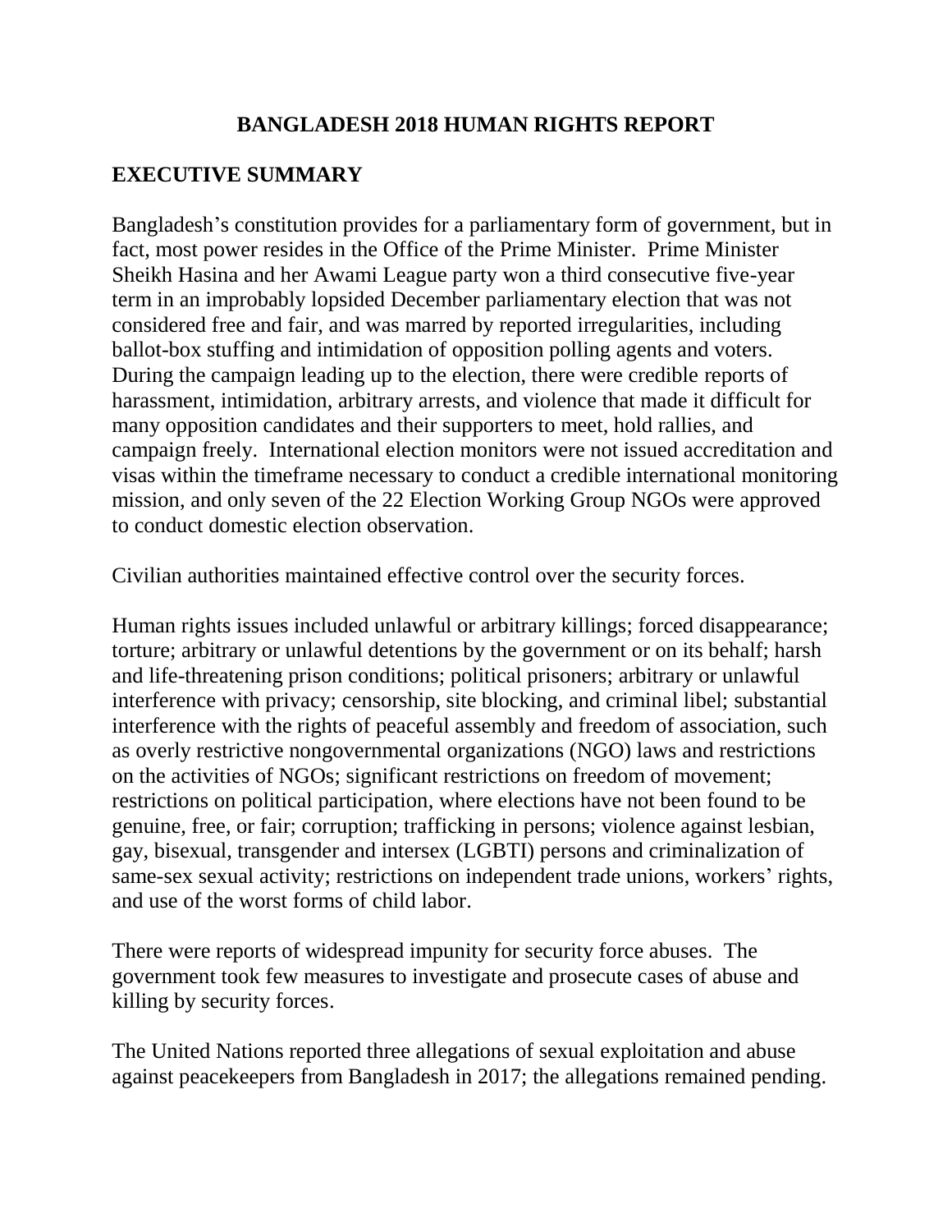# BANGLADESH 2018 HUMAN RIGHTS REPORT

## EXECUTIVE SUMMARY

Bangladesh's constitution provides for a parliamentary form of government, but in fact, most power resides in the Office of the Prime Minister. Prime Minister Sheikh Hasina and her Awami League party won a third consecutive five-year term in an improbably lopsided December parliamentary election that was not considered free and fair, and was marred by reported irregularities, including ballot-box stuffing and intimidation of opposition polling agents and voters. During the campaign leading up to the election, there were credible reports of harassment, intimidation, arbitrary arrests, and violence that made it difficult for many opposition candidates and their supporters to meet, hold rallies, and campaign freely. International election monitors were not issued accreditation and visas within the timeframe necessary to conduct a credible international monitoring mission, and only seven of the 22 Election Working Group NGOs were approved to conduct domestic election observation.

Civilian authorities maintained effective control over the security forces.

Human rights issues included unlawful or arbitrary killings; forced disappearance; torture; arbitrary or unlawful detentions by the government or on its behalf; harsh and life-threatening prison conditions; political prisoners; arbitrary or unlawful interference with privacy; censorship, site blocking, and criminal libel; substantial interference with the rights of peaceful assembly and freedom of association, such as overly restrictive nongovernmental organizations (NGO) laws and restrictions on the activities of NGOs; significant restrictions on freedom of movement; restrictions on political participation, where elections have not been found to be genuine, free, or fair; corruption; trafficking in persons; violence against lesbian, gay, bisexual, transgender and intersex (LGBTI) persons and criminalization of same-sex sexual activity; restrictions on independent trade unions, workers' rights, and use of the worst forms of child labor.

There were reports of widespread impunity for security force abuses. The government took few measures to investigate and prosecute cases of abuse and killing by security forces.

The United Nations reported three allegations of sexual exploitation and abuse against peacekeepers from Bangladesh in 2017; the allegations remained pending.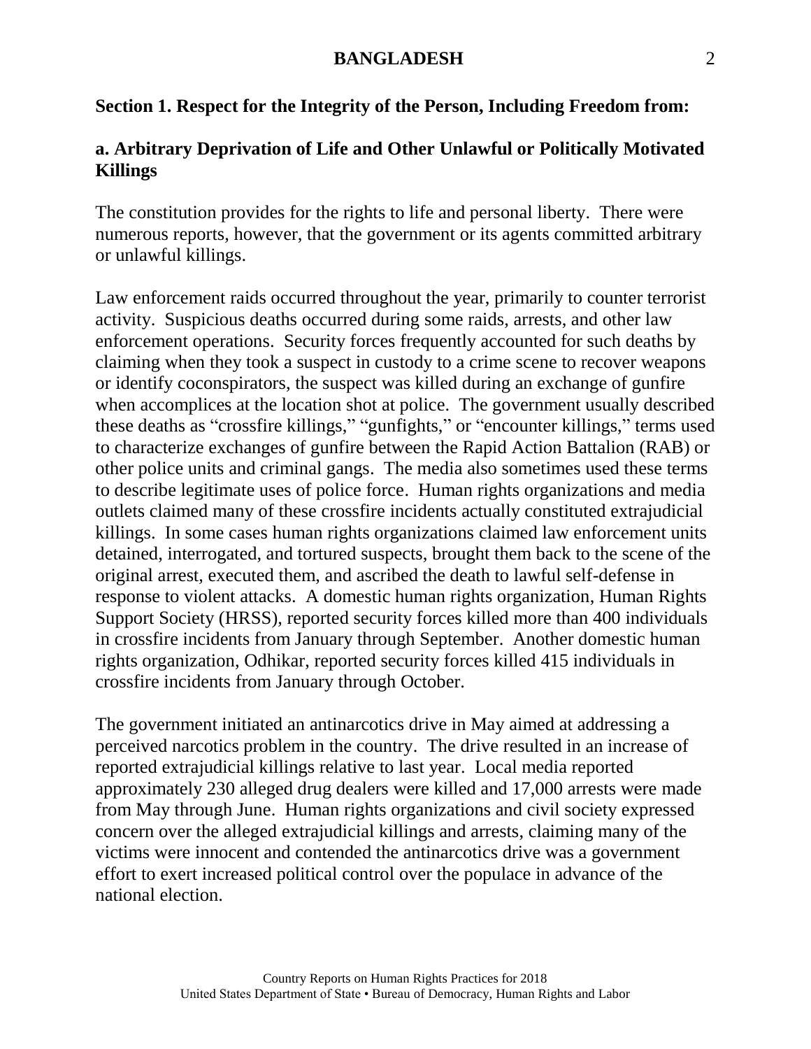## Section 1. Respect for the Integrity of the Person, Including Freedom from:

### a. Arbitrary Deprivation of Life and Other Unlawful or Politically Motivated Killings

The constitution provides for the rights to life and personal liberty. There were numerous reports, however, that the government or its agents committed arbitrary or unlawful killings.

Law enforcement raids occurred throughout the year, primarily to counter terrorist activity. Suspicious deaths occurred during some raids, arrests, and other law enforcement operations. Security forces frequently accounted for such deaths by claiming when they took a suspect in custody to a crime scene to recover weapons or identify coconspirators, the suspect was killed during an exchange of gunfire when accomplices at the location shot at police. The government usually described these deaths as "crossfire killings," "gunfights," or "encounter killings," terms used to characterize exchanges of gunfire between the Rapid Action Battalion (RAB) or other police units and criminal gangs. The media also sometimes used these terms to describe legitimate uses of police force. Human rights organizations and media outlets claimed many of these crossfire incidents actually constituted extrajudicial killings. In some cases human rights organizations claimed law enforcement units detained, interrogated, and tortured suspects, brought them back to the scene of the original arrest, executed them, and ascribed the death to lawful self-defense in response to violent attacks. A domestic human rights organization, Human Rights Support Society (HRSS), reported security forces killed more than 400 individuals in crossfire incidents from January through September. Another domestic human rights organization, Odhikar, reported security forces killed 415 individuals in crossfire incidents from January through October.

The government initiated an antinarcotics drive in May aimed at addressing a perceived narcotics problem in the country. The drive resulted in an increase of reported extrajudicial killings relative to last year. Local media reported approximately 230 alleged drug dealers were killed and 17,000 arrests were made from May through June. Human rights organizations and civil society expressed concern over the alleged extrajudicial killings and arrests, claiming many of the victims were innocent and contended the antinarcotics drive was a government effort to exert increased political control over the populace in advance of the national election.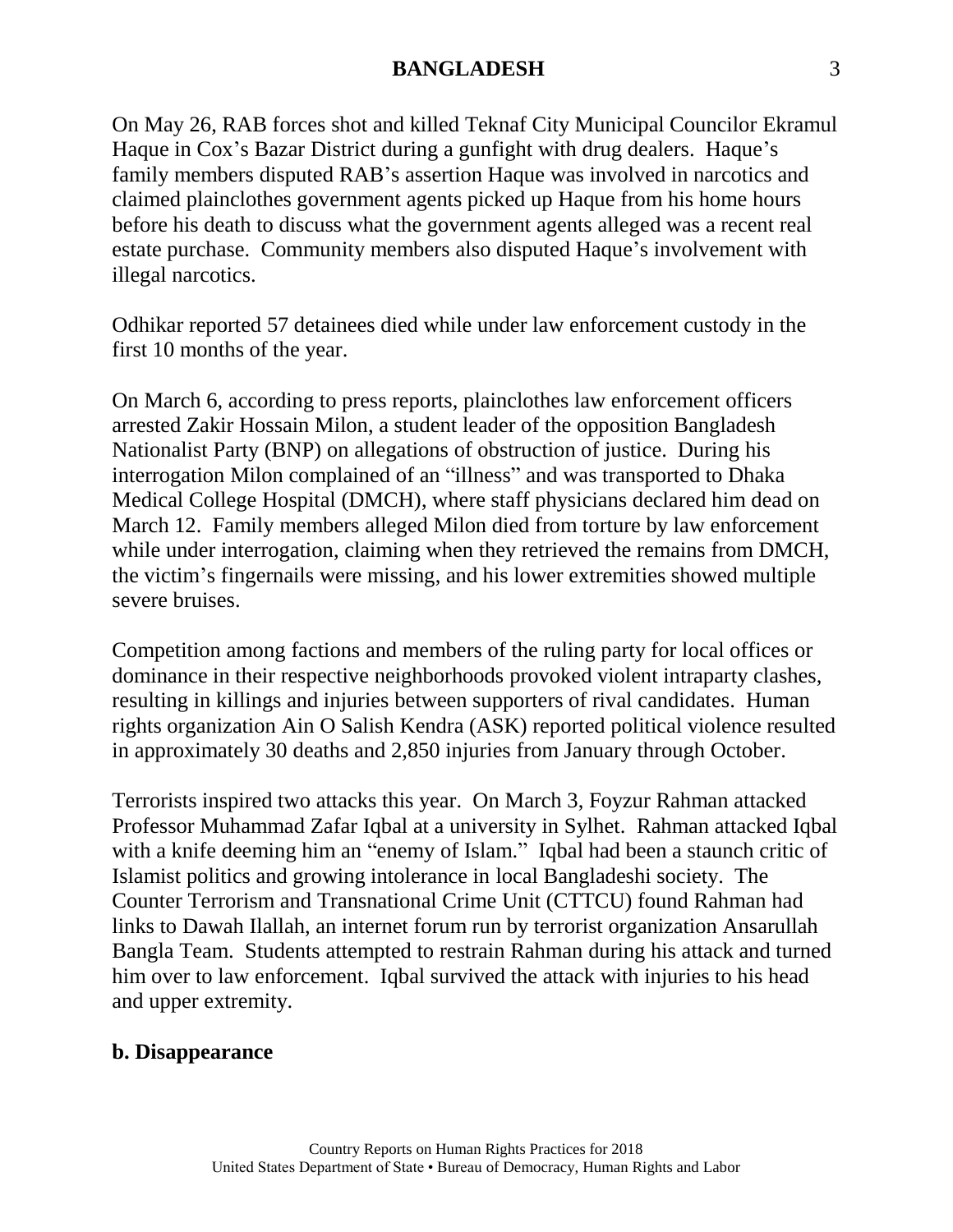On May 26, RAB forces shot and killed Teknaf City Municipal Councilor Ekramul Haque in Cox's Bazar District during a gunfight with drug dealers. Haque's family members disputed RAB's assertion Haque was involved in narcotics and claimed plainclothes government agents picked up Haque from his home hours before his death to discuss what the government agents alleged was a recent real estate purchase. Community members also disputed Haque's involvement with illegal narcotics.

Odhikar reported 57 detainees died while under law enforcement custody in the first 10 months of the year.

On March 6, according to press reports, plainclothes law enforcement officers arrested Zakir Hossain Milon, a student leader of the opposition Bangladesh Nationalist Party (BNP) on allegations of obstruction of justice. During his interrogation Milon complained of an "illness" and was transported to Dhaka Medical College Hospital (DMCH), where staff physicians declared him dead on March 12. Family members alleged Milon died from torture by law enforcement while under interrogation, claiming when they retrieved the remains from DMCH, the victim's fingernails were missing, and his lower extremities showed multiple severe bruises.

Competition among factions and members of the ruling party for local offices or dominance in their respective neighborhoods provoked violent intraparty clashes, resulting in killings and injuries between supporters of rival candidates. Human rights organization Ain O Salish Kendra (ASK) reported political violence resulted in approximately 30 deaths and 2,850 injuries from January through October.

Terrorists inspired two attacks this year. On March 3, Foyzur Rahman attacked Professor Muhammad Zafar Iqbal at a university in Sylhet. Rahman attacked Iqbal with a knife deeming him an "enemy of Islam." Iqbal had been a staunch critic of Islamist politics and growing intolerance in local Bangladeshi society. The Counter Terrorism and Transnational Crime Unit (CTTCU) found Rahman had links to Dawah Ilallah, an internet forum run by terrorist organization Ansarullah Bangla Team. Students attempted to restrain Rahman during his attack and turned him over to law enforcement. Iqbal survived the attack with injuries to his head and upper extremity.

## b. Disappearance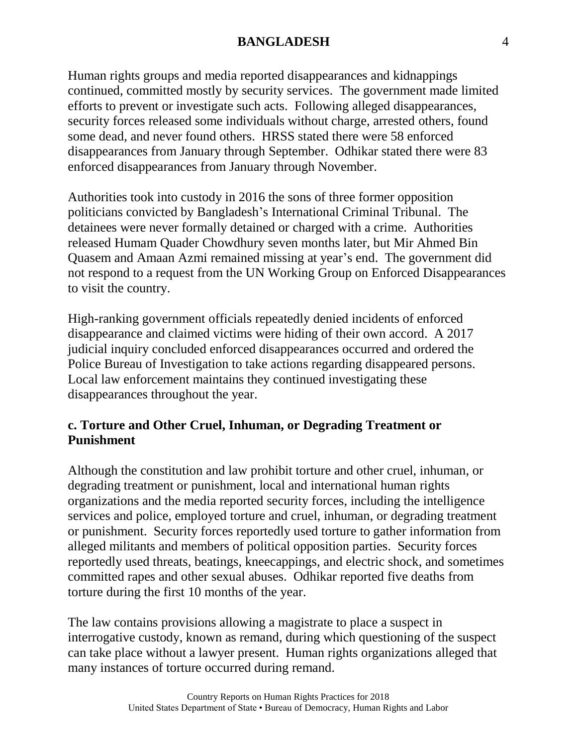Human rights groups and media reported disappearances and kidnappings continued, committed mostly by security services. The government made limited efforts to prevent or investigate such acts. Following alleged disappearances, security forces released some individuals without charge, arrested others, found some dead, and never found others. HRSS stated there were 58 enforced disappearances from January through September. Odhikar stated there were 83 enforced disappearances from January through November.

Authorities took into custody in 2016 the sons of three former opposition politicians convicted by Bangladesh's International Criminal Tribunal. The detainees were never formally detained or charged with a crime. Authorities released Humam Quader Chowdhury seven months later, but Mir Ahmed Bin Quasem and Amaan Azmi remained missing at year's end. The government did not respond to a request from the UN Working Group on Enforced Disappearances to visit the country.

High-ranking government officials repeatedly denied incidents of enforced disappearance and claimed victims were hiding of their own accord. A 2017 judicial inquiry concluded enforced disappearances occurred and ordered the Police Bureau of Investigation to take actions regarding disappeared persons. Local law enforcement maintains they continued investigating these disappearances throughout the year.

### c. Torture and Other Cruel, Inhuman, or Degrading Treatment or Punishment

Although the constitution and law prohibit torture and other cruel, inhuman, or degrading treatment or punishment, local and international human rights organizations and the media reported security forces, including the intelligence services and police, employed torture and cruel, inhuman, or degrading treatment or punishment. Security forces reportedly used torture to gather information from alleged militants and members of political opposition parties. Security forces reportedly used threats, beatings, kneecappings, and electric shock, and sometimes committed rapes and other sexual abuses. Odhikar reported five deaths from torture during the first 10 months of the year.

The law contains provisions allowing a magistrate to place a suspect in interrogative custody, known as remand, during which questioning of the suspect can take place without a lawyer present. Human rights organizations alleged that many instances of torture occurred during remand.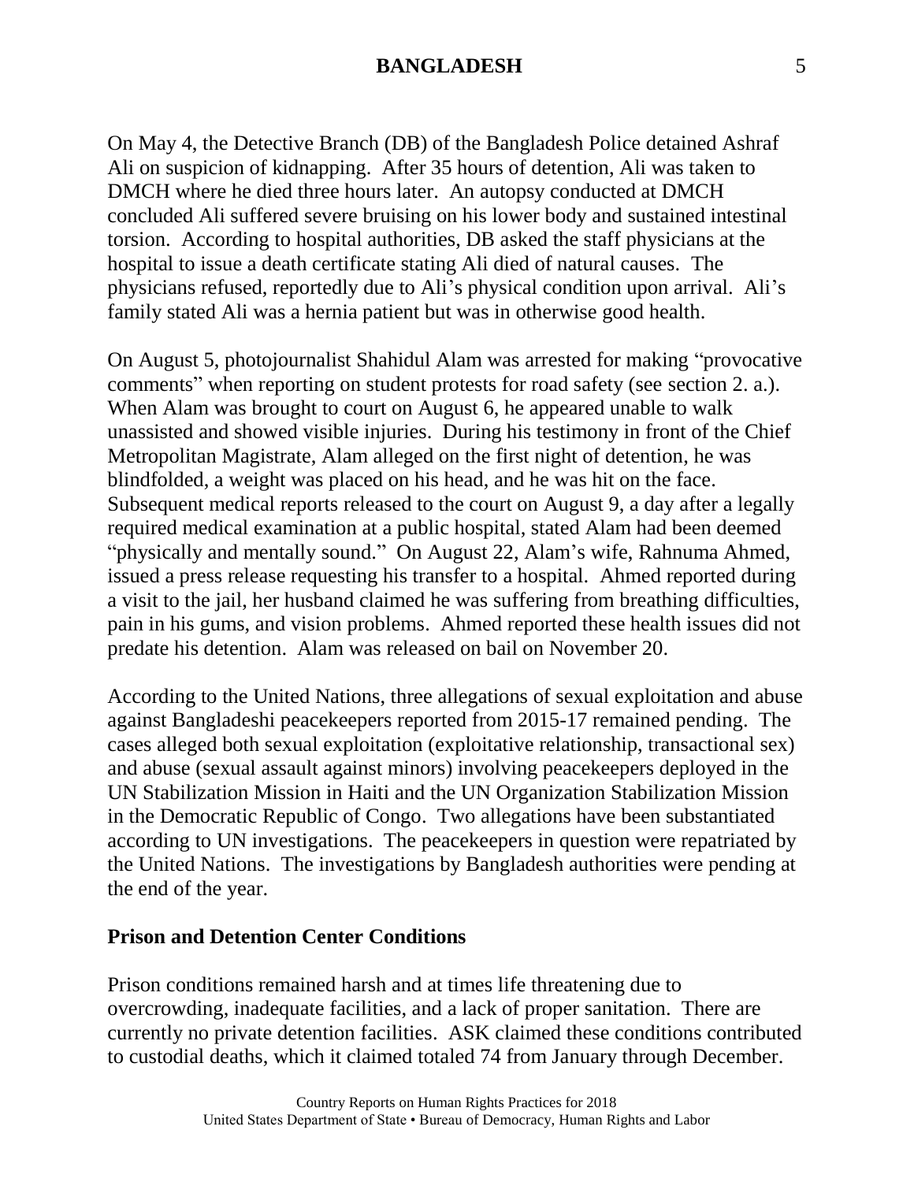On May 4, the Detective Branch (DB) of the Bangladesh Police detained Ashraf Ali on suspicion of kidnapping. After 35 hours of detention, Ali was taken to DMCH where he died three hours later. An autopsy conducted at DMCH concluded Ali suffered severe bruising on his lower body and sustained intestinal torsion. According to hospital authorities, DB asked the staff physicians at the hospital to issue a death certificate stating Ali died of natural causes. The physicians refused, reportedly due to Ali's physical condition upon arrival. Ali's family stated Ali was a hernia patient but was in otherwise good health.

On August 5, photojournalist Shahidul Alam was arrested for making "provocative comments" when reporting on student protests for road safety (see section 2. a.). When Alam was brought to court on August 6, he appeared unable to walk unassisted and showed visible injuries. During his testimony in front of the Chief Metropolitan Magistrate, Alam alleged on the first night of detention, he was blindfolded, a weight was placed on his head, and he was hit on the face. Subsequent medical reports released to the court on August 9, a day after a legally required medical examination at a public hospital, stated Alam had been deemed "physically and mentally sound." On August 22, Alam's wife, Rahnuma Ahmed, issued a press release requesting his transfer to a hospital. Ahmed reported during a visit to the jail, her husband claimed he was suffering from breathing difficulties, pain in his gums, and vision problems. Ahmed reported these health issues did not predate his detention. Alam was released on bail on November 20.

According to the United Nations, three allegations of sexual exploitation and abuse against Bangladeshi peacekeepers reported from 2015-17 remained pending. The cases alleged both sexual exploitation (exploitative relationship, transactional sex) and abuse (sexual assault against minors) involving peacekeepers deployed in the UN Stabilization Mission in Haiti and the UN Organization Stabilization Mission in the Democratic Republic of Congo. Two allegations have been substantiated according to UN investigations. The peacekeepers in question were repatriated by the United Nations. The investigations by Bangladesh authorities were pending at the end of the year.

**Prison and Detention Center Conditions**

Prison conditions remained harsh and at times life threatening due to overcrowding, inadequate facilities, and a lack of proper sanitation. There are currently no private detention facilities. ASK claimed these conditions contributed to custodial deaths, which it claimed totaled 74 from January through December.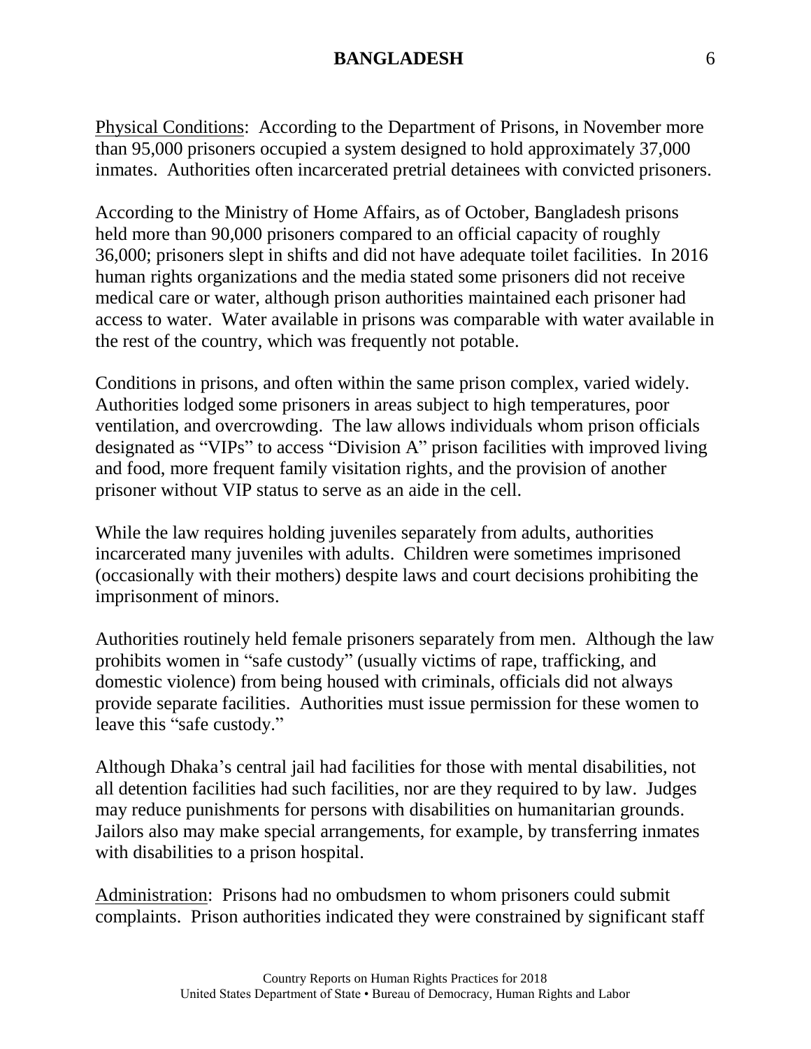Physical Conditions: According to the Department of Prisons, in November more than 95,000 prisoners occupied a system designed to hold approximately 37,000 inmates. Authorities often incarcerated pretrial detainees with convicted prisoners.

According to the Ministry of Home Affairs, as of October, Bangladesh prisons held more than 90,000 prisoners compared to an official capacity of roughly 36,000; prisoners slept in shifts and did not have adequate toilet facilities. In 2016 human rights organizations and the media stated some prisoners did not receive medical care or water, although prison authorities maintained each prisoner had access to water. Water available in prisons was comparable with water available in the rest of the country, which was frequently not potable.

Conditions in prisons, and often within the same prison complex, varied widely. Authorities lodged some prisoners in areas subject to high temperatures, poor ventilation, and overcrowding. The law allows individuals whom prison officials designated as "VIPs" to access "Division A" prison facilities with improved living and food, more frequent family visitation rights, and the provision of another prisoner without VIP status to serve as an aide in the cell.

While the law requires holding juveniles separately from adults, authorities incarcerated many juveniles with adults. Children were sometimes imprisoned (occasionally with their mothers) despite laws and court decisions prohibiting the imprisonment of minors.

Authorities routinely held female prisoners separately from men. Although the law prohibits women in "safe custody" (usually victims of rape, trafficking, and domestic violence) from being housed with criminals, officials did not always provide separate facilities. Authorities must issue permission for these women to leave this "safe custody."

Although Dhaka's central jail had facilities for those with mental disabilities, not all detention facilities had such facilities, nor are they required to by law. Judges may reduce punishments for persons with disabilities on humanitarian grounds. Jailors also may make special arrangements, for example, by transferring inmates with disabilities to a prison hospital.

Administration: Prisons had no ombudsmen to whom prisoners could submit complaints. Prison authorities indicated they were constrained by significant staff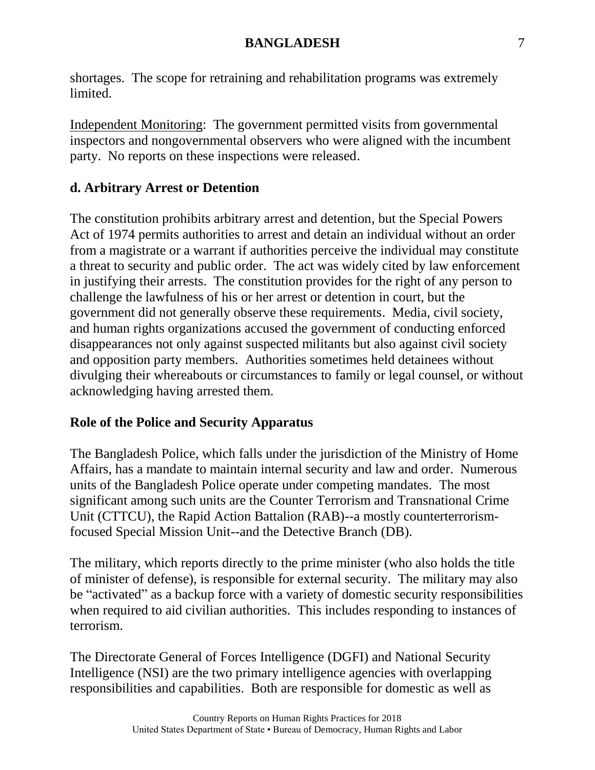shortages. The scope for retraining and rehabilitation programs was extremely limited.

Independent Monitoring: The government permitted visits from governmental inspectors and nongovernmental observers who were aligned with the incumbent party. No reports on these inspections were released.

## d. Arbitrary Arrest or Detention

The constitution prohibits arbitrary arrest and detention, but the Special Powers Act of 1974 permits authorities to arrest and detain an individual without an order from a magistrate or a warrant if authorities perceive the individual may constitute a threat to security and public order. The act was widely cited by law enforcement in justifying their arrests. The constitution provides for the right of any person to challenge the lawfulness of his or her arrest or detention in court, but the government did not generally observe these requirements. Media, civil society, and human rights organizations accused the government of conducting enforced disappearances not only against suspected militants but also against civil society and opposition party members. Authorities sometimes held detainees without divulging their whereabouts or circumstances to family or legal counsel, or without acknowledging having arrested them.

### Role of the Police and Security Apparatus

The Bangladesh Police, which falls under the jurisdiction of the Ministry of Home Affairs, has a mandate to maintain internal security and law and order. Numerous units of the Bangladesh Police operate under competing mandates. The most significant among such units are the Counter Terrorism and Transnational Crime Unit (CTTCU), the Rapid Action Battalion (RAB)--a mostly counterterrorism-focused Special Mission Unit--and the Detective Branch (DB).

The military, which reports directly to the prime minister (who also holds the title of minister of defense), is responsible for external security. The military may also be "activated" as a backup force with a variety of domestic security responsibilities when required to aid civilian authorities. This includes responding to instances of terrorism.

The Directorate General of Forces Intelligence (DGFI) and National Security Intelligence (NSI) are the two primary intelligence agencies with overlapping responsibilities and capabilities. Both are responsible for domestic as well as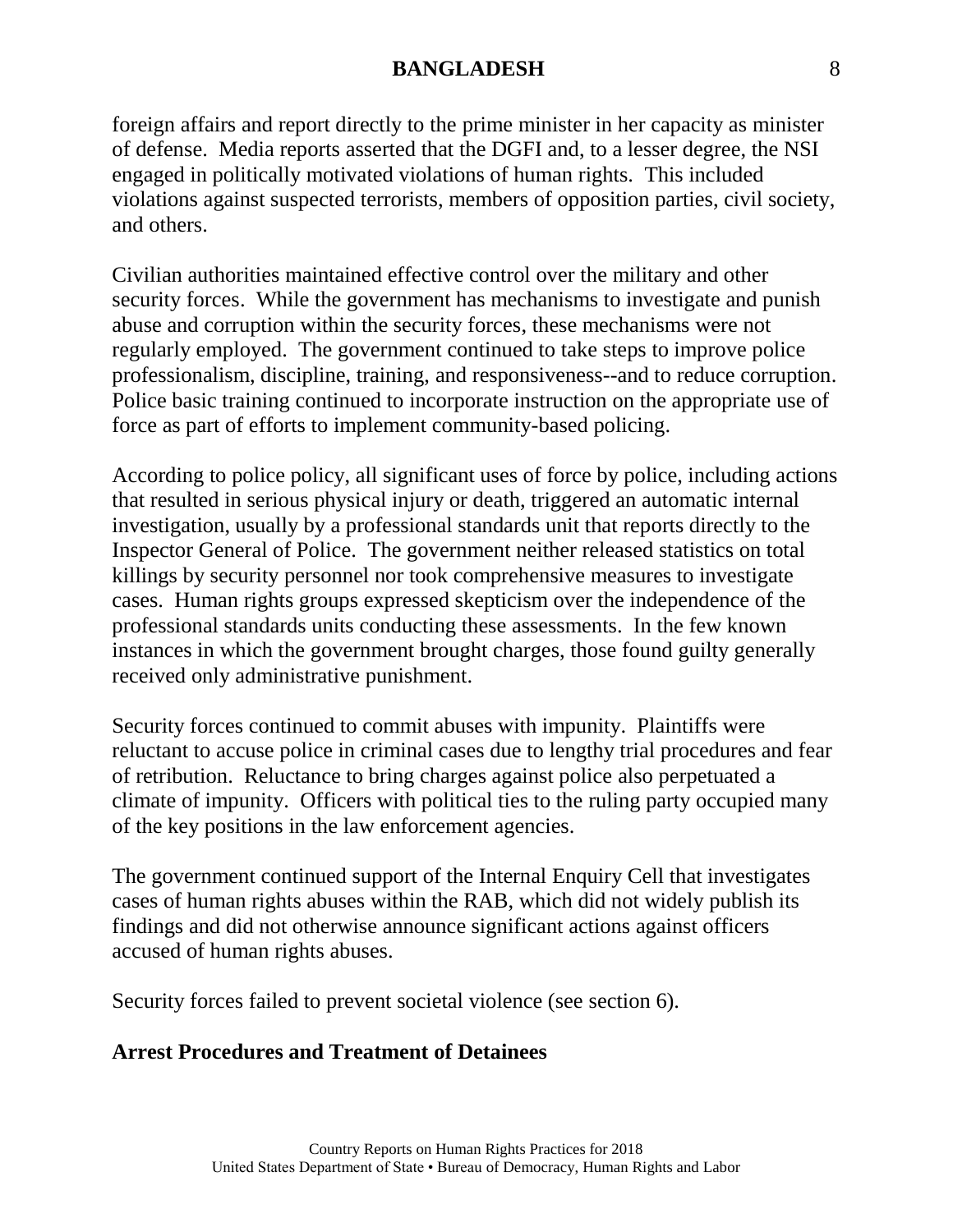foreign affairs and report directly to the prime minister in her capacity as minister of defense. Media reports asserted that the DGFI and, to a lesser degree, the NSI engaged in politically motivated violations of human rights. This included violations against suspected terrorists, members of opposition parties, civil society, and others.

Civilian authorities maintained effective control over the military and other security forces. While the government has mechanisms to investigate and punish abuse and corruption within the security forces, these mechanisms were not regularly employed. The government continued to take steps to improve police professionalism, discipline, training, and responsiveness--and to reduce corruption. Police basic training continued to incorporate instruction on the appropriate use of force as part of efforts to implement community-based policing.

According to police policy, all significant uses of force by police, including actions that resulted in serious physical injury or death, triggered an automatic internal investigation, usually by a professional standards unit that reports directly to the Inspector General of Police. The government neither released statistics on total killings by security personnel nor took comprehensive measures to investigate cases. Human rights groups expressed skepticism over the independence of the professional standards units conducting these assessments. In the few known instances in which the government brought charges, those found guilty generally received only administrative punishment.

Security forces continued to commit abuses with impunity. Plaintiffs were reluctant to accuse police in criminal cases due to lengthy trial procedures and fear of retribution. Reluctance to bring charges against police also perpetuated a climate of impunity. Officers with political ties to the ruling party occupied many of the key positions in the law enforcement agencies.

The government continued support of the Internal Enquiry Cell that investigates cases of human rights abuses within the RAB, which did not widely publish its findings and did not otherwise announce significant actions against officers accused of human rights abuses.

Security forces failed to prevent societal violence (see section 6).

**Arrest Procedures and Treatment of Detainees**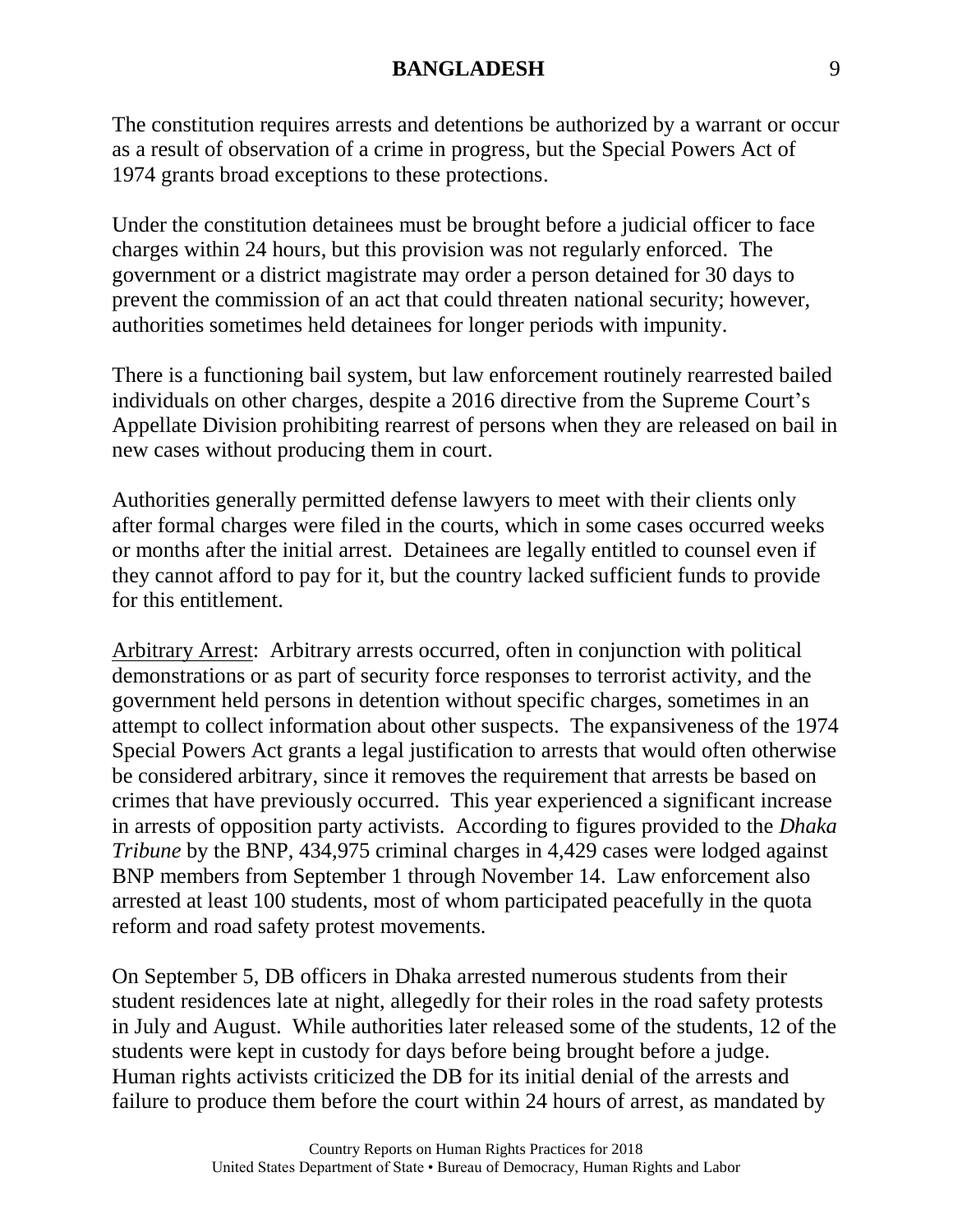The constitution requires arrests and detentions be authorized by a warrant or occur as a result of observation of a crime in progress, but the Special Powers Act of 1974 grants broad exceptions to these protections.

Under the constitution detainees must be brought before a judicial officer to face charges within 24 hours, but this provision was not regularly enforced. The government or a district magistrate may order a person detained for 30 days to prevent the commission of an act that could threaten national security; however, authorities sometimes held detainees for longer periods with impunity.

There is a functioning bail system, but law enforcement routinely rearrested bailed individuals on other charges, despite a 2016 directive from the Supreme Court's Appellate Division prohibiting rearrest of persons when they are released on bail in new cases without producing them in court.

Authorities generally permitted defense lawyers to meet with their clients only after formal charges were filed in the courts, which in some cases occurred weeks or months after the initial arrest. Detainees are legally entitled to counsel even if they cannot afford to pay for it, but the country lacked sufficient funds to provide for this entitlement.

<u>Arbitrary Arrest</u>: Arbitrary arrests occurred, often in conjunction with political demonstrations or as part of security force responses to terrorist activity, and the government held persons in detention without specific charges, sometimes in an attempt to collect information about other suspects. The expansiveness of the 1974 Special Powers Act grants a legal justification to arrests that would often otherwise be considered arbitrary, since it removes the requirement that arrests be based on crimes that have previously occurred. This year experienced a significant increase in arrests of opposition party activists. According to figures provided to the *Dhaka Tribune* by the BNP, 434,975 criminal charges in 4,429 cases were lodged against BNP members from September 1 through November 14. Law enforcement also arrested at least 100 students, most of whom participated peacefully in the quota reform and road safety protest movements.

On September 5, DB officers in Dhaka arrested numerous students from their student residences late at night, allegedly for their roles in the road safety protests in July and August. While authorities later released some of the students, 12 of the students were kept in custody for days before being brought before a judge. Human rights activists criticized the DB for its initial denial of the arrests and failure to produce them before the court within 24 hours of arrest, as mandated by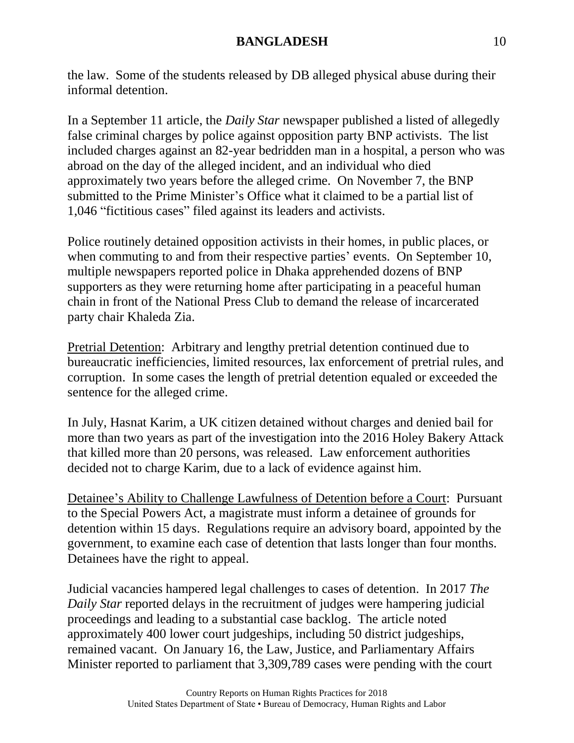the law. Some of the students released by DB alleged physical abuse during their informal detention.

In a September 11 article, the *Daily Star* newspaper published a listed of allegedly false criminal charges by police against opposition party BNP activists. The list included charges against an 82-year bedridden man in a hospital, a person who was abroad on the day of the alleged incident, and an individual who died approximately two years before the alleged crime. On November 7, the BNP submitted to the Prime Minister's Office what it claimed to be a partial list of 1,046 "fictitious cases" filed against its leaders and activists.

Police routinely detained opposition activists in their homes, in public places, or when commuting to and from their respective parties' events. On September 10, multiple newspapers reported police in Dhaka apprehended dozens of BNP supporters as they were returning home after participating in a peaceful human chain in front of the National Press Club to demand the release of incarcerated party chair Khaleda Zia.

<u>Pretrial Detention</u>: Arbitrary and lengthy pretrial detention continued due to bureaucratic inefficiencies, limited resources, lax enforcement of pretrial rules, and corruption. In some cases the length of pretrial detention equaled or exceeded the sentence for the alleged crime.

In July, Hasnat Karim, a UK citizen detained without charges and denied bail for more than two years as part of the investigation into the 2016 Holey Bakery Attack that killed more than 20 persons, was released. Law enforcement authorities decided not to charge Karim, due to a lack of evidence against him.

<u>Detainee's Ability to Challenge Lawfulness of Detention before a Court</u>: Pursuant to the Special Powers Act, a magistrate must inform a detainee of grounds for detention within 15 days. Regulations require an advisory board, appointed by the government, to examine each case of detention that lasts longer than four months. Detainees have the right to appeal.

Judicial vacancies hampered legal challenges to cases of detention. In 2017 *The Daily Star* reported delays in the recruitment of judges were hampering judicial proceedings and leading to a substantial case backlog. The article noted approximately 400 lower court judgeships, including 50 district judgeships, remained vacant. On January 16, the Law, Justice, and Parliamentary Affairs Minister reported to parliament that 3,309,789 cases were pending with the court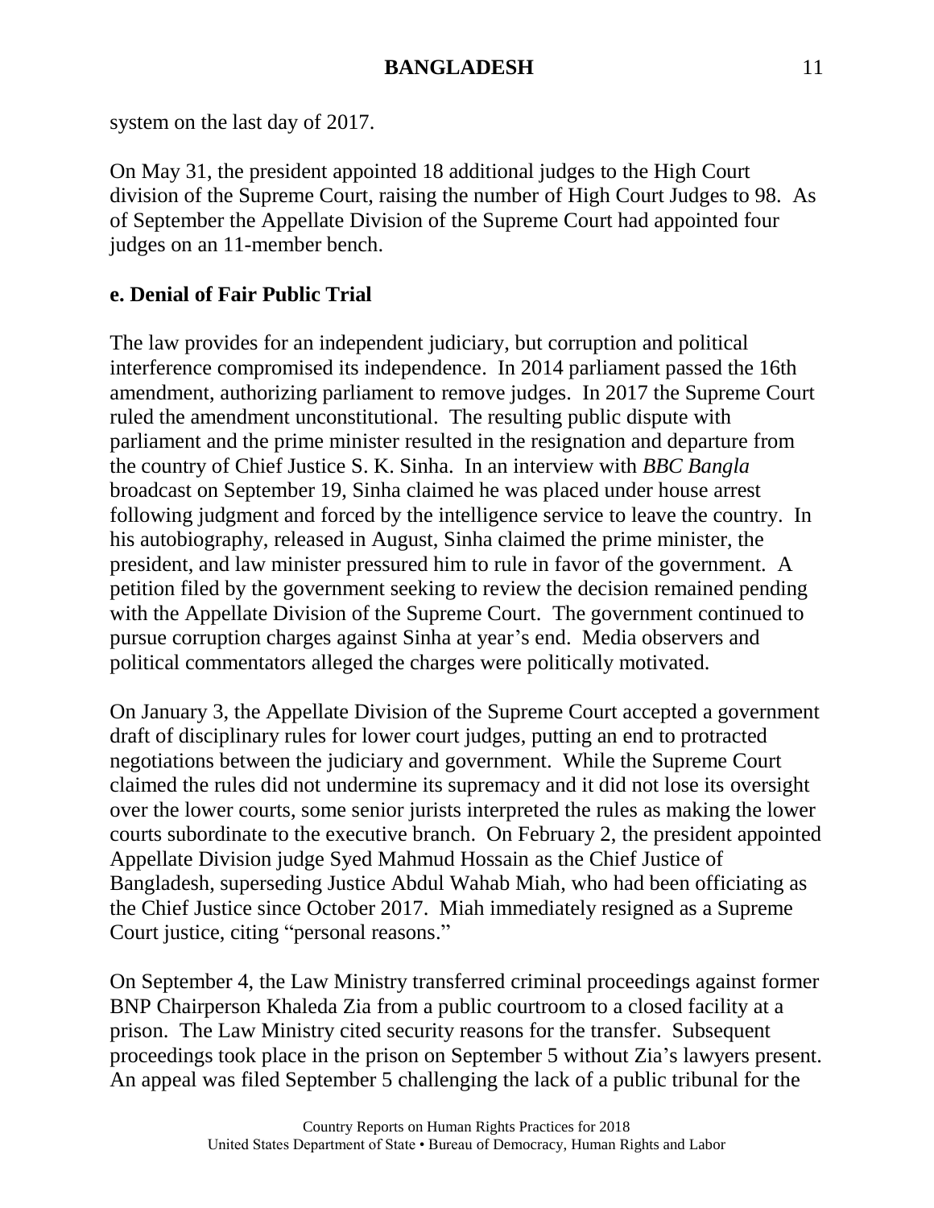system on the last day of 2017.

On May 31, the president appointed 18 additional judges to the High Court division of the Supreme Court, raising the number of High Court Judges to 98. As of September the Appellate Division of the Supreme Court had appointed four judges on an 11-member bench.

**e. Denial of Fair Public Trial**

The law provides for an independent judiciary, but corruption and political interference compromised its independence. In 2014 parliament passed the 16th amendment, authorizing parliament to remove judges. In 2017 the Supreme Court ruled the amendment unconstitutional. The resulting public dispute with parliament and the prime minister resulted in the resignation and departure from the country of Chief Justice S. K. Sinha. In an interview with *BBC Bangla* broadcast on September 19, Sinha claimed he was placed under house arrest following judgment and forced by the intelligence service to leave the country. In his autobiography, released in August, Sinha claimed the prime minister, the president, and law minister pressured him to rule in favor of the government. A petition filed by the government seeking to review the decision remained pending with the Appellate Division of the Supreme Court. The government continued to pursue corruption charges against Sinha at year's end. Media observers and political commentators alleged the charges were politically motivated.

On January 3, the Appellate Division of the Supreme Court accepted a government draft of disciplinary rules for lower court judges, putting an end to protracted negotiations between the judiciary and government. While the Supreme Court claimed the rules did not undermine its supremacy and it did not lose its oversight over the lower courts, some senior jurists interpreted the rules as making the lower courts subordinate to the executive branch. On February 2, the president appointed Appellate Division judge Syed Mahmud Hossain as the Chief Justice of Bangladesh, superseding Justice Abdul Wahab Miah, who had been officiating as the Chief Justice since October 2017. Miah immediately resigned as a Supreme Court justice, citing "personal reasons."

On September 4, the Law Ministry transferred criminal proceedings against former BNP Chairperson Khaleda Zia from a public courtroom to a closed facility at a prison. The Law Ministry cited security reasons for the transfer. Subsequent proceedings took place in the prison on September 5 without Zia's lawyers present. An appeal was filed September 5 challenging the lack of a public tribunal for the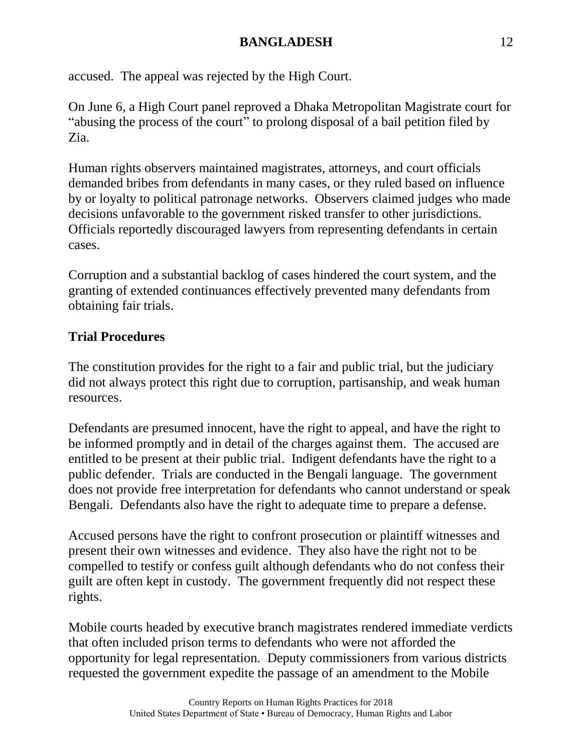accused. The appeal was rejected by the High Court.

On June 6, a High Court panel reproved a Dhaka Metropolitan Magistrate court for "abusing the process of the court" to prolong disposal of a bail petition filed by Zia.

Human rights observers maintained magistrates, attorneys, and court officials demanded bribes from defendants in many cases, or they ruled based on influence by or loyalty to political patronage networks. Observers claimed judges who made decisions unfavorable to the government risked transfer to other jurisdictions. Officials reportedly discouraged lawyers from representing defendants in certain cases.

Corruption and a substantial backlog of cases hindered the court system, and the granting of extended continuances effectively prevented many defendants from obtaining fair trials.

**Trial Procedures**

The constitution provides for the right to a fair and public trial, but the judiciary did not always protect this right due to corruption, partisanship, and weak human resources.

Defendants are presumed innocent, have the right to appeal, and have the right to be informed promptly and in detail of the charges against them. The accused are entitled to be present at their public trial. Indigent defendants have the right to a public defender. Trials are conducted in the Bengali language. The government does not provide free interpretation for defendants who cannot understand or speak Bengali. Defendants also have the right to adequate time to prepare a defense.

Accused persons have the right to confront prosecution or plaintiff witnesses and present their own witnesses and evidence. They also have the right not to be compelled to testify or confess guilt although defendants who do not confess their guilt are often kept in custody. The government frequently did not respect these rights.

Mobile courts headed by executive branch magistrates rendered immediate verdicts that often included prison terms to defendants who were not afforded the opportunity for legal representation. Deputy commissioners from various districts requested the government expedite the passage of an amendment to the Mobile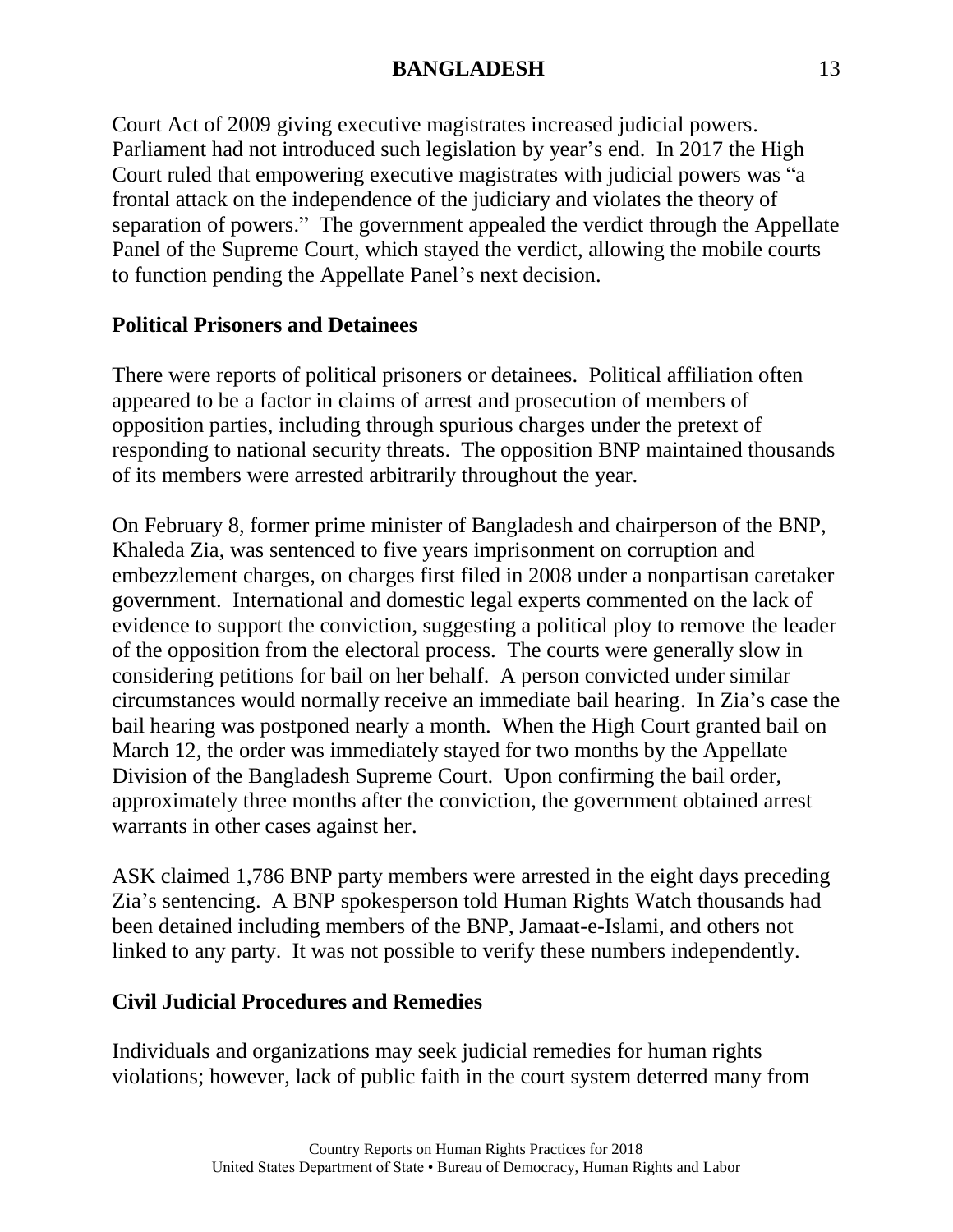Court Act of 2009 giving executive magistrates increased judicial powers. Parliament had not introduced such legislation by year's end. In 2017 the High Court ruled that empowering executive magistrates with judicial powers was "a frontal attack on the independence of the judiciary and violates the theory of separation of powers." The government appealed the verdict through the Appellate Panel of the Supreme Court, which stayed the verdict, allowing the mobile courts to function pending the Appellate Panel's next decision.

**Political Prisoners and Detainees**

There were reports of political prisoners or detainees. Political affiliation often appeared to be a factor in claims of arrest and prosecution of members of opposition parties, including through spurious charges under the pretext of responding to national security threats. The opposition BNP maintained thousands of its members were arrested arbitrarily throughout the year.

On February 8, former prime minister of Bangladesh and chairperson of the BNP, Khaleda Zia, was sentenced to five years imprisonment on corruption and embezzlement charges, on charges first filed in 2008 under a nonpartisan caretaker government. International and domestic legal experts commented on the lack of evidence to support the conviction, suggesting a political ploy to remove the leader of the opposition from the electoral process. The courts were generally slow in considering petitions for bail on her behalf. A person convicted under similar circumstances would normally receive an immediate bail hearing. In Zia's case the bail hearing was postponed nearly a month. When the High Court granted bail on March 12, the order was immediately stayed for two months by the Appellate Division of the Bangladesh Supreme Court. Upon confirming the bail order, approximately three months after the conviction, the government obtained arrest warrants in other cases against her.

ASK claimed 1,786 BNP party members were arrested in the eight days preceding Zia's sentencing. A BNP spokesperson told Human Rights Watch thousands had been detained including members of the BNP, Jamaat-e-Islami, and others not linked to any party. It was not possible to verify these numbers independently.

**Civil Judicial Procedures and Remedies**

Individuals and organizations may seek judicial remedies for human rights violations; however, lack of public faith in the court system deterred many from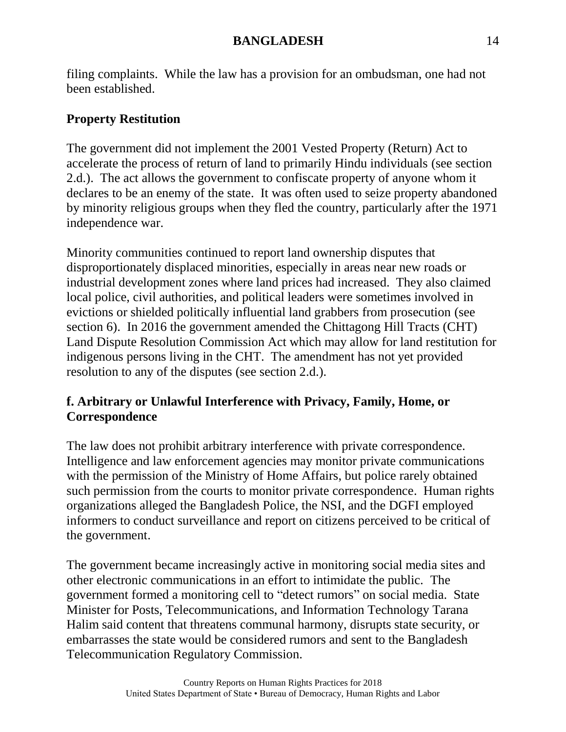filing complaints. While the law has a provision for an ombudsman, one had not been established.

### Property Restitution

The government did not implement the 2001 Vested Property (Return) Act to accelerate the process of return of land to primarily Hindu individuals (see section 2.d.). The act allows the government to confiscate property of anyone whom it declares to be an enemy of the state. It was often used to seize property abandoned by minority religious groups when they fled the country, particularly after the 1971 independence war.

Minority communities continued to report land ownership disputes that disproportionately displaced minorities, especially in areas near new roads or industrial development zones where land prices had increased. They also claimed local police, civil authorities, and political leaders were sometimes involved in evictions or shielded politically influential land grabbers from prosecution (see section 6). In 2016 the government amended the Chittagong Hill Tracts (CHT) Land Dispute Resolution Commission Act which may allow for land restitution for indigenous persons living in the CHT. The amendment has not yet provided resolution to any of the disputes (see section 2.d.).

### f. Arbitrary or Unlawful Interference with Privacy, Family, Home, or Correspondence

The law does not prohibit arbitrary interference with private correspondence. Intelligence and law enforcement agencies may monitor private communications with the permission of the Ministry of Home Affairs, but police rarely obtained such permission from the courts to monitor private correspondence. Human rights organizations alleged the Bangladesh Police, the NSI, and the DGFI employed informers to conduct surveillance and report on citizens perceived to be critical of the government.

The government became increasingly active in monitoring social media sites and other electronic communications in an effort to intimidate the public. The government formed a monitoring cell to "detect rumors" on social media. State Minister for Posts, Telecommunications, and Information Technology Tarana Halim said content that threatens communal harmony, disrupts state security, or embarrasses the state would be considered rumors and sent to the Bangladesh Telecommunication Regulatory Commission.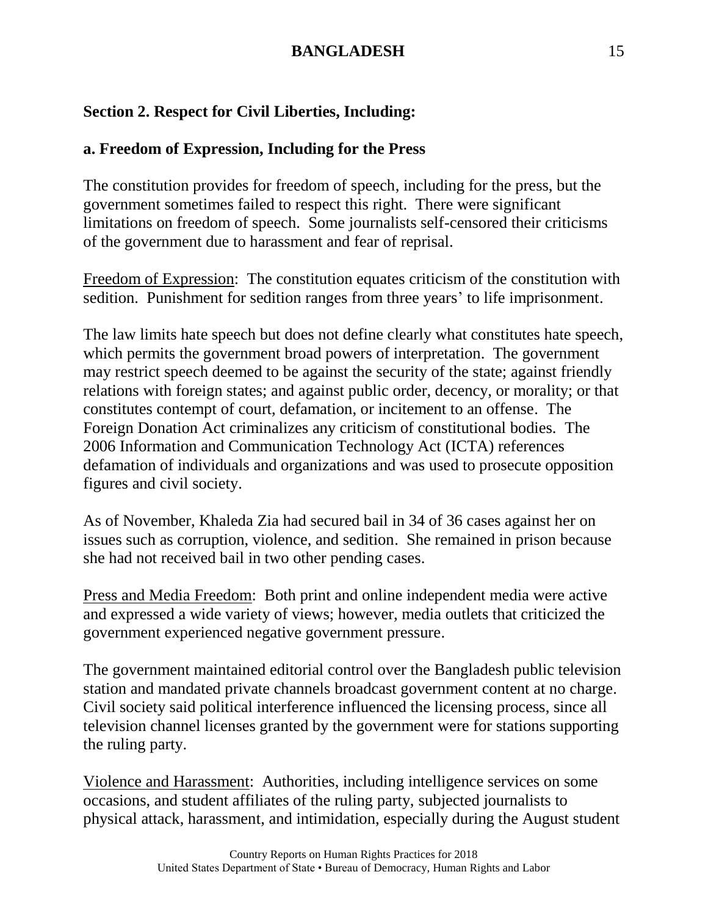## Section 2. Respect for Civil Liberties, Including:

### a. Freedom of Expression, Including for the Press

The constitution provides for freedom of speech, including for the press, but the government sometimes failed to respect this right. There were significant limitations on freedom of speech. Some journalists self-censored their criticisms of the government due to harassment and fear of reprisal.

Freedom of Expression: The constitution equates criticism of the constitution with sedition. Punishment for sedition ranges from three years' to life imprisonment.

The law limits hate speech but does not define clearly what constitutes hate speech, which permits the government broad powers of interpretation. The government may restrict speech deemed to be against the security of the state; against friendly relations with foreign states; and against public order, decency, or morality; or that constitutes contempt of court, defamation, or incitement to an offense. The Foreign Donation Act criminalizes any criticism of constitutional bodies. The 2006 Information and Communication Technology Act (ICTA) references defamation of individuals and organizations and was used to prosecute opposition figures and civil society.

As of November, Khaleda Zia had secured bail in 34 of 36 cases against her on issues such as corruption, violence, and sedition. She remained in prison because she had not received bail in two other pending cases.

Press and Media Freedom: Both print and online independent media were active and expressed a wide variety of views; however, media outlets that criticized the government experienced negative government pressure.

The government maintained editorial control over the Bangladesh public television station and mandated private channels broadcast government content at no charge. Civil society said political interference influenced the licensing process, since all television channel licenses granted by the government were for stations supporting the ruling party.

Violence and Harassment: Authorities, including intelligence services on some occasions, and student affiliates of the ruling party, subjected journalists to physical attack, harassment, and intimidation, especially during the August student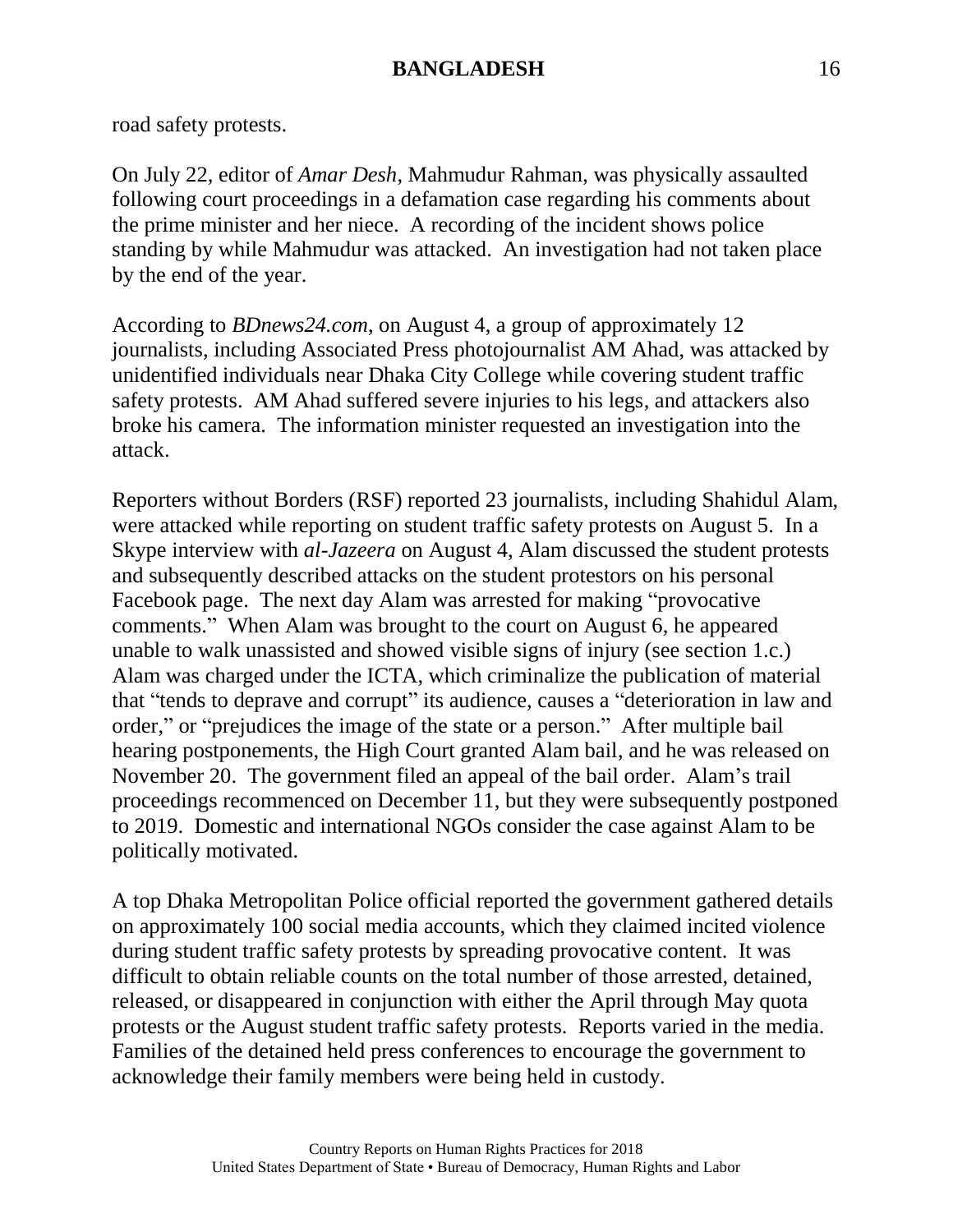road safety protests.

On July 22, editor of *Amar Desh*, Mahmudur Rahman, was physically assaulted following court proceedings in a defamation case regarding his comments about the prime minister and her niece. A recording of the incident shows police standing by while Mahmudur was attacked. An investigation had not taken place by the end of the year.

According to *BDnews24.com*, on August 4, a group of approximately 12 journalists, including Associated Press photojournalist AM Ahad, was attacked by unidentified individuals near Dhaka City College while covering student traffic safety protests. AM Ahad suffered severe injuries to his legs, and attackers also broke his camera. The information minister requested an investigation into the attack.

Reporters without Borders (RSF) reported 23 journalists, including Shahidul Alam, were attacked while reporting on student traffic safety protests on August 5. In a Skype interview with *al-Jazeera* on August 4, Alam discussed the student protests and subsequently described attacks on the student protestors on his personal Facebook page. The next day Alam was arrested for making "provocative comments." When Alam was brought to the court on August 6, he appeared unable to walk unassisted and showed visible signs of injury (see section 1.c.) Alam was charged under the ICTA, which criminalize the publication of material that "tends to deprave and corrupt" its audience, causes a "deterioration in law and order," or "prejudices the image of the state or a person." After multiple bail hearing postponements, the High Court granted Alam bail, and he was released on November 20. The government filed an appeal of the bail order. Alam's trail proceedings recommenced on December 11, but they were subsequently postponed to 2019. Domestic and international NGOs consider the case against Alam to be politically motivated.

A top Dhaka Metropolitan Police official reported the government gathered details on approximately 100 social media accounts, which they claimed incited violence during student traffic safety protests by spreading provocative content. It was difficult to obtain reliable counts on the total number of those arrested, detained, released, or disappeared in conjunction with either the April through May quota protests or the August student traffic safety protests. Reports varied in the media. Families of the detained held press conferences to encourage the government to acknowledge their family members were being held in custody.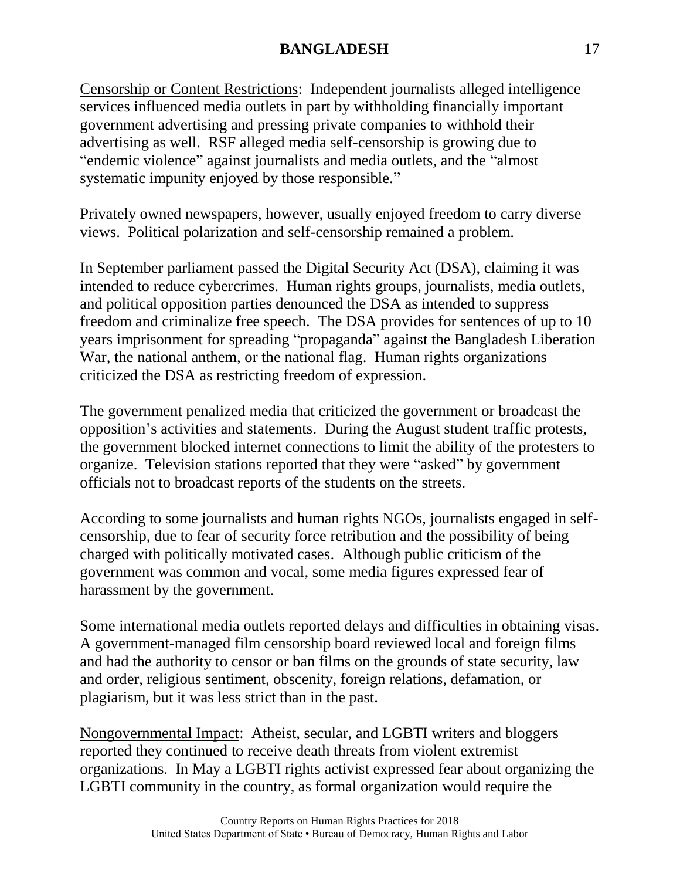Censorship or Content Restrictions: Independent journalists alleged intelligence services influenced media outlets in part by withholding financially important government advertising and pressing private companies to withhold their advertising as well. RSF alleged media self-censorship is growing due to "endemic violence" against journalists and media outlets, and the "almost systematic impunity enjoyed by those responsible."

Privately owned newspapers, however, usually enjoyed freedom to carry diverse views. Political polarization and self-censorship remained a problem.

In September parliament passed the Digital Security Act (DSA), claiming it was intended to reduce cybercrimes. Human rights groups, journalists, media outlets, and political opposition parties denounced the DSA as intended to suppress freedom and criminalize free speech. The DSA provides for sentences of up to 10 years imprisonment for spreading "propaganda" against the Bangladesh Liberation War, the national anthem, or the national flag. Human rights organizations criticized the DSA as restricting freedom of expression.

The government penalized media that criticized the government or broadcast the opposition's activities and statements. During the August student traffic protests, the government blocked internet connections to limit the ability of the protesters to organize. Television stations reported that they were "asked" by government officials not to broadcast reports of the students on the streets.

According to some journalists and human rights NGOs, journalists engaged in self-censorship, due to fear of security force retribution and the possibility of being charged with politically motivated cases. Although public criticism of the government was common and vocal, some media figures expressed fear of harassment by the government.

Some international media outlets reported delays and difficulties in obtaining visas. A government-managed film censorship board reviewed local and foreign films and had the authority to censor or ban films on the grounds of state security, law and order, religious sentiment, obscenity, foreign relations, defamation, or plagiarism, but it was less strict than in the past.

Nongovernmental Impact: Atheist, secular, and LGBTI writers and bloggers reported they continued to receive death threats from violent extremist organizations. In May a LGBTI rights activist expressed fear about organizing the LGBTI community in the country, as formal organization would require the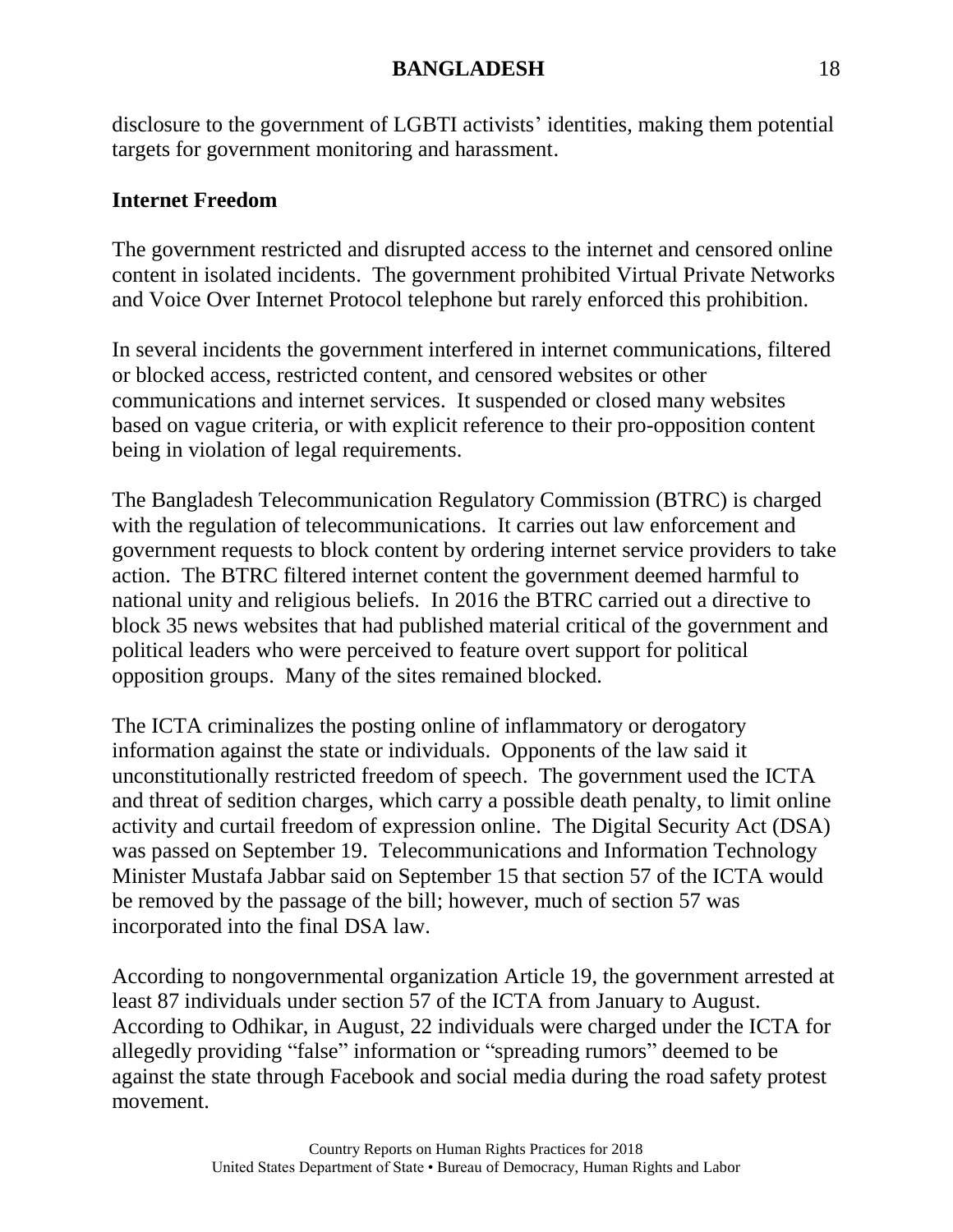disclosure to the government of LGBTI activists' identities, making them potential targets for government monitoring and harassment.

**Internet Freedom**

The government restricted and disrupted access to the internet and censored online content in isolated incidents. The government prohibited Virtual Private Networks and Voice Over Internet Protocol telephone but rarely enforced this prohibition.

In several incidents the government interfered in internet communications, filtered or blocked access, restricted content, and censored websites or other communications and internet services. It suspended or closed many websites based on vague criteria, or with explicit reference to their pro-opposition content being in violation of legal requirements.

The Bangladesh Telecommunication Regulatory Commission (BTRC) is charged with the regulation of telecommunications. It carries out law enforcement and government requests to block content by ordering internet service providers to take action. The BTRC filtered internet content the government deemed harmful to national unity and religious beliefs. In 2016 the BTRC carried out a directive to block 35 news websites that had published material critical of the government and political leaders who were perceived to feature overt support for political opposition groups. Many of the sites remained blocked.

The ICTA criminalizes the posting online of inflammatory or derogatory information against the state or individuals. Opponents of the law said it unconstitutionally restricted freedom of speech. The government used the ICTA and threat of sedition charges, which carry a possible death penalty, to limit online activity and curtail freedom of expression online. The Digital Security Act (DSA) was passed on September 19. Telecommunications and Information Technology Minister Mustafa Jabbar said on September 15 that section 57 of the ICTA would be removed by the passage of the bill; however, much of section 57 was incorporated into the final DSA law.

According to nongovernmental organization Article 19, the government arrested at least 87 individuals under section 57 of the ICTA from January to August. According to Odhikar, in August, 22 individuals were charged under the ICTA for allegedly providing "false" information or "spreading rumors" deemed to be against the state through Facebook and social media during the road safety protest movement.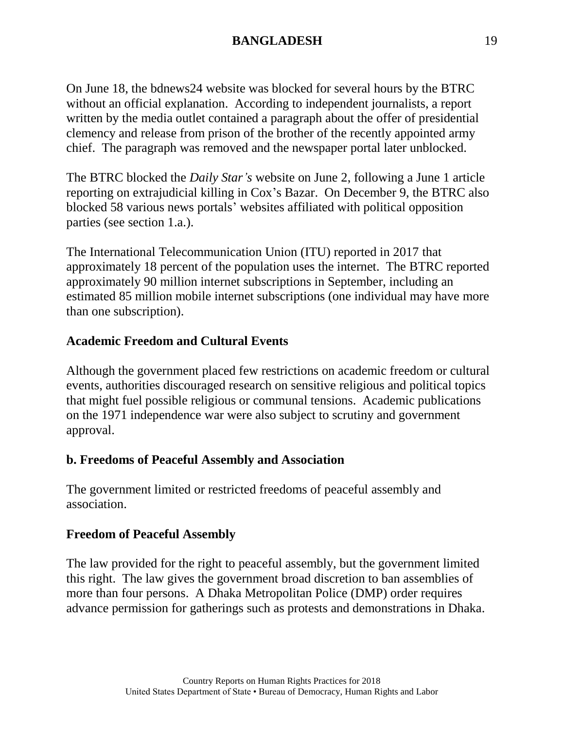On June 18, the bdnews24 website was blocked for several hours by the BTRC without an official explanation. According to independent journalists, a report written by the media outlet contained a paragraph about the offer of presidential clemency and release from prison of the brother of the recently appointed army chief. The paragraph was removed and the newspaper portal later unblocked.

The BTRC blocked the *Daily Star's* website on June 2, following a June 1 article reporting on extrajudicial killing in Cox's Bazar. On December 9, the BTRC also blocked 58 various news portals' websites affiliated with political opposition parties (see section 1.a.).

The International Telecommunication Union (ITU) reported in 2017 that approximately 18 percent of the population uses the internet. The BTRC reported approximately 90 million internet subscriptions in September, including an estimated 85 million mobile internet subscriptions (one individual may have more than one subscription).

### Academic Freedom and Cultural Events

Although the government placed few restrictions on academic freedom or cultural events, authorities discouraged research on sensitive religious and political topics that might fuel possible religious or communal tensions. Academic publications on the 1971 independence war were also subject to scrutiny and government approval.

## b. Freedoms of Peaceful Assembly and Association

The government limited or restricted freedoms of peaceful assembly and association.

### Freedom of Peaceful Assembly

The law provided for the right to peaceful assembly, but the government limited this right. The law gives the government broad discretion to ban assemblies of more than four persons. A Dhaka Metropolitan Police (DMP) order requires advance permission for gatherings such as protests and demonstrations in Dhaka.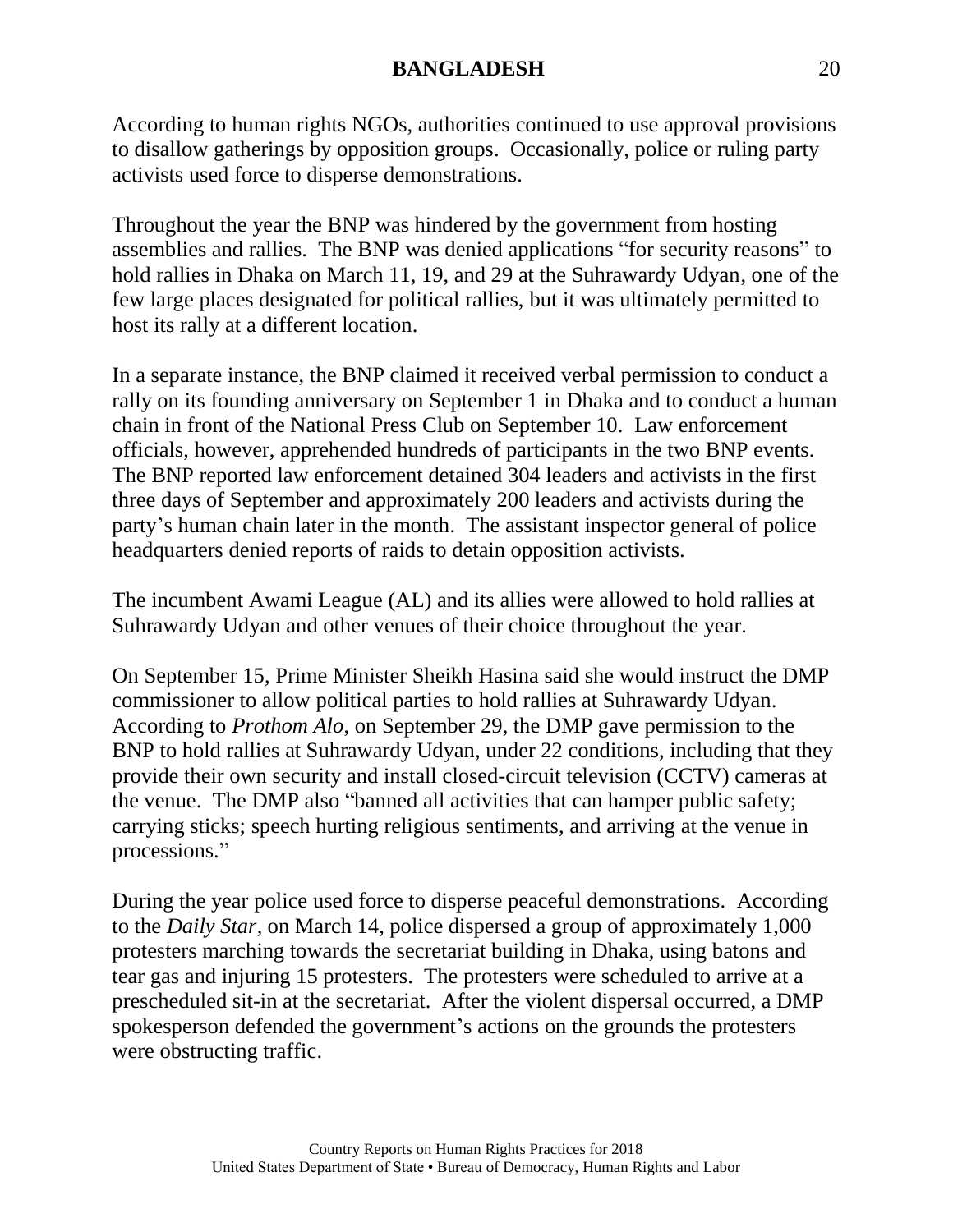According to human rights NGOs, authorities continued to use approval provisions to disallow gatherings by opposition groups. Occasionally, police or ruling party activists used force to disperse demonstrations.

Throughout the year the BNP was hindered by the government from hosting assemblies and rallies. The BNP was denied applications "for security reasons" to hold rallies in Dhaka on March 11, 19, and 29 at the Suhrawardy Udyan, one of the few large places designated for political rallies, but it was ultimately permitted to host its rally at a different location.

In a separate instance, the BNP claimed it received verbal permission to conduct a rally on its founding anniversary on September 1 in Dhaka and to conduct a human chain in front of the National Press Club on September 10. Law enforcement officials, however, apprehended hundreds of participants in the two BNP events. The BNP reported law enforcement detained 304 leaders and activists in the first three days of September and approximately 200 leaders and activists during the party's human chain later in the month. The assistant inspector general of police headquarters denied reports of raids to detain opposition activists.

The incumbent Awami League (AL) and its allies were allowed to hold rallies at Suhrawardy Udyan and other venues of their choice throughout the year.

On September 15, Prime Minister Sheikh Hasina said she would instruct the DMP commissioner to allow political parties to hold rallies at Suhrawardy Udyan. According to *Prothom Alo*, on September 29, the DMP gave permission to the BNP to hold rallies at Suhrawardy Udyan, under 22 conditions, including that they provide their own security and install closed-circuit television (CCTV) cameras at the venue. The DMP also "banned all activities that can hamper public safety; carrying sticks; speech hurting religious sentiments, and arriving at the venue in processions."

During the year police used force to disperse peaceful demonstrations. According to the *Daily Star*, on March 14, police dispersed a group of approximately 1,000 protesters marching towards the secretariat building in Dhaka, using batons and tear gas and injuring 15 protesters. The protesters were scheduled to arrive at a prescheduled sit-in at the secretariat. After the violent dispersal occurred, a DMP spokesperson defended the government's actions on the grounds the protesters were obstructing traffic.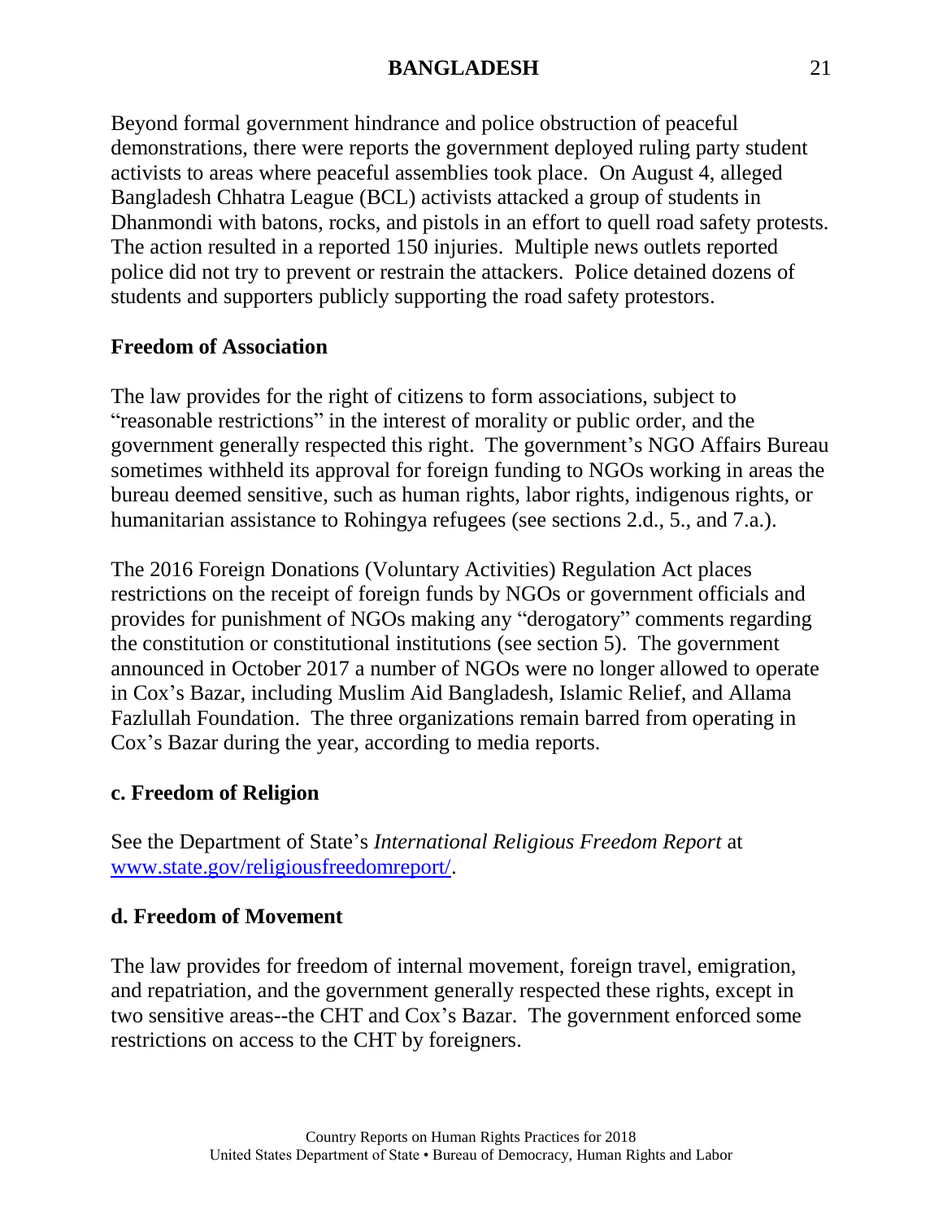Beyond formal government hindrance and police obstruction of peaceful demonstrations, there were reports the government deployed ruling party student activists to areas where peaceful assemblies took place. On August 4, alleged Bangladesh Chhatra League (BCL) activists attacked a group of students in Dhanmondi with batons, rocks, and pistols in an effort to quell road safety protests. The action resulted in a reported 150 injuries. Multiple news outlets reported police did not try to prevent or restrain the attackers. Police detained dozens of students and supporters publicly supporting the road safety protestors.

**Freedom of Association**

The law provides for the right of citizens to form associations, subject to "reasonable restrictions" in the interest of morality or public order, and the government generally respected this right. The government's NGO Affairs Bureau sometimes withheld its approval for foreign funding to NGOs working in areas the bureau deemed sensitive, such as human rights, labor rights, indigenous rights, or humanitarian assistance to Rohingya refugees (see sections 2.d., 5., and 7.a.).

The 2016 Foreign Donations (Voluntary Activities) Regulation Act places restrictions on the receipt of foreign funds by NGOs or government officials and provides for punishment of NGOs making any "derogatory" comments regarding the constitution or constitutional institutions (see section 5). The government announced in October 2017 a number of NGOs were no longer allowed to operate in Cox's Bazar, including Muslim Aid Bangladesh, Islamic Relief, and Allama Fazlullah Foundation. The three organizations remain barred from operating in Cox's Bazar during the year, according to media reports.

## c. Freedom of Religion

See the Department of State's *International Religious Freedom Report* at www.state.gov/religiousfreedomreport/.

## d. Freedom of Movement

The law provides for freedom of internal movement, foreign travel, emigration, and repatriation, and the government generally respected these rights, except in two sensitive areas--the CHT and Cox's Bazar. The government enforced some restrictions on access to the CHT by foreigners.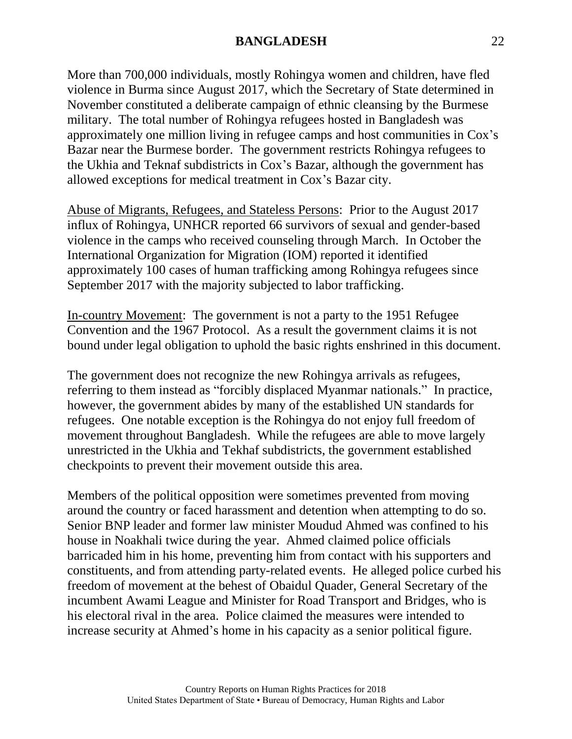More than 700,000 individuals, mostly Rohingya women and children, have fled violence in Burma since August 2017, which the Secretary of State determined in November constituted a deliberate campaign of ethnic cleansing by the Burmese military. The total number of Rohingya refugees hosted in Bangladesh was approximately one million living in refugee camps and host communities in Cox's Bazar near the Burmese border. The government restricts Rohingya refugees to the Ukhia and Teknaf subdistricts in Cox's Bazar, although the government has allowed exceptions for medical treatment in Cox's Bazar city.

<u>Abuse of Migrants, Refugees, and Stateless Persons</u>: Prior to the August 2017 influx of Rohingya, UNHCR reported 66 survivors of sexual and gender-based violence in the camps who received counseling through March. In October the International Organization for Migration (IOM) reported it identified approximately 100 cases of human trafficking among Rohingya refugees since September 2017 with the majority subjected to labor trafficking.

<u>In-country Movement</u>: The government is not a party to the 1951 Refugee Convention and the 1967 Protocol. As a result the government claims it is not bound under legal obligation to uphold the basic rights enshrined in this document.

The government does not recognize the new Rohingya arrivals as refugees, referring to them instead as "forcibly displaced Myanmar nationals." In practice, however, the government abides by many of the established UN standards for refugees. One notable exception is the Rohingya do not enjoy full freedom of movement throughout Bangladesh. While the refugees are able to move largely unrestricted in the Ukhia and Tekhaf subdistricts, the government established checkpoints to prevent their movement outside this area.

Members of the political opposition were sometimes prevented from moving around the country or faced harassment and detention when attempting to do so. Senior BNP leader and former law minister Moudud Ahmed was confined to his house in Noakhali twice during the year. Ahmed claimed police officials barricaded him in his home, preventing him from contact with his supporters and constituents, and from attending party-related events. He alleged police curbed his freedom of movement at the behest of Obaidul Quader, General Secretary of the incumbent Awami League and Minister for Road Transport and Bridges, who is his electoral rival in the area. Police claimed the measures were intended to increase security at Ahmed's home in his capacity as a senior political figure.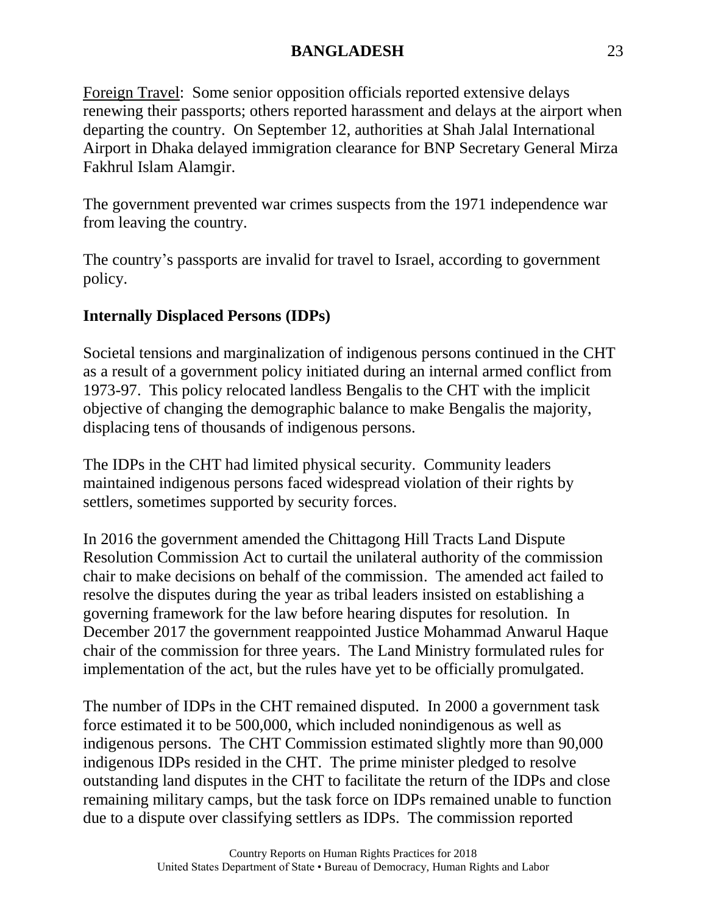Foreign Travel: Some senior opposition officials reported extensive delays renewing their passports; others reported harassment and delays at the airport when departing the country. On September 12, authorities at Shah Jalal International Airport in Dhaka delayed immigration clearance for BNP Secretary General Mirza Fakhrul Islam Alamgir.

The government prevented war crimes suspects from the 1971 independence war from leaving the country.

The country's passports are invalid for travel to Israel, according to government policy.

**Internally Displaced Persons (IDPs)**

Societal tensions and marginalization of indigenous persons continued in the CHT as a result of a government policy initiated during an internal armed conflict from 1973-97. This policy relocated landless Bengalis to the CHT with the implicit objective of changing the demographic balance to make Bengalis the majority, displacing tens of thousands of indigenous persons.

The IDPs in the CHT had limited physical security. Community leaders maintained indigenous persons faced widespread violation of their rights by settlers, sometimes supported by security forces.

In 2016 the government amended the Chittagong Hill Tracts Land Dispute Resolution Commission Act to curtail the unilateral authority of the commission chair to make decisions on behalf of the commission. The amended act failed to resolve the disputes during the year as tribal leaders insisted on establishing a governing framework for the law before hearing disputes for resolution. In December 2017 the government reappointed Justice Mohammad Anwarul Haque chair of the commission for three years. The Land Ministry formulated rules for implementation of the act, but the rules have yet to be officially promulgated.

The number of IDPs in the CHT remained disputed. In 2000 a government task force estimated it to be 500,000, which included nonindigenous as well as indigenous persons. The CHT Commission estimated slightly more than 90,000 indigenous IDPs resided in the CHT. The prime minister pledged to resolve outstanding land disputes in the CHT to facilitate the return of the IDPs and close remaining military camps, but the task force on IDPs remained unable to function due to a dispute over classifying settlers as IDPs. The commission reported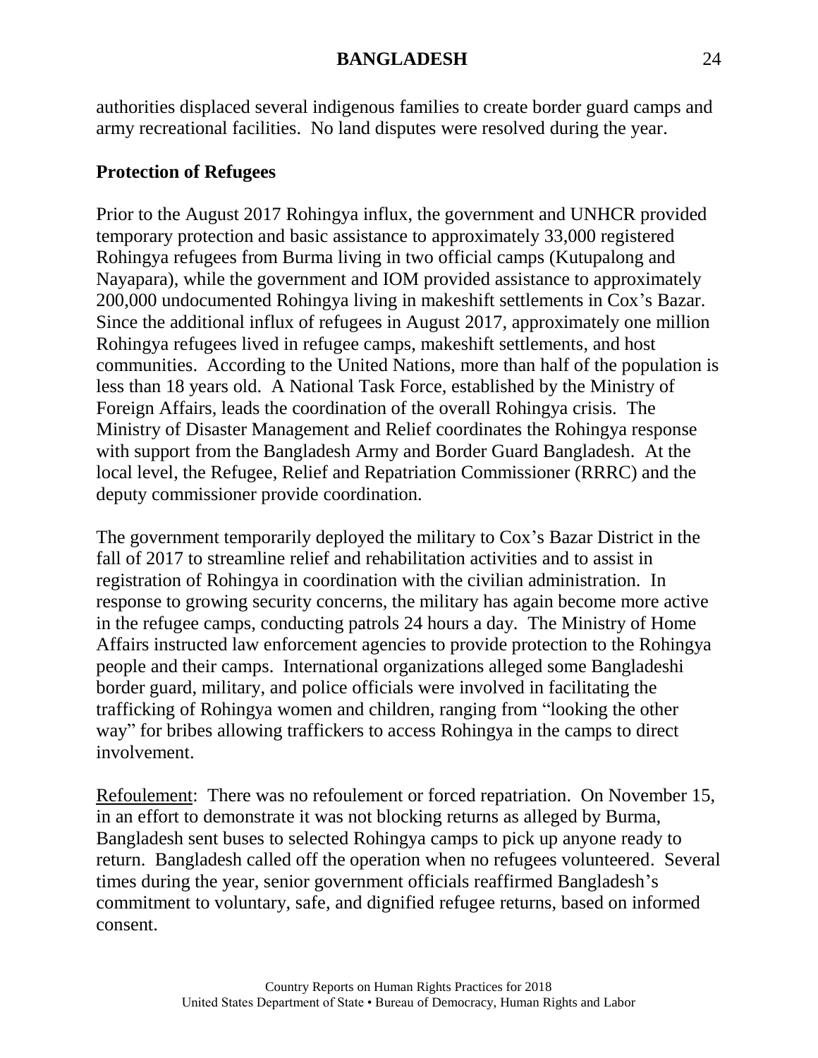authorities displaced several indigenous families to create border guard camps and army recreational facilities. No land disputes were resolved during the year.

## Protection of Refugees

Prior to the August 2017 Rohingya influx, the government and UNHCR provided temporary protection and basic assistance to approximately 33,000 registered Rohingya refugees from Burma living in two official camps (Kutupalong and Nayapara), while the government and IOM provided assistance to approximately 200,000 undocumented Rohingya living in makeshift settlements in Cox's Bazar. Since the additional influx of refugees in August 2017, approximately one million Rohingya refugees lived in refugee camps, makeshift settlements, and host communities. According to the United Nations, more than half of the population is less than 18 years old. A National Task Force, established by the Ministry of Foreign Affairs, leads the coordination of the overall Rohingya crisis. The Ministry of Disaster Management and Relief coordinates the Rohingya response with support from the Bangladesh Army and Border Guard Bangladesh. At the local level, the Refugee, Relief and Repatriation Commissioner (RRRC) and the deputy commissioner provide coordination.

The government temporarily deployed the military to Cox's Bazar District in the fall of 2017 to streamline relief and rehabilitation activities and to assist in registration of Rohingya in coordination with the civilian administration. In response to growing security concerns, the military has again become more active in the refugee camps, conducting patrols 24 hours a day. The Ministry of Home Affairs instructed law enforcement agencies to provide protection to the Rohingya people and their camps. International organizations alleged some Bangladeshi border guard, military, and police officials were involved in facilitating the trafficking of Rohingya women and children, ranging from "looking the other way" for bribes allowing traffickers to access Rohingya in the camps to direct involvement.

Refoulement: There was no refoulement or forced repatriation. On November 15, in an effort to demonstrate it was not blocking returns as alleged by Burma, Bangladesh sent buses to selected Rohingya camps to pick up anyone ready to return. Bangladesh called off the operation when no refugees volunteered. Several times during the year, senior government officials reaffirmed Bangladesh's commitment to voluntary, safe, and dignified refugee returns, based on informed consent.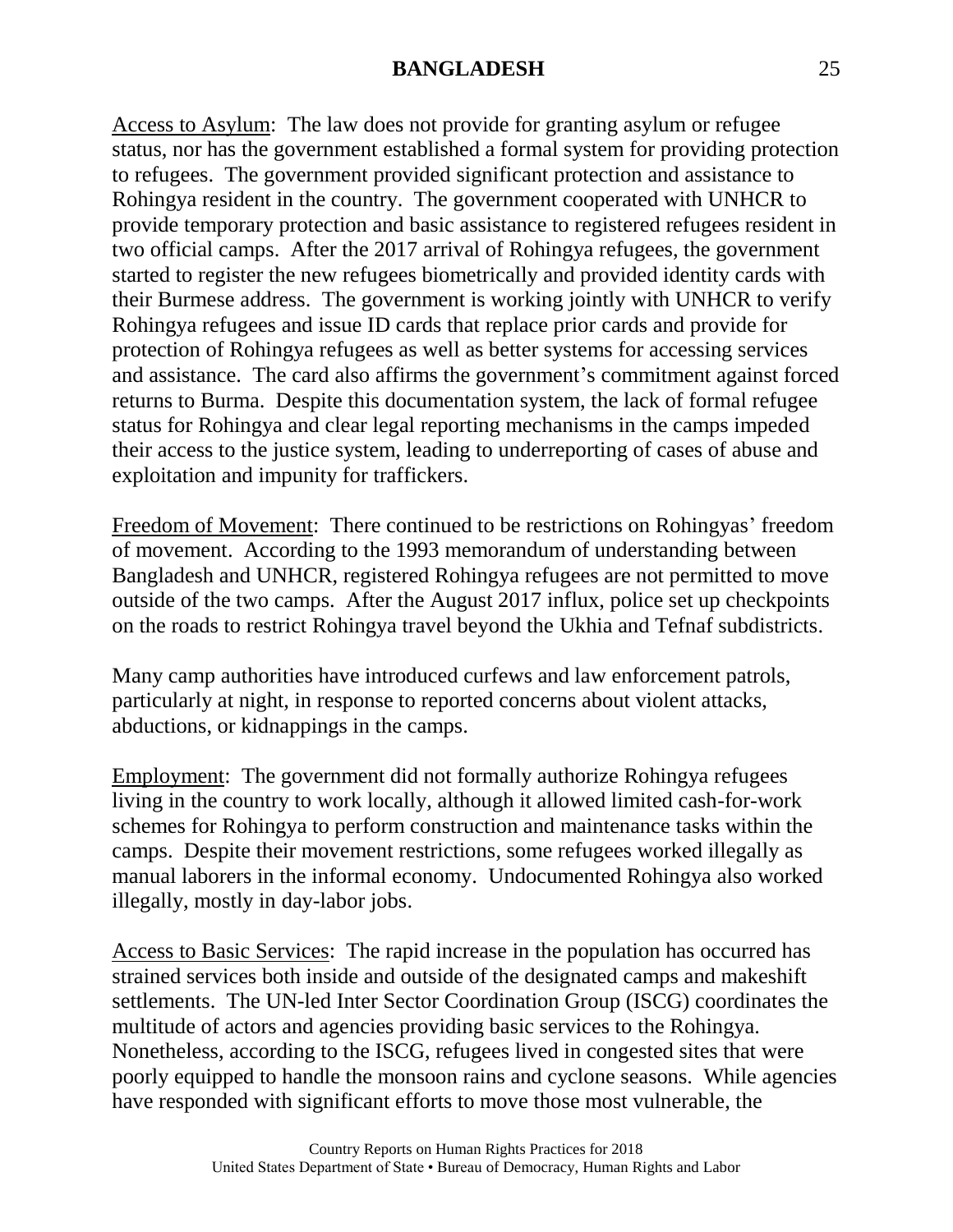Access to Asylum: The law does not provide for granting asylum or refugee status, nor has the government established a formal system for providing protection to refugees. The government provided significant protection and assistance to Rohingya resident in the country. The government cooperated with UNHCR to provide temporary protection and basic assistance to registered refugees resident in two official camps. After the 2017 arrival of Rohingya refugees, the government started to register the new refugees biometrically and provided identity cards with their Burmese address. The government is working jointly with UNHCR to verify Rohingya refugees and issue ID cards that replace prior cards and provide for protection of Rohingya refugees as well as better systems for accessing services and assistance. The card also affirms the government's commitment against forced returns to Burma. Despite this documentation system, the lack of formal refugee status for Rohingya and clear legal reporting mechanisms in the camps impeded their access to the justice system, leading to underreporting of cases of abuse and exploitation and impunity for traffickers.

Freedom of Movement: There continued to be restrictions on Rohingyas' freedom of movement. According to the 1993 memorandum of understanding between Bangladesh and UNHCR, registered Rohingya refugees are not permitted to move outside of the two camps. After the August 2017 influx, police set up checkpoints on the roads to restrict Rohingya travel beyond the Ukhia and Tefnaf subdistricts.

Many camp authorities have introduced curfews and law enforcement patrols, particularly at night, in response to reported concerns about violent attacks, abductions, or kidnappings in the camps.

Employment: The government did not formally authorize Rohingya refugees living in the country to work locally, although it allowed limited cash-for-work schemes for Rohingya to perform construction and maintenance tasks within the camps. Despite their movement restrictions, some refugees worked illegally as manual laborers in the informal economy. Undocumented Rohingya also worked illegally, mostly in day-labor jobs.

Access to Basic Services: The rapid increase in the population has occurred has strained services both inside and outside of the designated camps and makeshift settlements. The UN-led Inter Sector Coordination Group (ISCG) coordinates the multitude of actors and agencies providing basic services to the Rohingya. Nonetheless, according to the ISCG, refugees lived in congested sites that were poorly equipped to handle the monsoon rains and cyclone seasons. While agencies have responded with significant efforts to move those most vulnerable, the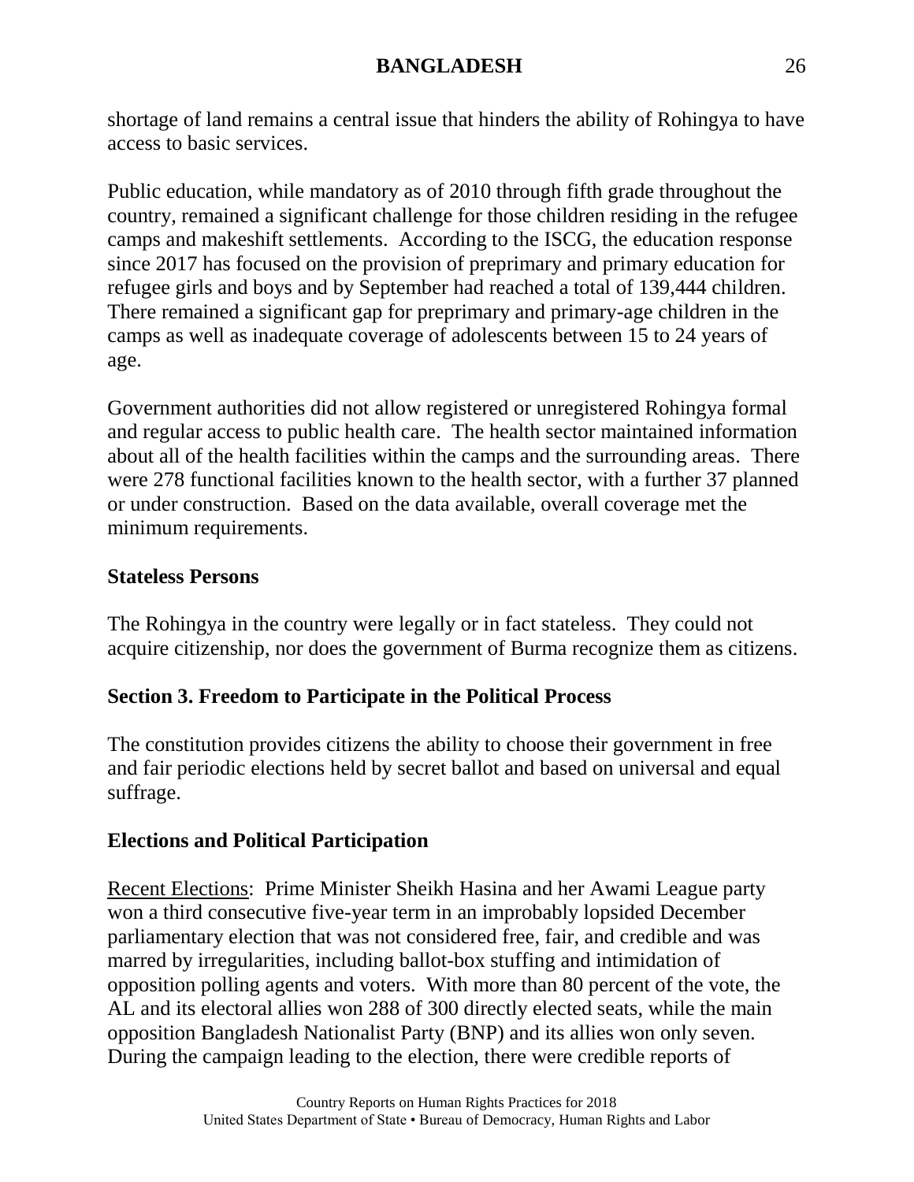shortage of land remains a central issue that hinders the ability of Rohingya to have access to basic services.

Public education, while mandatory as of 2010 through fifth grade throughout the country, remained a significant challenge for those children residing in the refugee camps and makeshift settlements. According to the ISCG, the education response since 2017 has focused on the provision of preprimary and primary education for refugee girls and boys and by September had reached a total of 139,444 children. There remained a significant gap for preprimary and primary-age children in the camps as well as inadequate coverage of adolescents between 15 to 24 years of age.

Government authorities did not allow registered or unregistered Rohingya formal and regular access to public health care. The health sector maintained information about all of the health facilities within the camps and the surrounding areas. There were 278 functional facilities known to the health sector, with a further 37 planned or under construction. Based on the data available, overall coverage met the minimum requirements.

**Stateless Persons**

The Rohingya in the country were legally or in fact stateless. They could not acquire citizenship, nor does the government of Burma recognize them as citizens.

## Section 3. Freedom to Participate in the Political Process

The constitution provides citizens the ability to choose their government in free and fair periodic elections held by secret ballot and based on universal and equal suffrage.

### Elections and Political Participation

Recent Elections: Prime Minister Sheikh Hasina and her Awami League party won a third consecutive five-year term in an improbably lopsided December parliamentary election that was not considered free, fair, and credible and was marred by irregularities, including ballot-box stuffing and intimidation of opposition polling agents and voters. With more than 80 percent of the vote, the AL and its electoral allies won 288 of 300 directly elected seats, while the main opposition Bangladesh Nationalist Party (BNP) and its allies won only seven. During the campaign leading to the election, there were credible reports of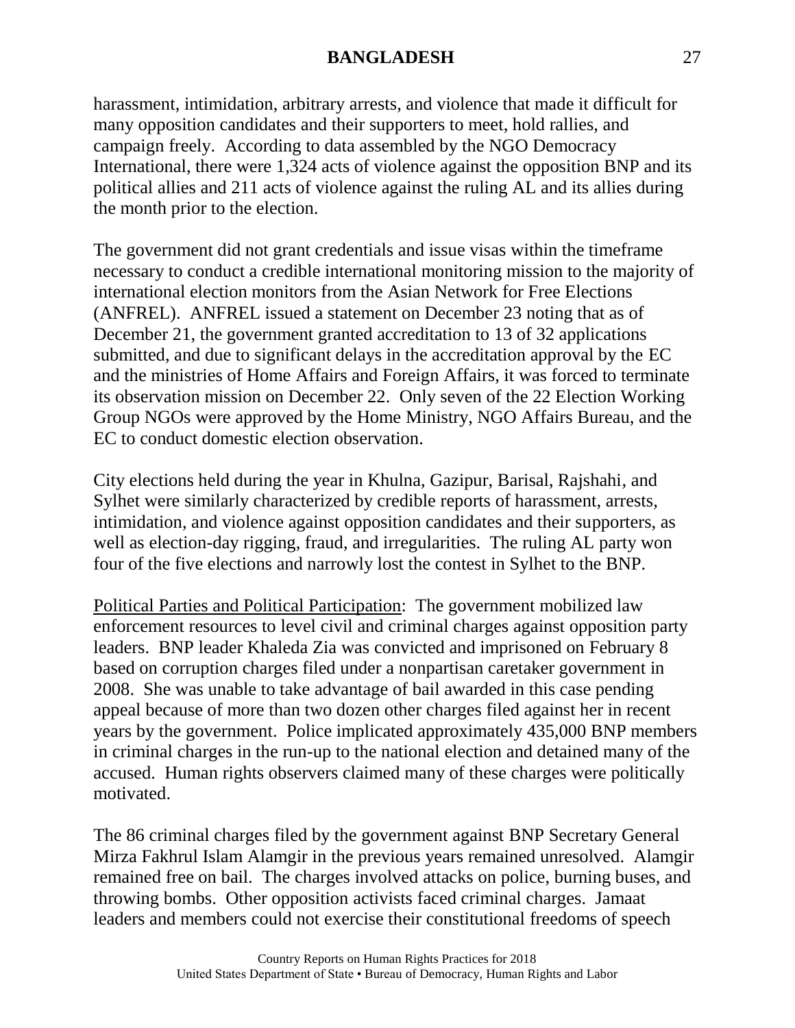harassment, intimidation, arbitrary arrests, and violence that made it difficult for many opposition candidates and their supporters to meet, hold rallies, and campaign freely. According to data assembled by the NGO Democracy International, there were 1,324 acts of violence against the opposition BNP and its political allies and 211 acts of violence against the ruling AL and its allies during the month prior to the election.

The government did not grant credentials and issue visas within the timeframe necessary to conduct a credible international monitoring mission to the majority of international election monitors from the Asian Network for Free Elections (ANFREL). ANFREL issued a statement on December 23 noting that as of December 21, the government granted accreditation to 13 of 32 applications submitted, and due to significant delays in the accreditation approval by the EC and the ministries of Home Affairs and Foreign Affairs, it was forced to terminate its observation mission on December 22. Only seven of the 22 Election Working Group NGOs were approved by the Home Ministry, NGO Affairs Bureau, and the EC to conduct domestic election observation.

City elections held during the year in Khulna, Gazipur, Barisal, Rajshahi, and Sylhet were similarly characterized by credible reports of harassment, arrests, intimidation, and violence against opposition candidates and their supporters, as well as election-day rigging, fraud, and irregularities. The ruling AL party won four of the five elections and narrowly lost the contest in Sylhet to the BNP.

Political Parties and Political Participation: The government mobilized law enforcement resources to level civil and criminal charges against opposition party leaders. BNP leader Khaleda Zia was convicted and imprisoned on February 8 based on corruption charges filed under a nonpartisan caretaker government in 2008. She was unable to take advantage of bail awarded in this case pending appeal because of more than two dozen other charges filed against her in recent years by the government. Police implicated approximately 435,000 BNP members in criminal charges in the run-up to the national election and detained many of the accused. Human rights observers claimed many of these charges were politically motivated.

The 86 criminal charges filed by the government against BNP Secretary General Mirza Fakhrul Islam Alamgir in the previous years remained unresolved. Alamgir remained free on bail. The charges involved attacks on police, burning buses, and throwing bombs. Other opposition activists faced criminal charges. Jamaat leaders and members could not exercise their constitutional freedoms of speech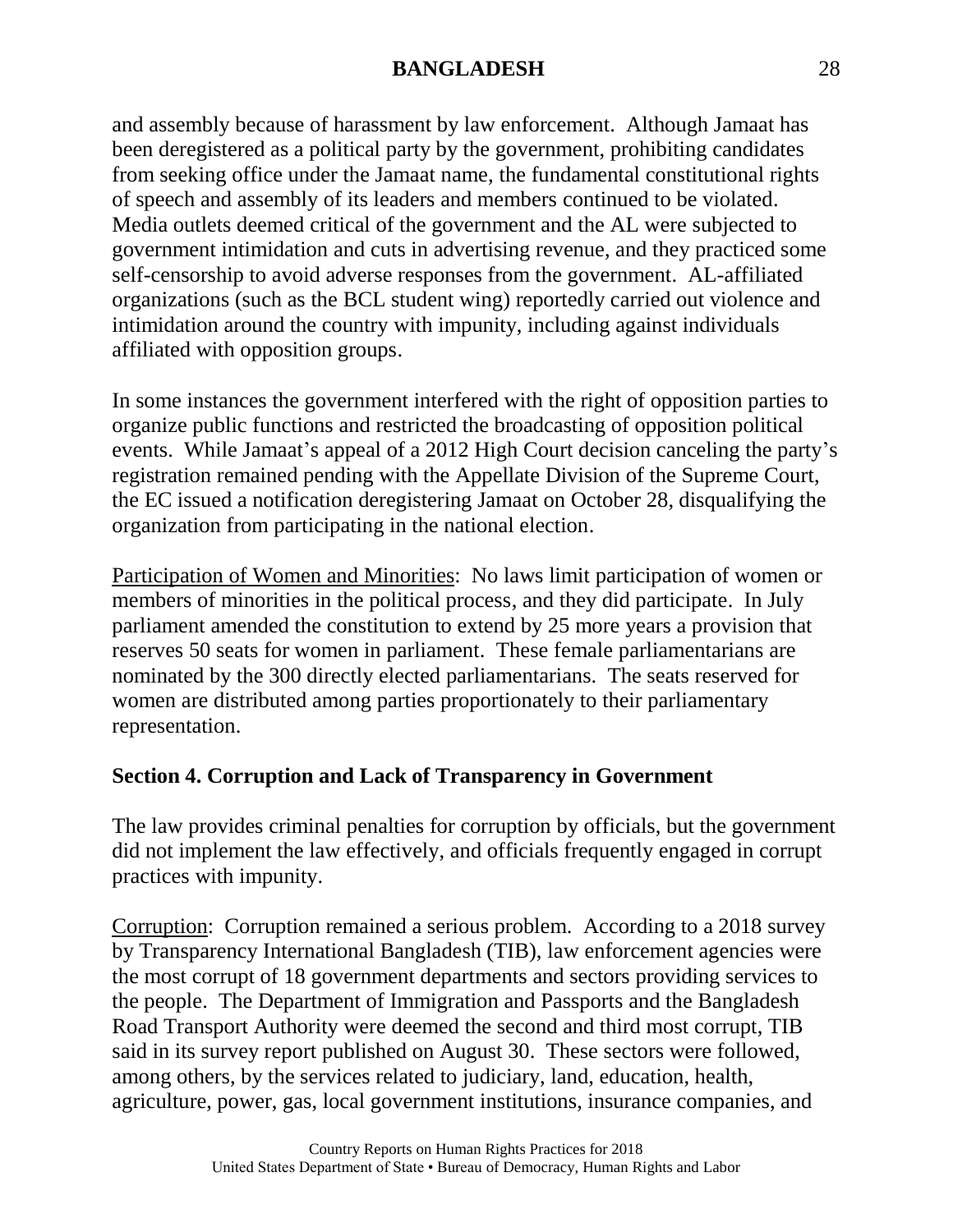and assembly because of harassment by law enforcement. Although Jamaat has been deregistered as a political party by the government, prohibiting candidates from seeking office under the Jamaat name, the fundamental constitutional rights of speech and assembly of its leaders and members continued to be violated. Media outlets deemed critical of the government and the AL were subjected to government intimidation and cuts in advertising revenue, and they practiced some self-censorship to avoid adverse responses from the government. AL-affiliated organizations (such as the BCL student wing) reportedly carried out violence and intimidation around the country with impunity, including against individuals affiliated with opposition groups.

In some instances the government interfered with the right of opposition parties to organize public functions and restricted the broadcasting of opposition political events. While Jamaat's appeal of a 2012 High Court decision canceling the party's registration remained pending with the Appellate Division of the Supreme Court, the EC issued a notification deregistering Jamaat on October 28, disqualifying the organization from participating in the national election.

Participation of Women and Minorities: No laws limit participation of women or members of minorities in the political process, and they did participate. In July parliament amended the constitution to extend by 25 more years a provision that reserves 50 seats for women in parliament. These female parliamentarians are nominated by the 300 directly elected parliamentarians. The seats reserved for women are distributed among parties proportionately to their parliamentary representation.

## Section 4. Corruption and Lack of Transparency in Government

The law provides criminal penalties for corruption by officials, but the government did not implement the law effectively, and officials frequently engaged in corrupt practices with impunity.

Corruption: Corruption remained a serious problem. According to a 2018 survey by Transparency International Bangladesh (TIB), law enforcement agencies were the most corrupt of 18 government departments and sectors providing services to the people. The Department of Immigration and Passports and the Bangladesh Road Transport Authority were deemed the second and third most corrupt, TIB said in its survey report published on August 30. These sectors were followed, among others, by the services related to judiciary, land, education, health, agriculture, power, gas, local government institutions, insurance companies, and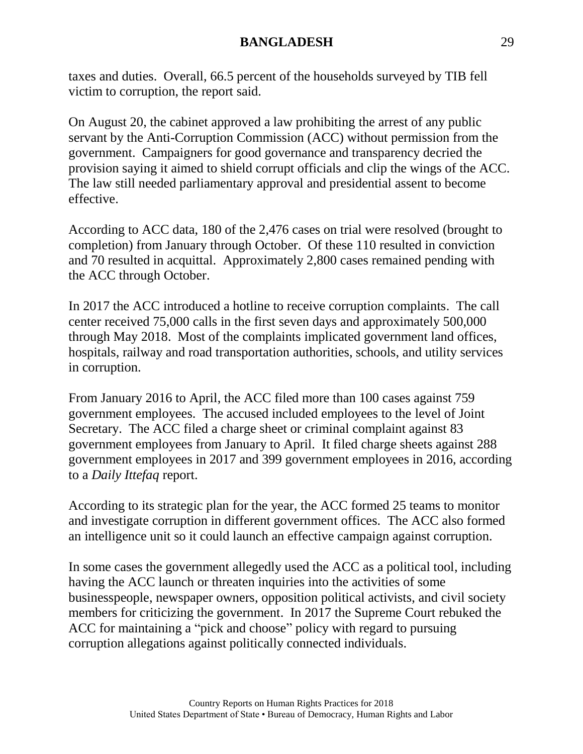taxes and duties. Overall, 66.5 percent of the households surveyed by TIB fell victim to corruption, the report said.

On August 20, the cabinet approved a law prohibiting the arrest of any public servant by the Anti-Corruption Commission (ACC) without permission from the government. Campaigners for good governance and transparency decried the provision saying it aimed to shield corrupt officials and clip the wings of the ACC. The law still needed parliamentary approval and presidential assent to become effective.

According to ACC data, 180 of the 2,476 cases on trial were resolved (brought to completion) from January through October. Of these 110 resulted in conviction and 70 resulted in acquittal. Approximately 2,800 cases remained pending with the ACC through October.

In 2017 the ACC introduced a hotline to receive corruption complaints. The call center received 75,000 calls in the first seven days and approximately 500,000 through May 2018. Most of the complaints implicated government land offices, hospitals, railway and road transportation authorities, schools, and utility services in corruption.

From January 2016 to April, the ACC filed more than 100 cases against 759 government employees. The accused included employees to the level of Joint Secretary. The ACC filed a charge sheet or criminal complaint against 83 government employees from January to April. It filed charge sheets against 288 government employees in 2017 and 399 government employees in 2016, according to a *Daily Ittefaq* report.

According to its strategic plan for the year, the ACC formed 25 teams to monitor and investigate corruption in different government offices. The ACC also formed an intelligence unit so it could launch an effective campaign against corruption.

In some cases the government allegedly used the ACC as a political tool, including having the ACC launch or threaten inquiries into the activities of some businesspeople, newspaper owners, opposition political activists, and civil society members for criticizing the government. In 2017 the Supreme Court rebuked the ACC for maintaining a "pick and choose" policy with regard to pursuing corruption allegations against politically connected individuals.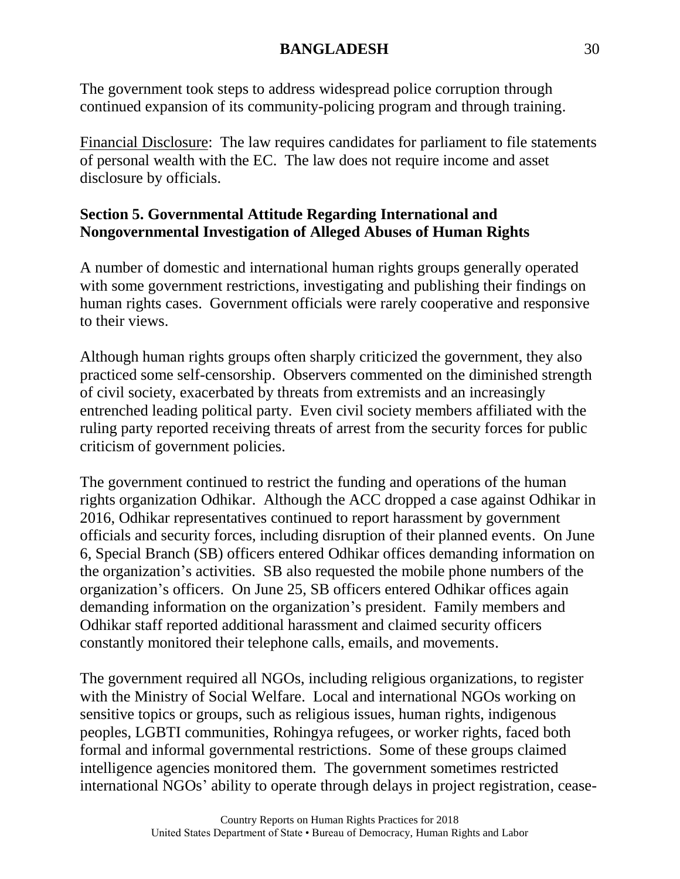The government took steps to address widespread police corruption through continued expansion of its community-policing program and through training.

Financial Disclosure: The law requires candidates for parliament to file statements of personal wealth with the EC. The law does not require income and asset disclosure by officials.

## Section 5. Governmental Attitude Regarding International and Nongovernmental Investigation of Alleged Abuses of Human Rights

A number of domestic and international human rights groups generally operated with some government restrictions, investigating and publishing their findings on human rights cases. Government officials were rarely cooperative and responsive to their views.

Although human rights groups often sharply criticized the government, they also practiced some self-censorship. Observers commented on the diminished strength of civil society, exacerbated by threats from extremists and an increasingly entrenched leading political party. Even civil society members affiliated with the ruling party reported receiving threats of arrest from the security forces for public criticism of government policies.

The government continued to restrict the funding and operations of the human rights organization Odhikar. Although the ACC dropped a case against Odhikar in 2016, Odhikar representatives continued to report harassment by government officials and security forces, including disruption of their planned events. On June 6, Special Branch (SB) officers entered Odhikar offices demanding information on the organization's activities. SB also requested the mobile phone numbers of the organization's officers. On June 25, SB officers entered Odhikar offices again demanding information on the organization's president. Family members and Odhikar staff reported additional harassment and claimed security officers constantly monitored their telephone calls, emails, and movements.

The government required all NGOs, including religious organizations, to register with the Ministry of Social Welfare. Local and international NGOs working on sensitive topics or groups, such as religious issues, human rights, indigenous peoples, LGBTI communities, Rohingya refugees, or worker rights, faced both formal and informal governmental restrictions. Some of these groups claimed intelligence agencies monitored them. The government sometimes restricted international NGOs' ability to operate through delays in project registration, cease-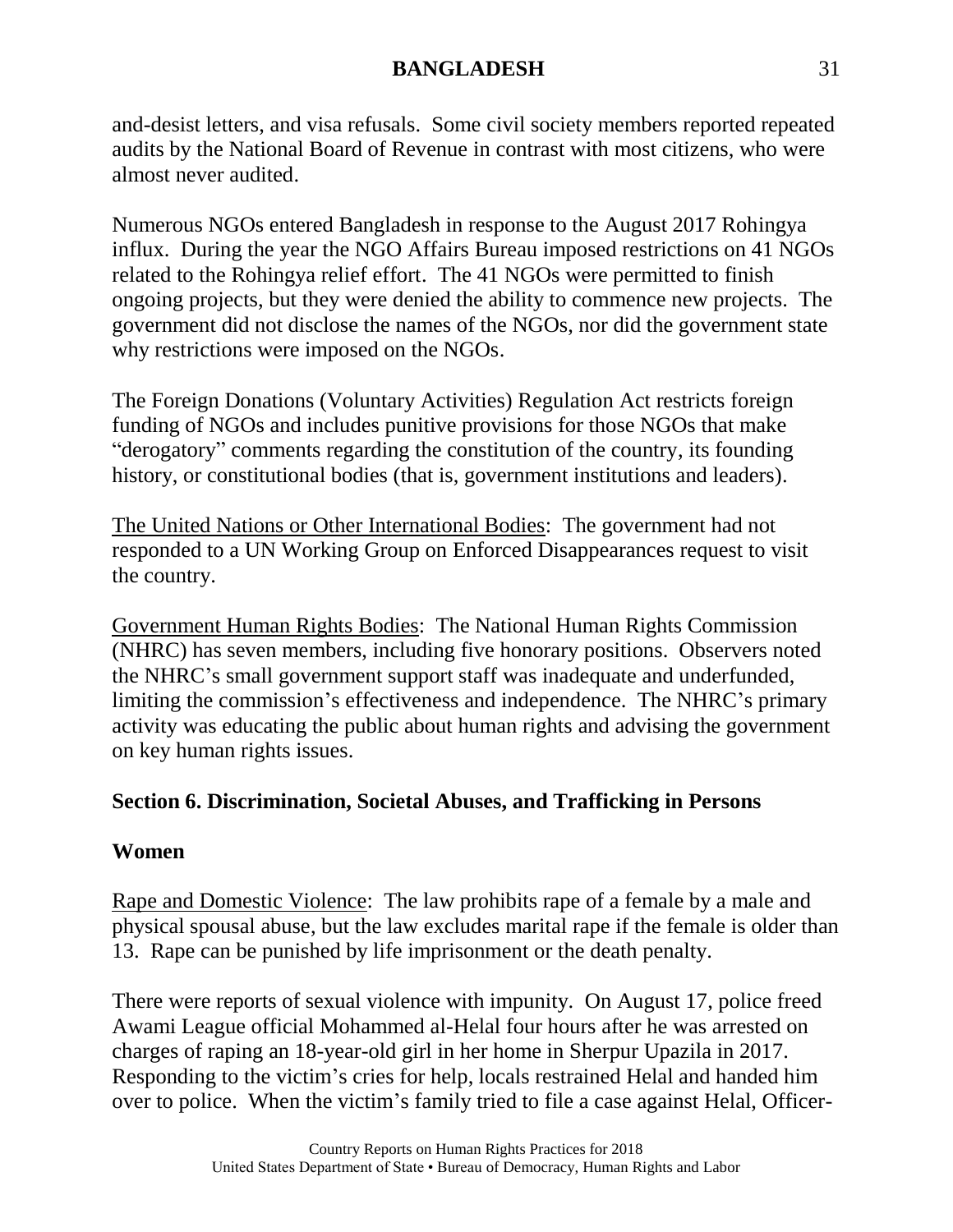and-desist letters, and visa refusals. Some civil society members reported repeated audits by the National Board of Revenue in contrast with most citizens, who were almost never audited.

Numerous NGOs entered Bangladesh in response to the August 2017 Rohingya influx. During the year the NGO Affairs Bureau imposed restrictions on 41 NGOs related to the Rohingya relief effort. The 41 NGOs were permitted to finish ongoing projects, but they were denied the ability to commence new projects. The government did not disclose the names of the NGOs, nor did the government state why restrictions were imposed on the NGOs.

The Foreign Donations (Voluntary Activities) Regulation Act restricts foreign funding of NGOs and includes punitive provisions for those NGOs that make "derogatory" comments regarding the constitution of the country, its founding history, or constitutional bodies (that is, government institutions and leaders).

<u>The United Nations or Other International Bodies</u>: The government had not responded to a UN Working Group on Enforced Disappearances request to visit the country.

<u>Government Human Rights Bodies</u>: The National Human Rights Commission (NHRC) has seven members, including five honorary positions. Observers noted the NHRC's small government support staff was inadequate and underfunded, limiting the commission's effectiveness and independence. The NHRC's primary activity was educating the public about human rights and advising the government on key human rights issues.

## Section 6. Discrimination, Societal Abuses, and Trafficking in Persons

### Women

<u>Rape and Domestic Violence</u>: The law prohibits rape of a female by a male and physical spousal abuse, but the law excludes marital rape if the female is older than 13. Rape can be punished by life imprisonment or the death penalty.

There were reports of sexual violence with impunity. On August 17, police freed Awami League official Mohammed al-Helal four hours after he was arrested on charges of raping an 18-year-old girl in her home in Sherpur Upazila in 2017. Responding to the victim's cries for help, locals restrained Helal and handed him over to police. When the victim's family tried to file a case against Helal, Officer-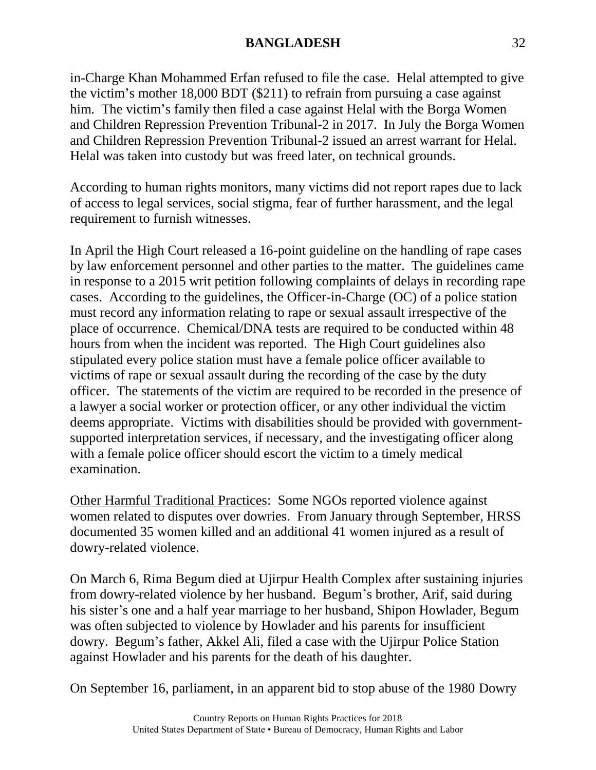in-Charge Khan Mohammed Erfan refused to file the case. Helal attempted to give the victim's mother 18,000 BDT ($211) to refrain from pursuing a case against him. The victim's family then filed a case against Helal with the Borga Women and Children Repression Prevention Tribunal-2 in 2017. In July the Borga Women and Children Repression Prevention Tribunal-2 issued an arrest warrant for Helal. Helal was taken into custody but was freed later, on technical grounds.

According to human rights monitors, many victims did not report rapes due to lack of access to legal services, social stigma, fear of further harassment, and the legal requirement to furnish witnesses.

In April the High Court released a 16-point guideline on the handling of rape cases by law enforcement personnel and other parties to the matter. The guidelines came in response to a 2015 writ petition following complaints of delays in recording rape cases. According to the guidelines, the Officer-in-Charge (OC) of a police station must record any information relating to rape or sexual assault irrespective of the place of occurrence. Chemical/DNA tests are required to be conducted within 48 hours from when the incident was reported. The High Court guidelines also stipulated every police station must have a female police officer available to victims of rape or sexual assault during the recording of the case by the duty officer. The statements of the victim are required to be recorded in the presence of a lawyer a social worker or protection officer, or any other individual the victim deems appropriate. Victims with disabilities should be provided with government-supported interpretation services, if necessary, and the investigating officer along with a female police officer should escort the victim to a timely medical examination.

Other Harmful Traditional Practices: Some NGOs reported violence against women related to disputes over dowries. From January through September, HRSS documented 35 women killed and an additional 41 women injured as a result of dowry-related violence.

On March 6, Rima Begum died at Ujirpur Health Complex after sustaining injuries from dowry-related violence by her husband. Begum's brother, Arif, said during his sister's one and a half year marriage to her husband, Shipon Howlader, Begum was often subjected to violence by Howlader and his parents for insufficient dowry. Begum's father, Akkel Ali, filed a case with the Ujirpur Police Station against Howlader and his parents for the death of his daughter.

On September 16, parliament, in an apparent bid to stop abuse of the 1980 Dowry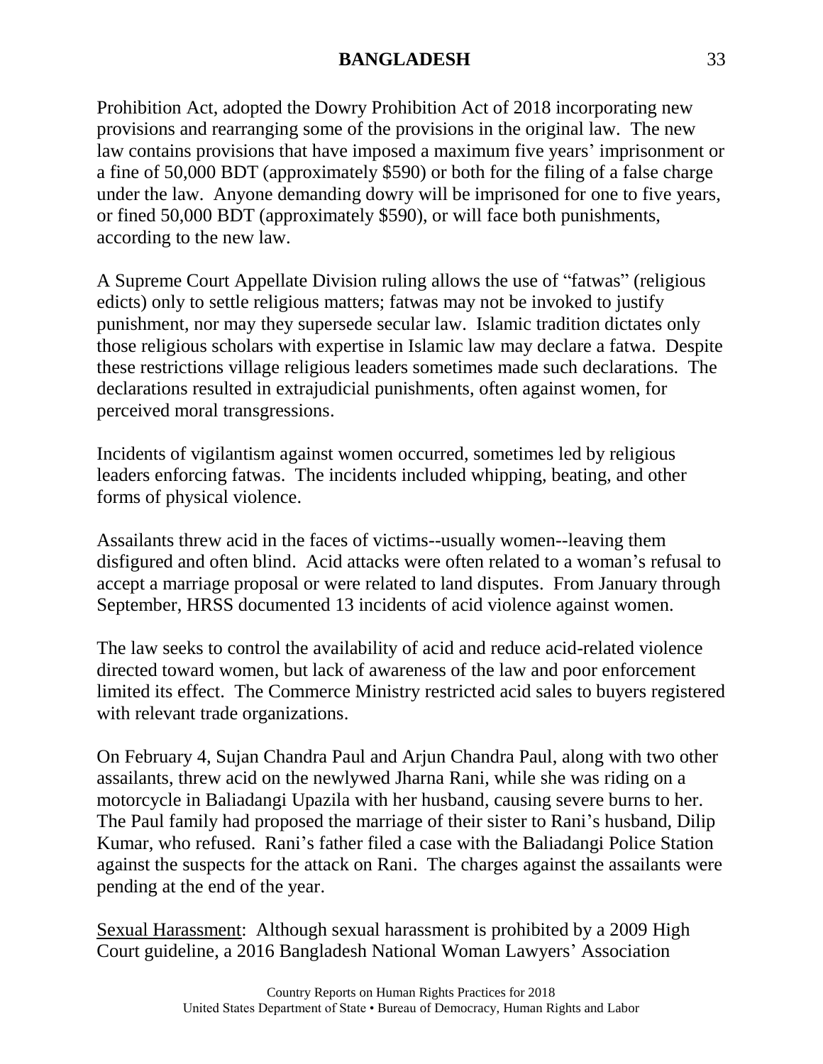Prohibition Act, adopted the Dowry Prohibition Act of 2018 incorporating new provisions and rearranging some of the provisions in the original law. The new law contains provisions that have imposed a maximum five years' imprisonment or a fine of 50,000 BDT (approximately $590) or both for the filing of a false charge under the law. Anyone demanding dowry will be imprisoned for one to five years, or fined 50,000 BDT (approximately $590), or will face both punishments, according to the new law.

A Supreme Court Appellate Division ruling allows the use of "fatwas" (religious edicts) only to settle religious matters; fatwas may not be invoked to justify punishment, nor may they supersede secular law. Islamic tradition dictates only those religious scholars with expertise in Islamic law may declare a fatwa. Despite these restrictions village religious leaders sometimes made such declarations. The declarations resulted in extrajudicial punishments, often against women, for perceived moral transgressions.

Incidents of vigilantism against women occurred, sometimes led by religious leaders enforcing fatwas. The incidents included whipping, beating, and other forms of physical violence.

Assailants threw acid in the faces of victims--usually women--leaving them disfigured and often blind. Acid attacks were often related to a woman's refusal to accept a marriage proposal or were related to land disputes. From January through September, HRSS documented 13 incidents of acid violence against women.

The law seeks to control the availability of acid and reduce acid-related violence directed toward women, but lack of awareness of the law and poor enforcement limited its effect. The Commerce Ministry restricted acid sales to buyers registered with relevant trade organizations.

On February 4, Sujan Chandra Paul and Arjun Chandra Paul, along with two other assailants, threw acid on the newlywed Jharna Rani, while she was riding on a motorcycle in Baliadangi Upazila with her husband, causing severe burns to her. The Paul family had proposed the marriage of their sister to Rani's husband, Dilip Kumar, who refused. Rani's father filed a case with the Baliadangi Police Station against the suspects for the attack on Rani. The charges against the assailants were pending at the end of the year.

Sexual Harassment: Although sexual harassment is prohibited by a 2009 High Court guideline, a 2016 Bangladesh National Woman Lawyers' Association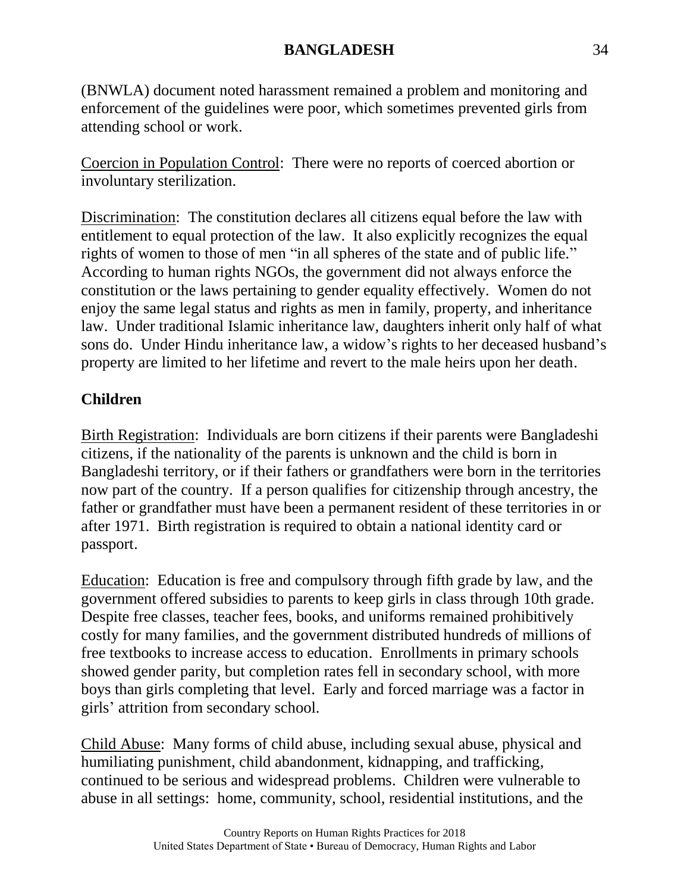(BNWLA) document noted harassment remained a problem and monitoring and enforcement of the guidelines were poor, which sometimes prevented girls from attending school or work.

Coercion in Population Control: There were no reports of coerced abortion or involuntary sterilization.

Discrimination: The constitution declares all citizens equal before the law with entitlement to equal protection of the law. It also explicitly recognizes the equal rights of women to those of men "in all spheres of the state and of public life." According to human rights NGOs, the government did not always enforce the constitution or the laws pertaining to gender equality effectively. Women do not enjoy the same legal status and rights as men in family, property, and inheritance law. Under traditional Islamic inheritance law, daughters inherit only half of what sons do. Under Hindu inheritance law, a widow's rights to her deceased husband's property are limited to her lifetime and revert to the male heirs upon her death.

**Children**

Birth Registration: Individuals are born citizens if their parents were Bangladeshi citizens, if the nationality of the parents is unknown and the child is born in Bangladeshi territory, or if their fathers or grandfathers were born in the territories now part of the country. If a person qualifies for citizenship through ancestry, the father or grandfather must have been a permanent resident of these territories in or after 1971. Birth registration is required to obtain a national identity card or passport.

Education: Education is free and compulsory through fifth grade by law, and the government offered subsidies to parents to keep girls in class through 10th grade. Despite free classes, teacher fees, books, and uniforms remained prohibitively costly for many families, and the government distributed hundreds of millions of free textbooks to increase access to education. Enrollments in primary schools showed gender parity, but completion rates fell in secondary school, with more boys than girls completing that level. Early and forced marriage was a factor in girls' attrition from secondary school.

Child Abuse: Many forms of child abuse, including sexual abuse, physical and humiliating punishment, child abandonment, kidnapping, and trafficking, continued to be serious and widespread problems. Children were vulnerable to abuse in all settings: home, community, school, residential institutions, and the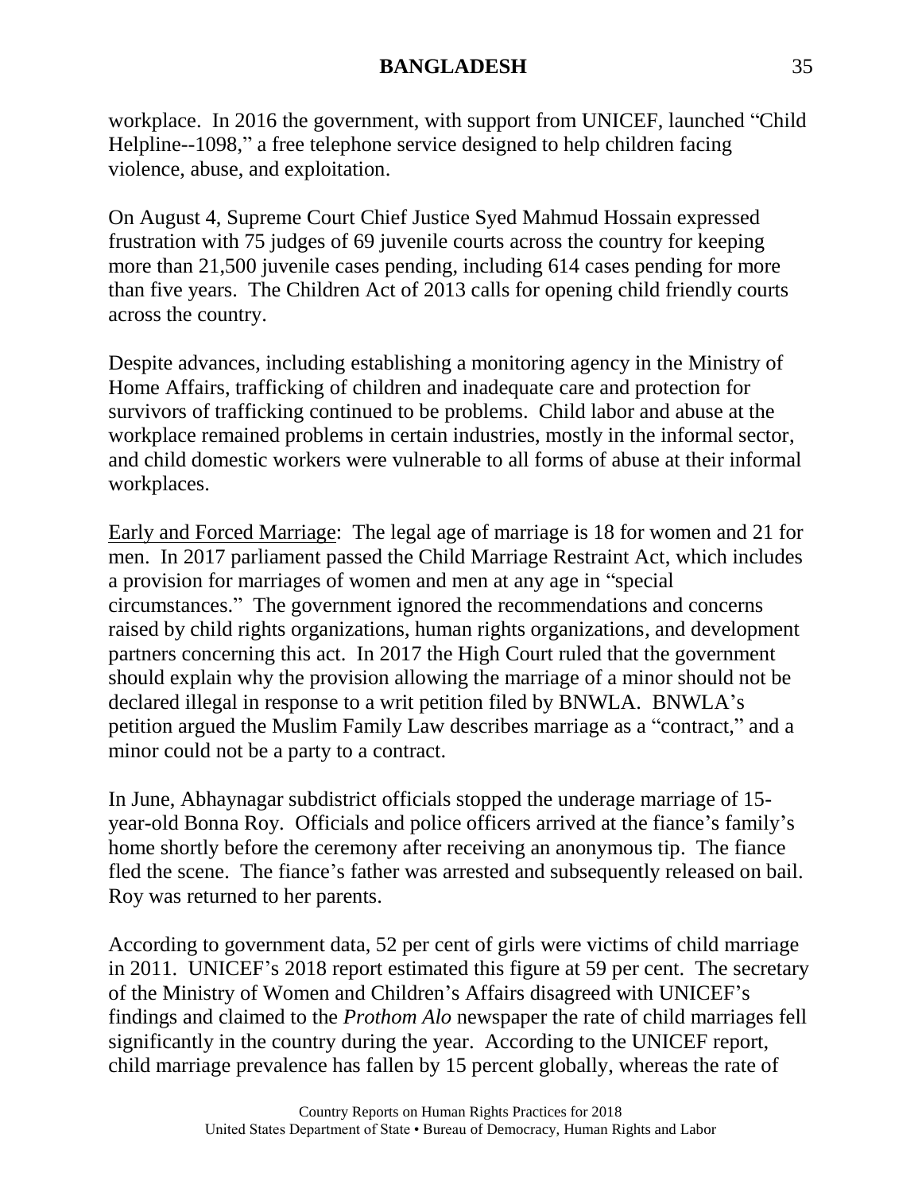workplace. In 2016 the government, with support from UNICEF, launched "Child Helpline--1098," a free telephone service designed to help children facing violence, abuse, and exploitation.

On August 4, Supreme Court Chief Justice Syed Mahmud Hossain expressed frustration with 75 judges of 69 juvenile courts across the country for keeping more than 21,500 juvenile cases pending, including 614 cases pending for more than five years. The Children Act of 2013 calls for opening child friendly courts across the country.

Despite advances, including establishing a monitoring agency in the Ministry of Home Affairs, trafficking of children and inadequate care and protection for survivors of trafficking continued to be problems. Child labor and abuse at the workplace remained problems in certain industries, mostly in the informal sector, and child domestic workers were vulnerable to all forms of abuse at their informal workplaces.

<u>Early and Forced Marriage</u>: The legal age of marriage is 18 for women and 21 for men. In 2017 parliament passed the Child Marriage Restraint Act, which includes a provision for marriages of women and men at any age in "special circumstances." The government ignored the recommendations and concerns raised by child rights organizations, human rights organizations, and development partners concerning this act. In 2017 the High Court ruled that the government should explain why the provision allowing the marriage of a minor should not be declared illegal in response to a writ petition filed by BNWLA. BNWLA's petition argued the Muslim Family Law describes marriage as a "contract," and a minor could not be a party to a contract.

In June, Abhaynagar subdistrict officials stopped the underage marriage of 15-year-old Bonna Roy. Officials and police officers arrived at the fiance's family's home shortly before the ceremony after receiving an anonymous tip. The fiance fled the scene. The fiance's father was arrested and subsequently released on bail. Roy was returned to her parents.

According to government data, 52 per cent of girls were victims of child marriage in 2011. UNICEF's 2018 report estimated this figure at 59 per cent. The secretary of the Ministry of Women and Children's Affairs disagreed with UNICEF's findings and claimed to the *Prothom Alo* newspaper the rate of child marriages fell significantly in the country during the year. According to the UNICEF report, child marriage prevalence has fallen by 15 percent globally, whereas the rate of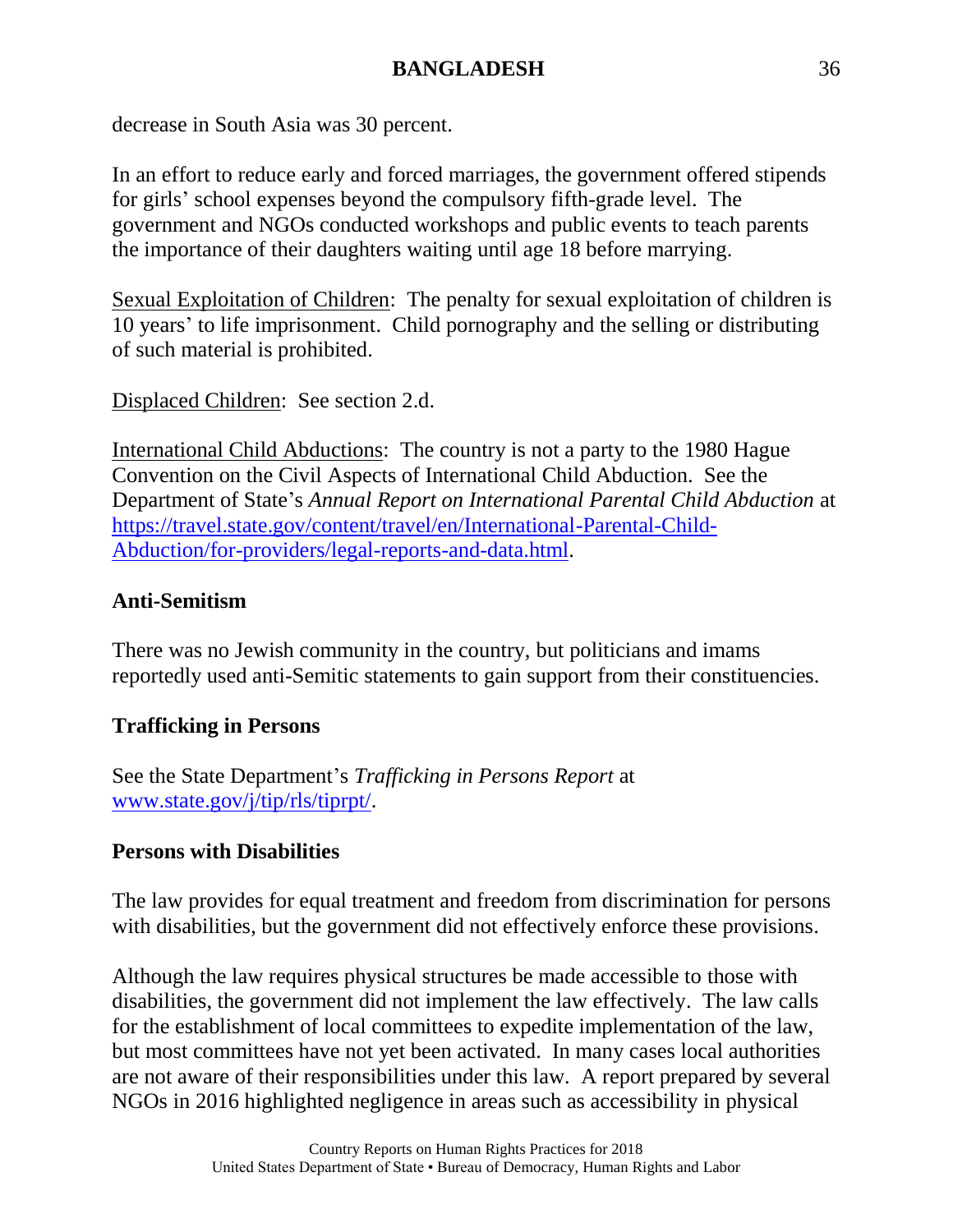decrease in South Asia was 30 percent.

In an effort to reduce early and forced marriages, the government offered stipends for girls' school expenses beyond the compulsory fifth-grade level. The government and NGOs conducted workshops and public events to teach parents the importance of their daughters waiting until age 18 before marrying.

Sexual Exploitation of Children: The penalty for sexual exploitation of children is 10 years' to life imprisonment. Child pornography and the selling or distributing of such material is prohibited.

Displaced Children: See section 2.d.

International Child Abductions: The country is not a party to the 1980 Hague Convention on the Civil Aspects of International Child Abduction. See the Department of State's *Annual Report on International Parental Child Abduction* at [https://travel.state.gov/content/travel/en/International-Parental-Child-Abduction/for-providers/legal-reports-and-data.html](https://travel.state.gov/content/travel/en/International-Parental-Child-Abduction/for-providers/legal-reports-and-data.html).

**Anti-Semitism**

There was no Jewish community in the country, but politicians and imams reportedly used anti-Semitic statements to gain support from their constituencies.

**Trafficking in Persons**

See the State Department's *Trafficking in Persons Report* at [www.state.gov/j/tip/rls/tiprpt/](www.state.gov/j/tip/rls/tiprpt/).

**Persons with Disabilities**

The law provides for equal treatment and freedom from discrimination for persons with disabilities, but the government did not effectively enforce these provisions.

Although the law requires physical structures be made accessible to those with disabilities, the government did not implement the law effectively. The law calls for the establishment of local committees to expedite implementation of the law, but most committees have not yet been activated. In many cases local authorities are not aware of their responsibilities under this law. A report prepared by several NGOs in 2016 highlighted negligence in areas such as accessibility in physical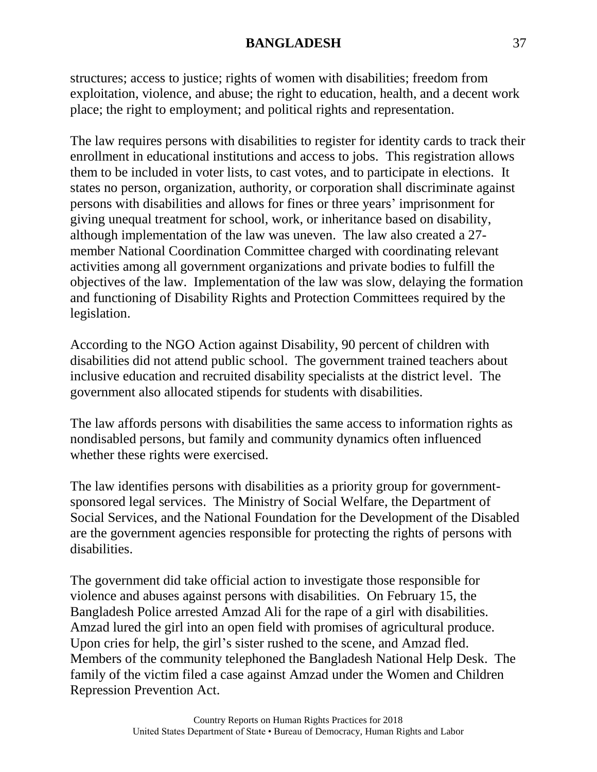structures; access to justice; rights of women with disabilities; freedom from exploitation, violence, and abuse; the right to education, health, and a decent work place; the right to employment; and political rights and representation.

The law requires persons with disabilities to register for identity cards to track their enrollment in educational institutions and access to jobs. This registration allows them to be included in voter lists, to cast votes, and to participate in elections. It states no person, organization, authority, or corporation shall discriminate against persons with disabilities and allows for fines or three years' imprisonment for giving unequal treatment for school, work, or inheritance based on disability, although implementation of the law was uneven. The law also created a 27-member National Coordination Committee charged with coordinating relevant activities among all government organizations and private bodies to fulfill the objectives of the law. Implementation of the law was slow, delaying the formation and functioning of Disability Rights and Protection Committees required by the legislation.

According to the NGO Action against Disability, 90 percent of children with disabilities did not attend public school. The government trained teachers about inclusive education and recruited disability specialists at the district level. The government also allocated stipends for students with disabilities.

The law affords persons with disabilities the same access to information rights as nondisabled persons, but family and community dynamics often influenced whether these rights were exercised.

The law identifies persons with disabilities as a priority group for government-sponsored legal services. The Ministry of Social Welfare, the Department of Social Services, and the National Foundation for the Development of the Disabled are the government agencies responsible for protecting the rights of persons with disabilities.

The government did take official action to investigate those responsible for violence and abuses against persons with disabilities. On February 15, the Bangladesh Police arrested Amzad Ali for the rape of a girl with disabilities. Amzad lured the girl into an open field with promises of agricultural produce. Upon cries for help, the girl's sister rushed to the scene, and Amzad fled. Members of the community telephoned the Bangladesh National Help Desk. The family of the victim filed a case against Amzad under the Women and Children Repression Prevention Act.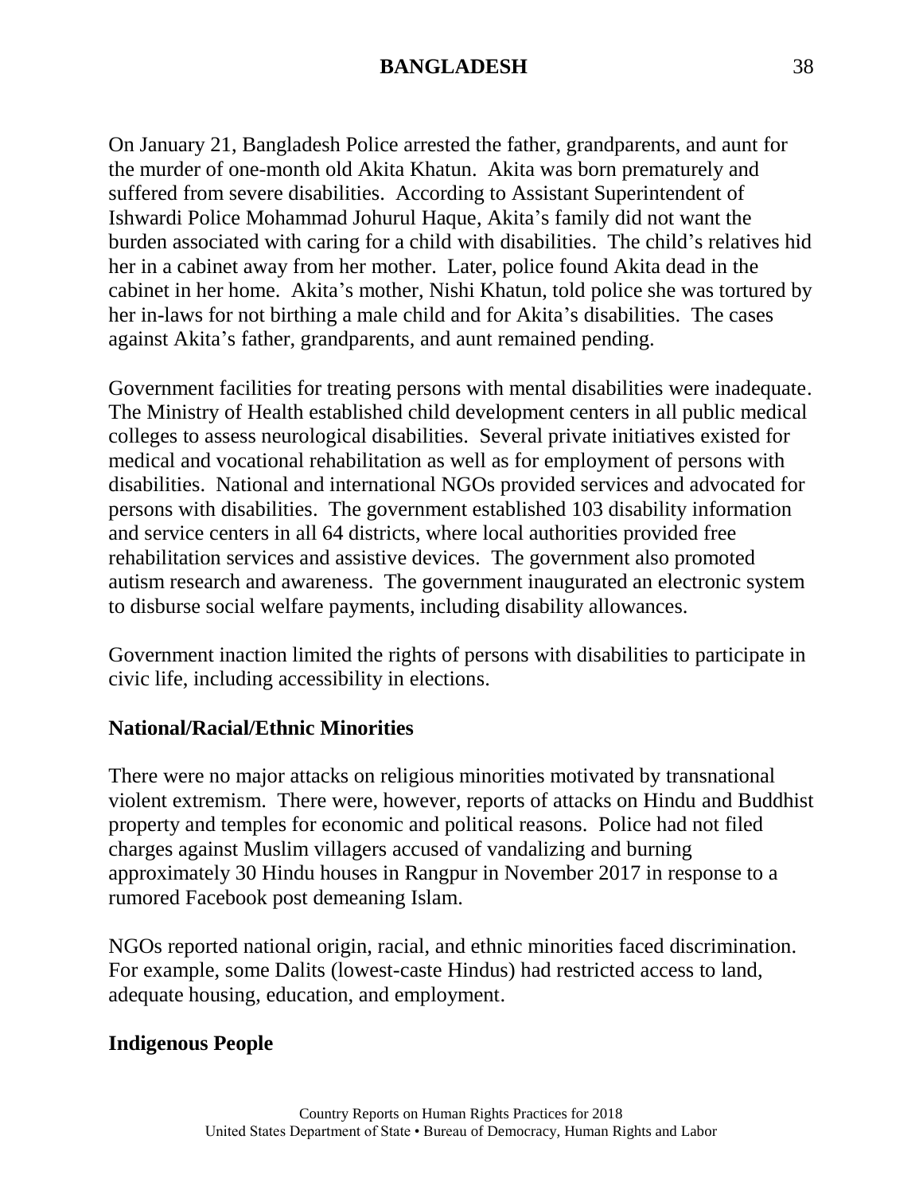On January 21, Bangladesh Police arrested the father, grandparents, and aunt for the murder of one-month old Akita Khatun. Akita was born prematurely and suffered from severe disabilities. According to Assistant Superintendent of Ishwardi Police Mohammad Johurul Haque, Akita's family did not want the burden associated with caring for a child with disabilities. The child's relatives hid her in a cabinet away from her mother. Later, police found Akita dead in the cabinet in her home. Akita's mother, Nishi Khatun, told police she was tortured by her in-laws for not birthing a male child and for Akita's disabilities. The cases against Akita's father, grandparents, and aunt remained pending.

Government facilities for treating persons with mental disabilities were inadequate. The Ministry of Health established child development centers in all public medical colleges to assess neurological disabilities. Several private initiatives existed for medical and vocational rehabilitation as well as for employment of persons with disabilities. National and international NGOs provided services and advocated for persons with disabilities. The government established 103 disability information and service centers in all 64 districts, where local authorities provided free rehabilitation services and assistive devices. The government also promoted autism research and awareness. The government inaugurated an electronic system to disburse social welfare payments, including disability allowances.

Government inaction limited the rights of persons with disabilities to participate in civic life, including accessibility in elections.

**National/Racial/Ethnic Minorities**

There were no major attacks on religious minorities motivated by transnational violent extremism. There were, however, reports of attacks on Hindu and Buddhist property and temples for economic and political reasons. Police had not filed charges against Muslim villagers accused of vandalizing and burning approximately 30 Hindu houses in Rangpur in November 2017 in response to a rumored Facebook post demeaning Islam.

NGOs reported national origin, racial, and ethnic minorities faced discrimination. For example, some Dalits (lowest-caste Hindus) had restricted access to land, adequate housing, education, and employment.

**Indigenous People**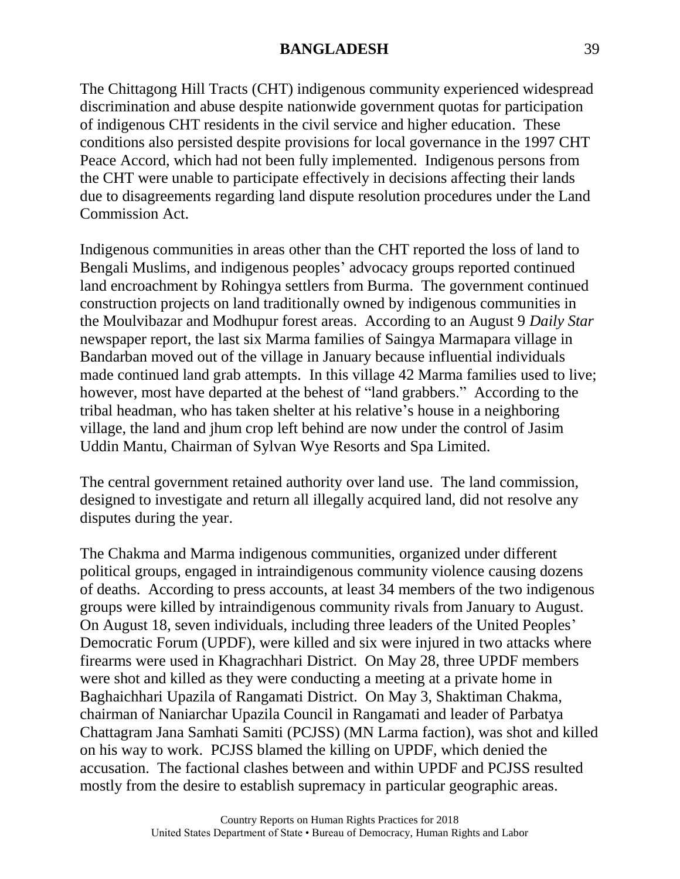The Chittagong Hill Tracts (CHT) indigenous community experienced widespread discrimination and abuse despite nationwide government quotas for participation of indigenous CHT residents in the civil service and higher education. These conditions also persisted despite provisions for local governance in the 1997 CHT Peace Accord, which had not been fully implemented. Indigenous persons from the CHT were unable to participate effectively in decisions affecting their lands due to disagreements regarding land dispute resolution procedures under the Land Commission Act.

Indigenous communities in areas other than the CHT reported the loss of land to Bengali Muslims, and indigenous peoples' advocacy groups reported continued land encroachment by Rohingya settlers from Burma. The government continued construction projects on land traditionally owned by indigenous communities in the Moulvibazar and Modhupur forest areas. According to an August 9 *Daily Star* newspaper report, the last six Marma families of Saingya Marmapara village in Bandarban moved out of the village in January because influential individuals made continued land grab attempts. In this village 42 Marma families used to live; however, most have departed at the behest of "land grabbers." According to the tribal headman, who has taken shelter at his relative's house in a neighboring village, the land and jhum crop left behind are now under the control of Jasim Uddin Mantu, Chairman of Sylvan Wye Resorts and Spa Limited.

The central government retained authority over land use. The land commission, designed to investigate and return all illegally acquired land, did not resolve any disputes during the year.

The Chakma and Marma indigenous communities, organized under different political groups, engaged in intraindigenous community violence causing dozens of deaths. According to press accounts, at least 34 members of the two indigenous groups were killed by intraindigenous community rivals from January to August. On August 18, seven individuals, including three leaders of the United Peoples' Democratic Forum (UPDF), were killed and six were injured in two attacks where firearms were used in Khagrachhari District. On May 28, three UPDF members were shot and killed as they were conducting a meeting at a private home in Baghaichhari Upazila of Rangamati District. On May 3, Shaktiman Chakma, chairman of Naniarchar Upazila Council in Rangamati and leader of Parbatya Chattagram Jana Samhati Samiti (PCJSS) (MN Larma faction), was shot and killed on his way to work. PCJSS blamed the killing on UPDF, which denied the accusation. The factional clashes between and within UPDF and PCJSS resulted mostly from the desire to establish supremacy in particular geographic areas.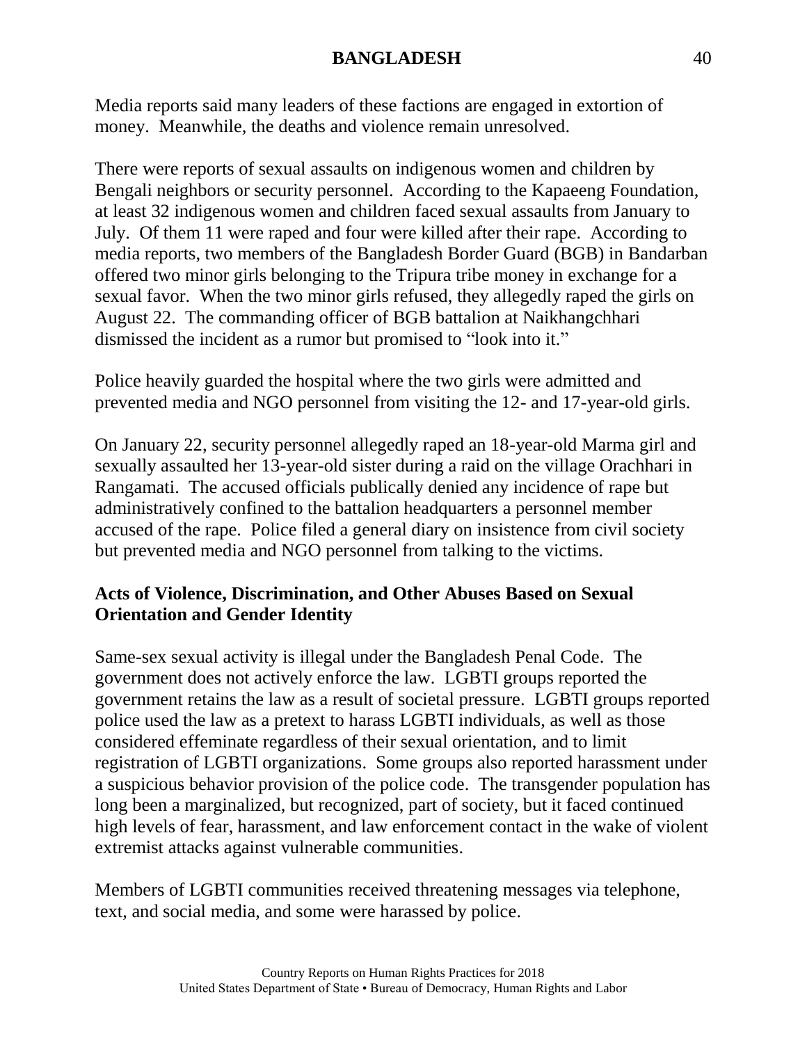Media reports said many leaders of these factions are engaged in extortion of money. Meanwhile, the deaths and violence remain unresolved.

There were reports of sexual assaults on indigenous women and children by Bengali neighbors or security personnel. According to the Kapaeeng Foundation, at least 32 indigenous women and children faced sexual assaults from January to July. Of them 11 were raped and four were killed after their rape. According to media reports, two members of the Bangladesh Border Guard (BGB) in Bandarban offered two minor girls belonging to the Tripura tribe money in exchange for a sexual favor. When the two minor girls refused, they allegedly raped the girls on August 22. The commanding officer of BGB battalion at Naikhangchhari dismissed the incident as a rumor but promised to "look into it."

Police heavily guarded the hospital where the two girls were admitted and prevented media and NGO personnel from visiting the 12- and 17-year-old girls.

On January 22, security personnel allegedly raped an 18-year-old Marma girl and sexually assaulted her 13-year-old sister during a raid on the village Orachhari in Rangamati. The accused officials publically denied any incidence of rape but administratively confined to the battalion headquarters a personnel member accused of the rape. Police filed a general diary on insistence from civil society but prevented media and NGO personnel from talking to the victims.

**Acts of Violence, Discrimination, and Other Abuses Based on Sexual Orientation and Gender Identity**

Same-sex sexual activity is illegal under the Bangladesh Penal Code. The government does not actively enforce the law. LGBTI groups reported the government retains the law as a result of societal pressure. LGBTI groups reported police used the law as a pretext to harass LGBTI individuals, as well as those considered effeminate regardless of their sexual orientation, and to limit registration of LGBTI organizations. Some groups also reported harassment under a suspicious behavior provision of the police code. The transgender population has long been a marginalized, but recognized, part of society, but it faced continued high levels of fear, harassment, and law enforcement contact in the wake of violent extremist attacks against vulnerable communities.

Members of LGBTI communities received threatening messages via telephone, text, and social media, and some were harassed by police.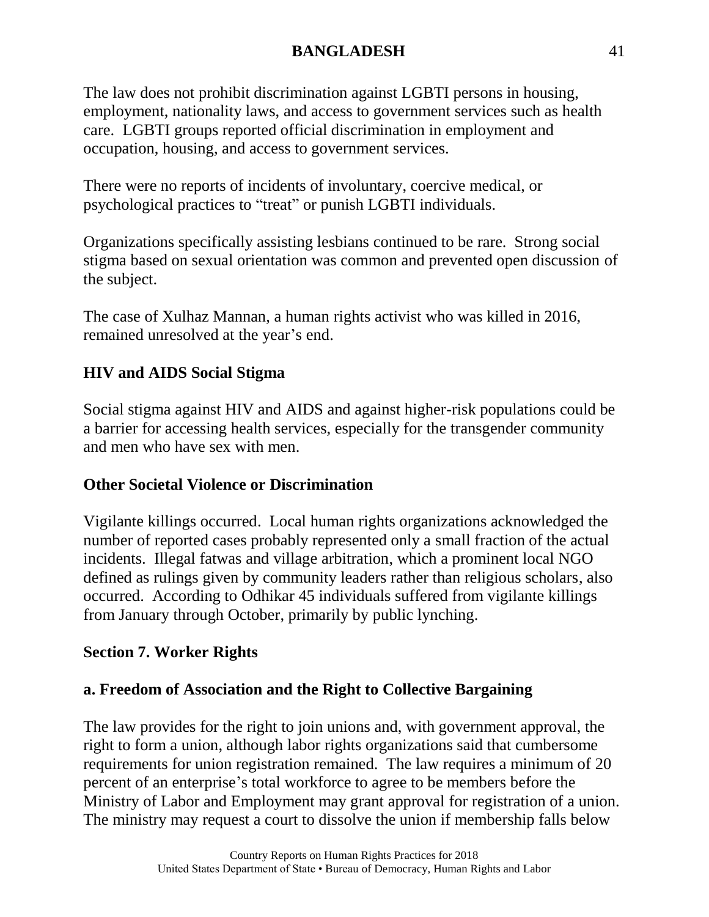The law does not prohibit discrimination against LGBTI persons in housing, employment, nationality laws, and access to government services such as health care. LGBTI groups reported official discrimination in employment and occupation, housing, and access to government services.

There were no reports of incidents of involuntary, coercive medical, or psychological practices to "treat" or punish LGBTI individuals.

Organizations specifically assisting lesbians continued to be rare. Strong social stigma based on sexual orientation was common and prevented open discussion of the subject.

The case of Xulhaz Mannan, a human rights activist who was killed in 2016, remained unresolved at the year's end.

### HIV and AIDS Social Stigma

Social stigma against HIV and AIDS and against higher-risk populations could be a barrier for accessing health services, especially for the transgender community and men who have sex with men.

### Other Societal Violence or Discrimination

Vigilante killings occurred. Local human rights organizations acknowledged the number of reported cases probably represented only a small fraction of the actual incidents. Illegal fatwas and village arbitration, which a prominent local NGO defined as rulings given by community leaders rather than religious scholars, also occurred. According to Odhikar 45 individuals suffered from vigilante killings from January through October, primarily by public lynching.

## Section 7. Worker Rights

### a. Freedom of Association and the Right to Collective Bargaining

The law provides for the right to join unions and, with government approval, the right to form a union, although labor rights organizations said that cumbersome requirements for union registration remained. The law requires a minimum of 20 percent of an enterprise's total workforce to agree to be members before the Ministry of Labor and Employment may grant approval for registration of a union. The ministry may request a court to dissolve the union if membership falls below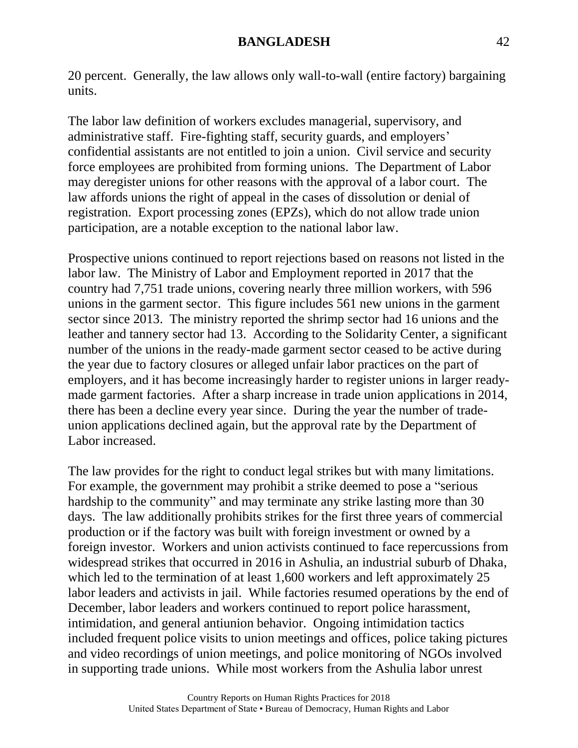20 percent. Generally, the law allows only wall-to-wall (entire factory) bargaining units.

The labor law definition of workers excludes managerial, supervisory, and administrative staff. Fire-fighting staff, security guards, and employers' confidential assistants are not entitled to join a union. Civil service and security force employees are prohibited from forming unions. The Department of Labor may deregister unions for other reasons with the approval of a labor court. The law affords unions the right of appeal in the cases of dissolution or denial of registration. Export processing zones (EPZs), which do not allow trade union participation, are a notable exception to the national labor law.

Prospective unions continued to report rejections based on reasons not listed in the labor law. The Ministry of Labor and Employment reported in 2017 that the country had 7,751 trade unions, covering nearly three million workers, with 596 unions in the garment sector. This figure includes 561 new unions in the garment sector since 2013. The ministry reported the shrimp sector had 16 unions and the leather and tannery sector had 13. According to the Solidarity Center, a significant number of the unions in the ready-made garment sector ceased to be active during the year due to factory closures or alleged unfair labor practices on the part of employers, and it has become increasingly harder to register unions in larger ready-made garment factories. After a sharp increase in trade union applications in 2014, there has been a decline every year since. During the year the number of trade-union applications declined again, but the approval rate by the Department of Labor increased.

The law provides for the right to conduct legal strikes but with many limitations. For example, the government may prohibit a strike deemed to pose a "serious hardship to the community" and may terminate any strike lasting more than 30 days. The law additionally prohibits strikes for the first three years of commercial production or if the factory was built with foreign investment or owned by a foreign investor. Workers and union activists continued to face repercussions from widespread strikes that occurred in 2016 in Ashulia, an industrial suburb of Dhaka, which led to the termination of at least 1,600 workers and left approximately 25 labor leaders and activists in jail. While factories resumed operations by the end of December, labor leaders and workers continued to report police harassment, intimidation, and general antiunion behavior. Ongoing intimidation tactics included frequent police visits to union meetings and offices, police taking pictures and video recordings of union meetings, and police monitoring of NGOs involved in supporting trade unions. While most workers from the Ashulia labor unrest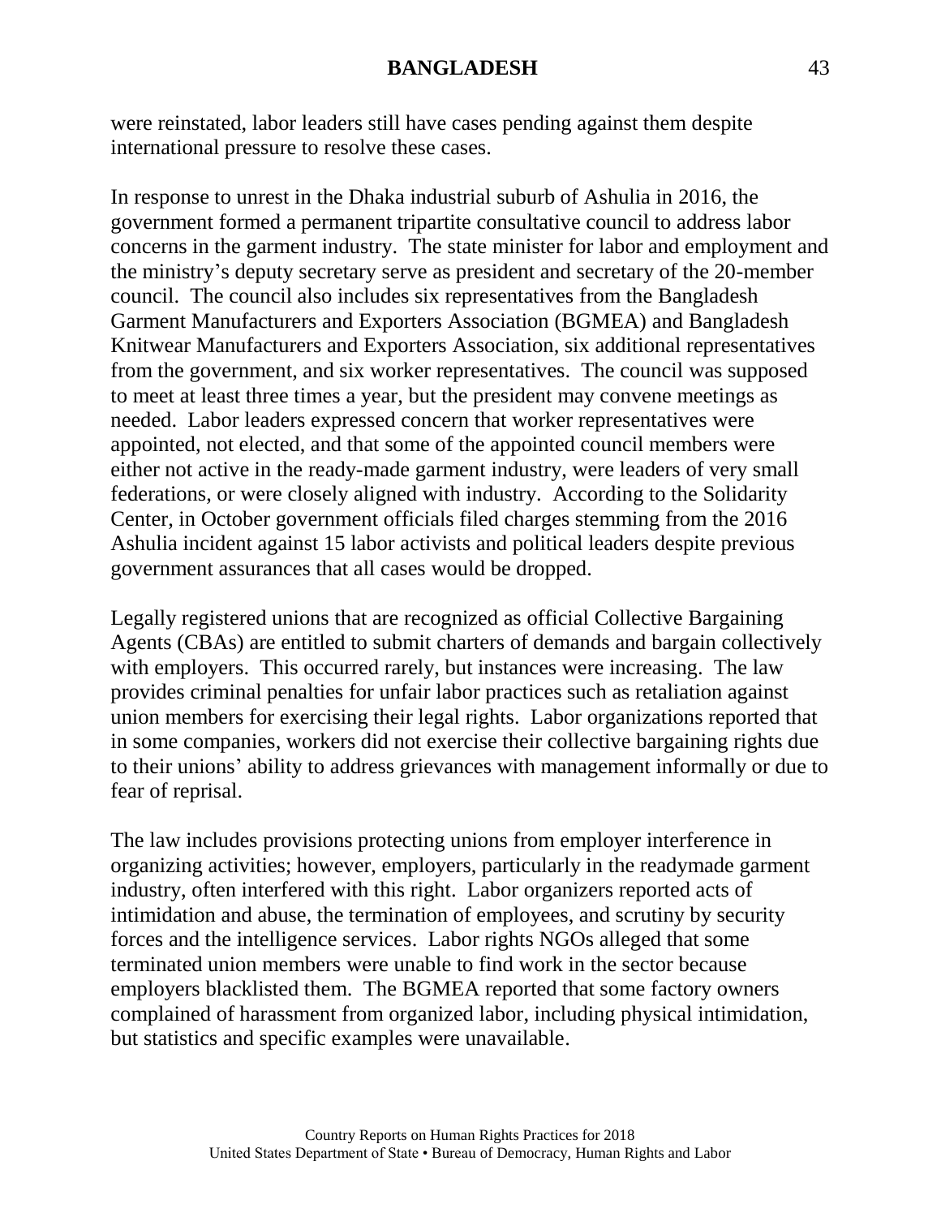were reinstated, labor leaders still have cases pending against them despite international pressure to resolve these cases.

In response to unrest in the Dhaka industrial suburb of Ashulia in 2016, the government formed a permanent tripartite consultative council to address labor concerns in the garment industry. The state minister for labor and employment and the ministry's deputy secretary serve as president and secretary of the 20-member council. The council also includes six representatives from the Bangladesh Garment Manufacturers and Exporters Association (BGMEA) and Bangladesh Knitwear Manufacturers and Exporters Association, six additional representatives from the government, and six worker representatives. The council was supposed to meet at least three times a year, but the president may convene meetings as needed. Labor leaders expressed concern that worker representatives were appointed, not elected, and that some of the appointed council members were either not active in the ready-made garment industry, were leaders of very small federations, or were closely aligned with industry. According to the Solidarity Center, in October government officials filed charges stemming from the 2016 Ashulia incident against 15 labor activists and political leaders despite previous government assurances that all cases would be dropped.

Legally registered unions that are recognized as official Collective Bargaining Agents (CBAs) are entitled to submit charters of demands and bargain collectively with employers. This occurred rarely, but instances were increasing. The law provides criminal penalties for unfair labor practices such as retaliation against union members for exercising their legal rights. Labor organizations reported that in some companies, workers did not exercise their collective bargaining rights due to their unions' ability to address grievances with management informally or due to fear of reprisal.

The law includes provisions protecting unions from employer interference in organizing activities; however, employers, particularly in the readymade garment industry, often interfered with this right. Labor organizers reported acts of intimidation and abuse, the termination of employees, and scrutiny by security forces and the intelligence services. Labor rights NGOs alleged that some terminated union members were unable to find work in the sector because employers blacklisted them. The BGMEA reported that some factory owners complained of harassment from organized labor, including physical intimidation, but statistics and specific examples were unavailable.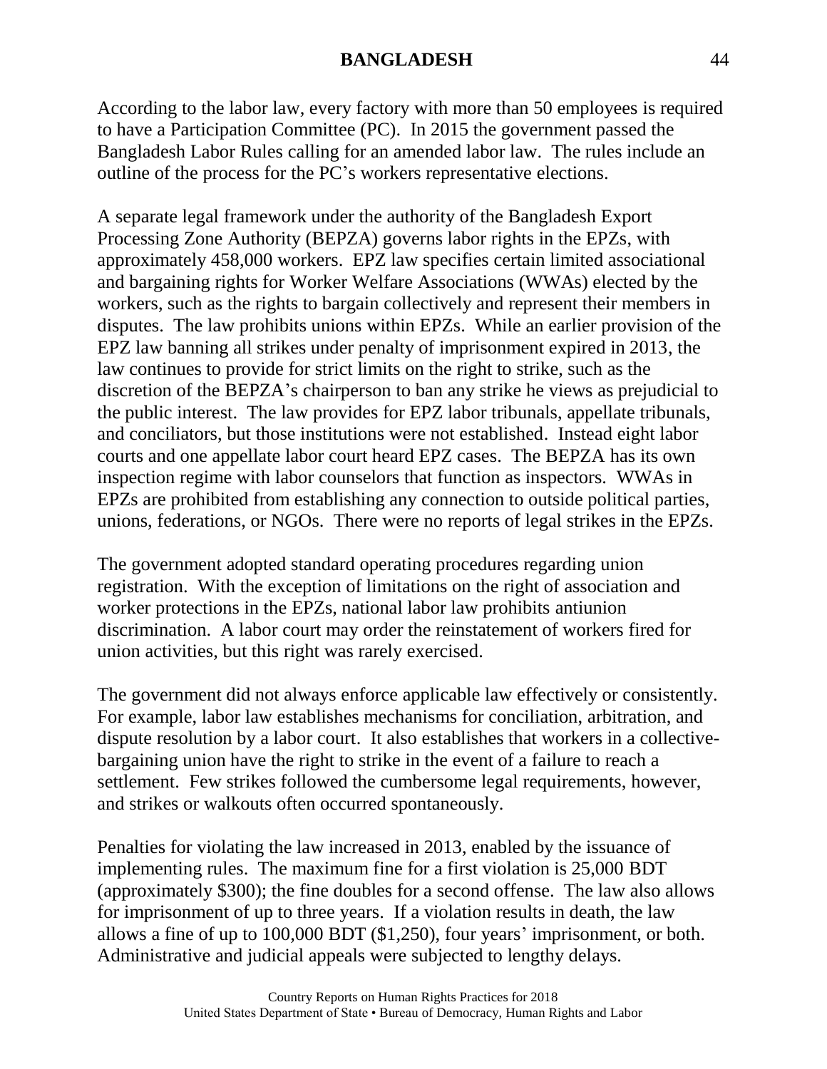According to the labor law, every factory with more than 50 employees is required to have a Participation Committee (PC). In 2015 the government passed the Bangladesh Labor Rules calling for an amended labor law. The rules include an outline of the process for the PC's workers representative elections.

A separate legal framework under the authority of the Bangladesh Export Processing Zone Authority (BEPZA) governs labor rights in the EPZs, with approximately 458,000 workers. EPZ law specifies certain limited associational and bargaining rights for Worker Welfare Associations (WWAs) elected by the workers, such as the rights to bargain collectively and represent their members in disputes. The law prohibits unions within EPZs. While an earlier provision of the EPZ law banning all strikes under penalty of imprisonment expired in 2013, the law continues to provide for strict limits on the right to strike, such as the discretion of the BEPZA's chairperson to ban any strike he views as prejudicial to the public interest. The law provides for EPZ labor tribunals, appellate tribunals, and conciliators, but those institutions were not established. Instead eight labor courts and one appellate labor court heard EPZ cases. The BEPZA has its own inspection regime with labor counselors that function as inspectors. WWAs in EPZs are prohibited from establishing any connection to outside political parties, unions, federations, or NGOs. There were no reports of legal strikes in the EPZs.

The government adopted standard operating procedures regarding union registration. With the exception of limitations on the right of association and worker protections in the EPZs, national labor law prohibits antiunion discrimination. A labor court may order the reinstatement of workers fired for union activities, but this right was rarely exercised.

The government did not always enforce applicable law effectively or consistently. For example, labor law establishes mechanisms for conciliation, arbitration, and dispute resolution by a labor court. It also establishes that workers in a collective-bargaining union have the right to strike in the event of a failure to reach a settlement. Few strikes followed the cumbersome legal requirements, however, and strikes or walkouts often occurred spontaneously.

Penalties for violating the law increased in 2013, enabled by the issuance of implementing rules. The maximum fine for a first violation is 25,000 BDT (approximately $300); the fine doubles for a second offense. The law also allows for imprisonment of up to three years. If a violation results in death, the law allows a fine of up to 100,000 BDT ($1,250), four years' imprisonment, or both. Administrative and judicial appeals were subjected to lengthy delays.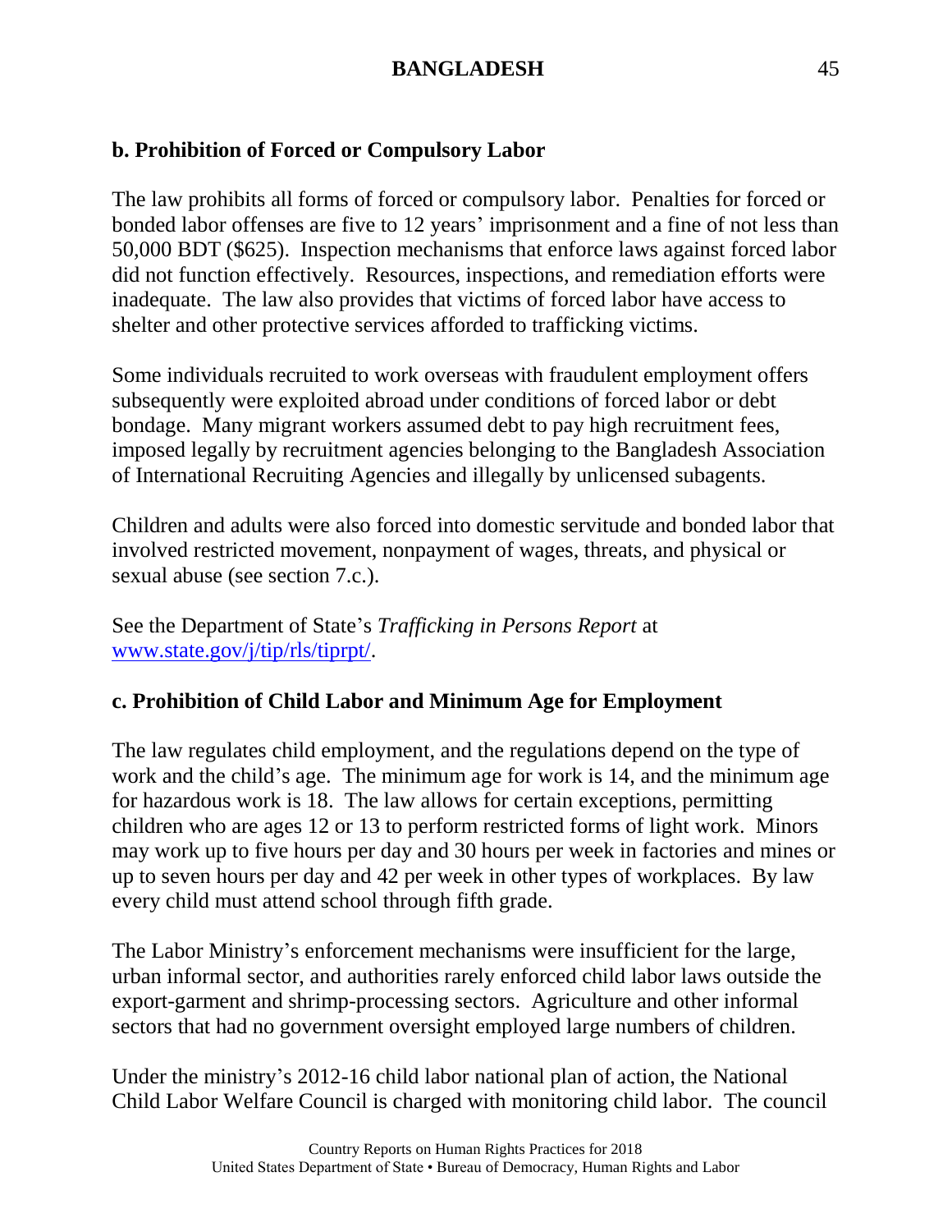## b. Prohibition of Forced or Compulsory Labor

The law prohibits all forms of forced or compulsory labor. Penalties for forced or bonded labor offenses are five to 12 years' imprisonment and a fine of not less than 50,000 BDT ($625). Inspection mechanisms that enforce laws against forced labor did not function effectively. Resources, inspections, and remediation efforts were inadequate. The law also provides that victims of forced labor have access to shelter and other protective services afforded to trafficking victims.

Some individuals recruited to work overseas with fraudulent employment offers subsequently were exploited abroad under conditions of forced labor or debt bondage. Many migrant workers assumed debt to pay high recruitment fees, imposed legally by recruitment agencies belonging to the Bangladesh Association of International Recruiting Agencies and illegally by unlicensed subagents.

Children and adults were also forced into domestic servitude and bonded labor that involved restricted movement, nonpayment of wages, threats, and physical or sexual abuse (see section 7.c.).

See the Department of State's *Trafficking in Persons Report* at [www.state.gov/j/tip/rls/tiprpt/](www.state.gov/j/tip/rls/tiprpt/).

## c. Prohibition of Child Labor and Minimum Age for Employment

The law regulates child employment, and the regulations depend on the type of work and the child's age. The minimum age for work is 14, and the minimum age for hazardous work is 18. The law allows for certain exceptions, permitting children who are ages 12 or 13 to perform restricted forms of light work. Minors may work up to five hours per day and 30 hours per week in factories and mines or up to seven hours per day and 42 per week in other types of workplaces. By law every child must attend school through fifth grade.

The Labor Ministry's enforcement mechanisms were insufficient for the large, urban informal sector, and authorities rarely enforced child labor laws outside the export-garment and shrimp-processing sectors. Agriculture and other informal sectors that had no government oversight employed large numbers of children.

Under the ministry's 2012-16 child labor national plan of action, the National Child Labor Welfare Council is charged with monitoring child labor. The council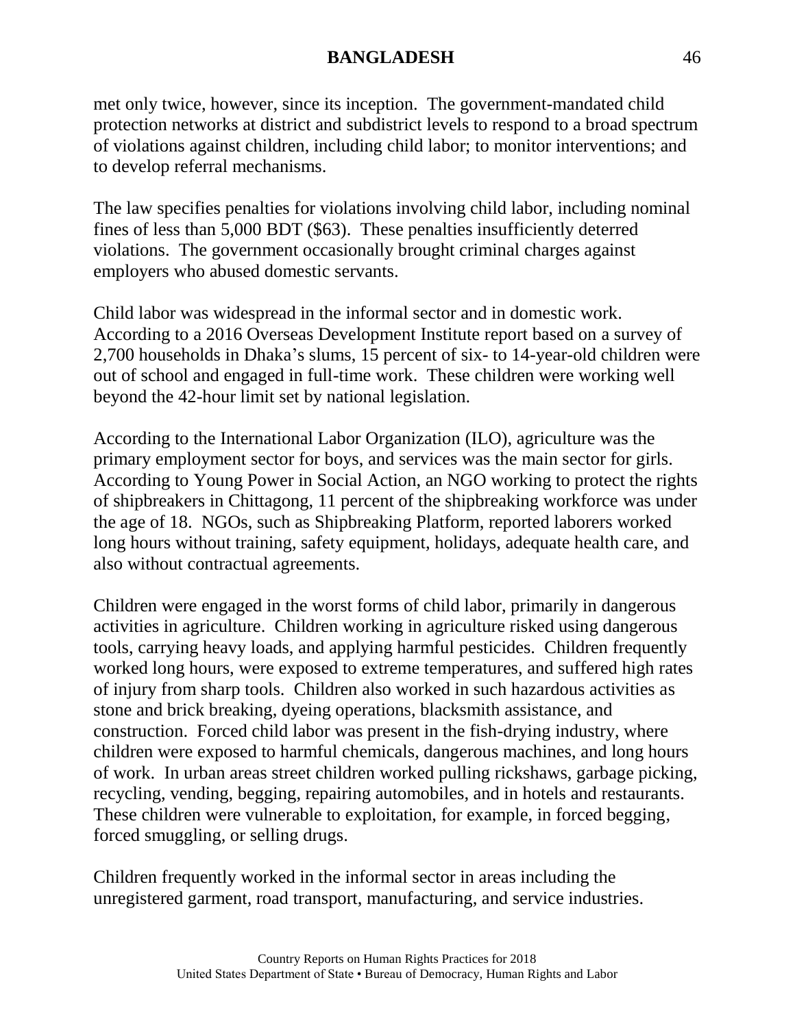met only twice, however, since its inception. The government-mandated child protection networks at district and subdistrict levels to respond to a broad spectrum of violations against children, including child labor; to monitor interventions; and to develop referral mechanisms.

The law specifies penalties for violations involving child labor, including nominal fines of less than 5,000 BDT ($63). These penalties insufficiently deterred violations. The government occasionally brought criminal charges against employers who abused domestic servants.

Child labor was widespread in the informal sector and in domestic work. According to a 2016 Overseas Development Institute report based on a survey of 2,700 households in Dhaka's slums, 15 percent of six- to 14-year-old children were out of school and engaged in full-time work. These children were working well beyond the 42-hour limit set by national legislation.

According to the International Labor Organization (ILO), agriculture was the primary employment sector for boys, and services was the main sector for girls. According to Young Power in Social Action, an NGO working to protect the rights of shipbreakers in Chittagong, 11 percent of the shipbreaking workforce was under the age of 18. NGOs, such as Shipbreaking Platform, reported laborers worked long hours without training, safety equipment, holidays, adequate health care, and also without contractual agreements.

Children were engaged in the worst forms of child labor, primarily in dangerous activities in agriculture. Children working in agriculture risked using dangerous tools, carrying heavy loads, and applying harmful pesticides. Children frequently worked long hours, were exposed to extreme temperatures, and suffered high rates of injury from sharp tools. Children also worked in such hazardous activities as stone and brick breaking, dyeing operations, blacksmith assistance, and construction. Forced child labor was present in the fish-drying industry, where children were exposed to harmful chemicals, dangerous machines, and long hours of work. In urban areas street children worked pulling rickshaws, garbage picking, recycling, vending, begging, repairing automobiles, and in hotels and restaurants. These children were vulnerable to exploitation, for example, in forced begging, forced smuggling, or selling drugs.

Children frequently worked in the informal sector in areas including the unregistered garment, road transport, manufacturing, and service industries.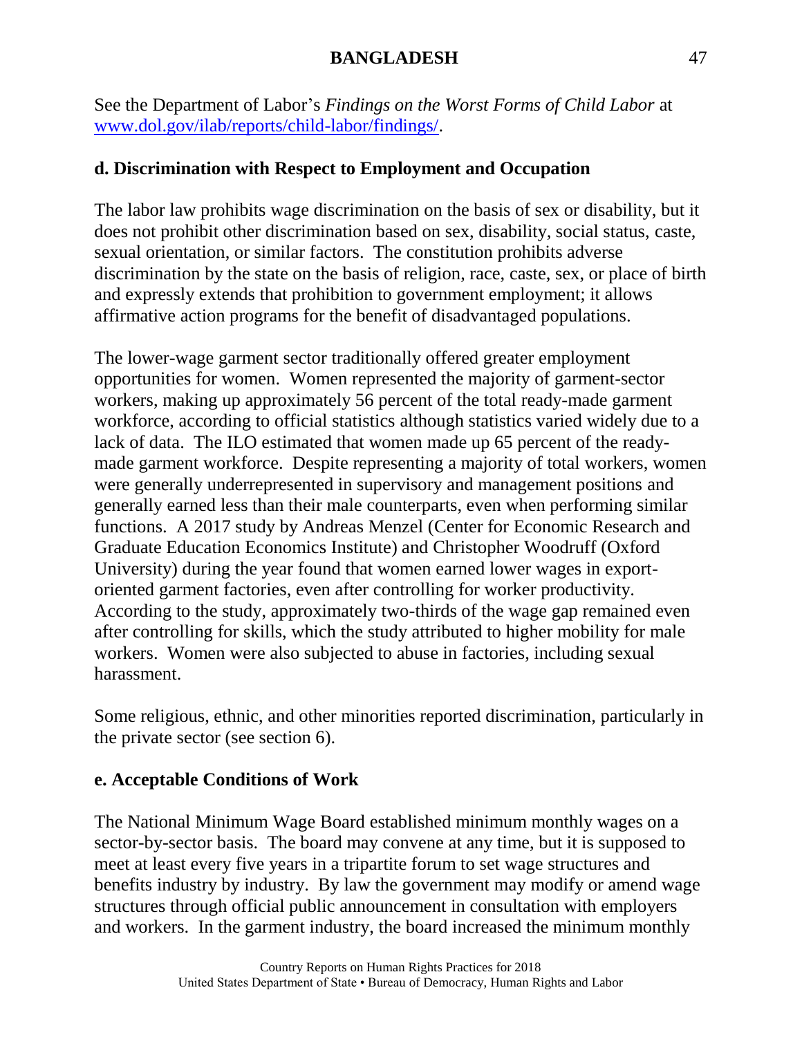See the Department of Labor's *Findings on the Worst Forms of Child Labor* at [www.dol.gov/ilab/reports/child-labor/findings/](www.dol.gov/ilab/reports/child-labor/findings/).

### d. Discrimination with Respect to Employment and Occupation

The labor law prohibits wage discrimination on the basis of sex or disability, but it does not prohibit other discrimination based on sex, disability, social status, caste, sexual orientation, or similar factors. The constitution prohibits adverse discrimination by the state on the basis of religion, race, caste, sex, or place of birth and expressly extends that prohibition to government employment; it allows affirmative action programs for the benefit of disadvantaged populations.

The lower-wage garment sector traditionally offered greater employment opportunities for women. Women represented the majority of garment-sector workers, making up approximately 56 percent of the total ready-made garment workforce, according to official statistics although statistics varied widely due to a lack of data. The ILO estimated that women made up 65 percent of the ready-made garment workforce. Despite representing a majority of total workers, women were generally underrepresented in supervisory and management positions and generally earned less than their male counterparts, even when performing similar functions. A 2017 study by Andreas Menzel (Center for Economic Research and Graduate Education Economics Institute) and Christopher Woodruff (Oxford University) during the year found that women earned lower wages in export-oriented garment factories, even after controlling for worker productivity. According to the study, approximately two-thirds of the wage gap remained even after controlling for skills, which the study attributed to higher mobility for male workers. Women were also subjected to abuse in factories, including sexual harassment.

Some religious, ethnic, and other minorities reported discrimination, particularly in the private sector (see section 6).

### e. Acceptable Conditions of Work

The National Minimum Wage Board established minimum monthly wages on a sector-by-sector basis. The board may convene at any time, but it is supposed to meet at least every five years in a tripartite forum to set wage structures and benefits industry by industry. By law the government may modify or amend wage structures through official public announcement in consultation with employers and workers. In the garment industry, the board increased the minimum monthly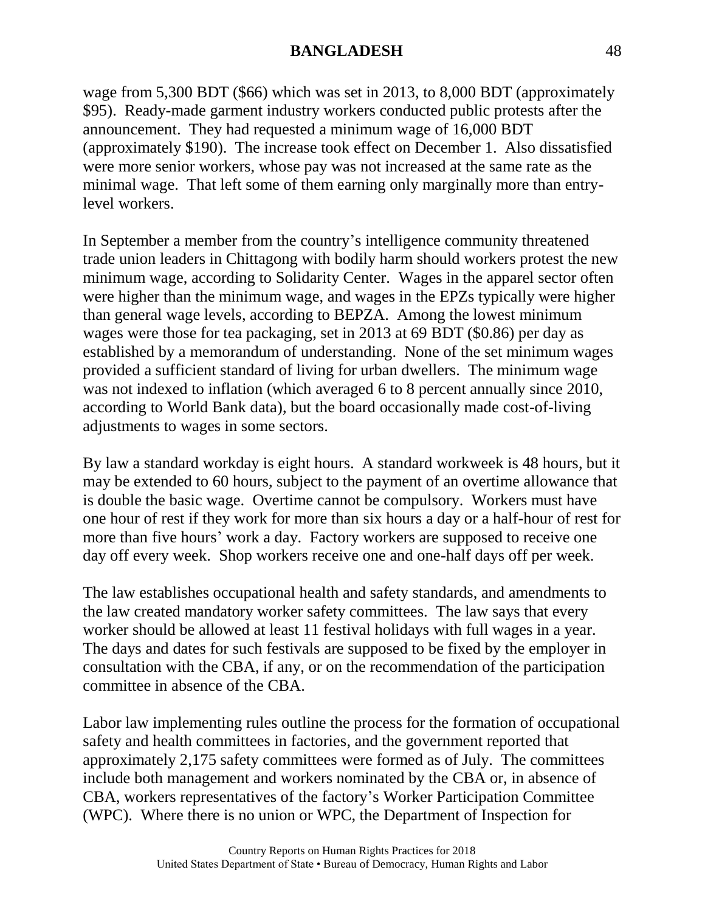wage from 5,300 BDT ($66) which was set in 2013, to 8,000 BDT (approximately $95). Ready-made garment industry workers conducted public protests after the announcement. They had requested a minimum wage of 16,000 BDT (approximately $190). The increase took effect on December 1. Also dissatisfied were more senior workers, whose pay was not increased at the same rate as the minimal wage. That left some of them earning only marginally more than entry-level workers.

In September a member from the country's intelligence community threatened trade union leaders in Chittagong with bodily harm should workers protest the new minimum wage, according to Solidarity Center. Wages in the apparel sector often were higher than the minimum wage, and wages in the EPZs typically were higher than general wage levels, according to BEPZA. Among the lowest minimum wages were those for tea packaging, set in 2013 at 69 BDT ($0.86) per day as established by a memorandum of understanding. None of the set minimum wages provided a sufficient standard of living for urban dwellers. The minimum wage was not indexed to inflation (which averaged 6 to 8 percent annually since 2010, according to World Bank data), but the board occasionally made cost-of-living adjustments to wages in some sectors.

By law a standard workday is eight hours. A standard workweek is 48 hours, but it may be extended to 60 hours, subject to the payment of an overtime allowance that is double the basic wage. Overtime cannot be compulsory. Workers must have one hour of rest if they work for more than six hours a day or a half-hour of rest for more than five hours' work a day. Factory workers are supposed to receive one day off every week. Shop workers receive one and one-half days off per week.

The law establishes occupational health and safety standards, and amendments to the law created mandatory worker safety committees. The law says that every worker should be allowed at least 11 festival holidays with full wages in a year. The days and dates for such festivals are supposed to be fixed by the employer in consultation with the CBA, if any, or on the recommendation of the participation committee in absence of the CBA.

Labor law implementing rules outline the process for the formation of occupational safety and health committees in factories, and the government reported that approximately 2,175 safety committees were formed as of July. The committees include both management and workers nominated by the CBA or, in absence of CBA, workers representatives of the factory's Worker Participation Committee (WPC). Where there is no union or WPC, the Department of Inspection for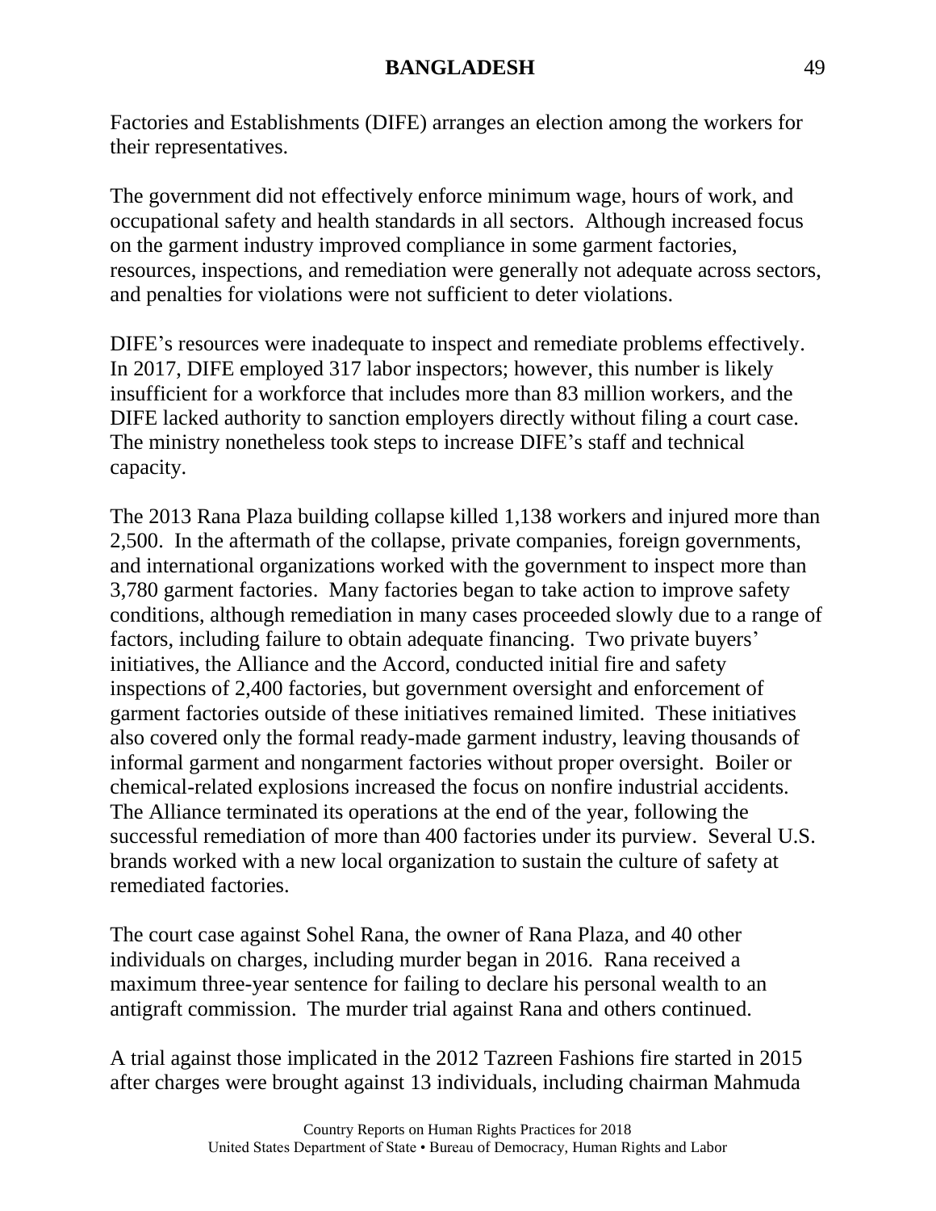Factories and Establishments (DIFE) arranges an election among the workers for their representatives.

The government did not effectively enforce minimum wage, hours of work, and occupational safety and health standards in all sectors. Although increased focus on the garment industry improved compliance in some garment factories, resources, inspections, and remediation were generally not adequate across sectors, and penalties for violations were not sufficient to deter violations.

DIFE's resources were inadequate to inspect and remediate problems effectively. In 2017, DIFE employed 317 labor inspectors; however, this number is likely insufficient for a workforce that includes more than 83 million workers, and the DIFE lacked authority to sanction employers directly without filing a court case. The ministry nonetheless took steps to increase DIFE's staff and technical capacity.

The 2013 Rana Plaza building collapse killed 1,138 workers and injured more than 2,500. In the aftermath of the collapse, private companies, foreign governments, and international organizations worked with the government to inspect more than 3,780 garment factories. Many factories began to take action to improve safety conditions, although remediation in many cases proceeded slowly due to a range of factors, including failure to obtain adequate financing. Two private buyers' initiatives, the Alliance and the Accord, conducted initial fire and safety inspections of 2,400 factories, but government oversight and enforcement of garment factories outside of these initiatives remained limited. These initiatives also covered only the formal ready-made garment industry, leaving thousands of informal garment and nongarment factories without proper oversight. Boiler or chemical-related explosions increased the focus on nonfire industrial accidents. The Alliance terminated its operations at the end of the year, following the successful remediation of more than 400 factories under its purview. Several U.S. brands worked with a new local organization to sustain the culture of safety at remediated factories.

The court case against Sohel Rana, the owner of Rana Plaza, and 40 other individuals on charges, including murder began in 2016. Rana received a maximum three-year sentence for failing to declare his personal wealth to an antigraft commission. The murder trial against Rana and others continued.

A trial against those implicated in the 2012 Tazreen Fashions fire started in 2015 after charges were brought against 13 individuals, including chairman Mahmuda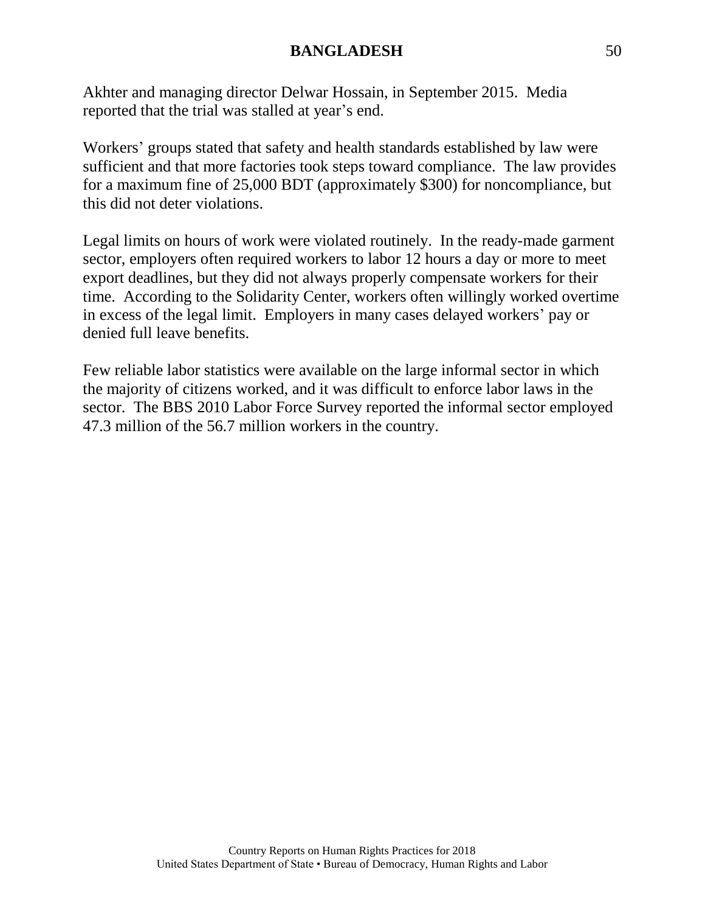Akhter and managing director Delwar Hossain, in September 2015. Media reported that the trial was stalled at year's end.

Workers' groups stated that safety and health standards established by law were sufficient and that more factories took steps toward compliance. The law provides for a maximum fine of 25,000 BDT (approximately $300) for noncompliance, but this did not deter violations.

Legal limits on hours of work were violated routinely. In the ready-made garment sector, employers often required workers to labor 12 hours a day or more to meet export deadlines, but they did not always properly compensate workers for their time. According to the Solidarity Center, workers often willingly worked overtime in excess of the legal limit. Employers in many cases delayed workers' pay or denied full leave benefits.

Few reliable labor statistics were available on the large informal sector in which the majority of citizens worked, and it was difficult to enforce labor laws in the sector. The BBS 2010 Labor Force Survey reported the informal sector employed 47.3 million of the 56.7 million workers in the country.